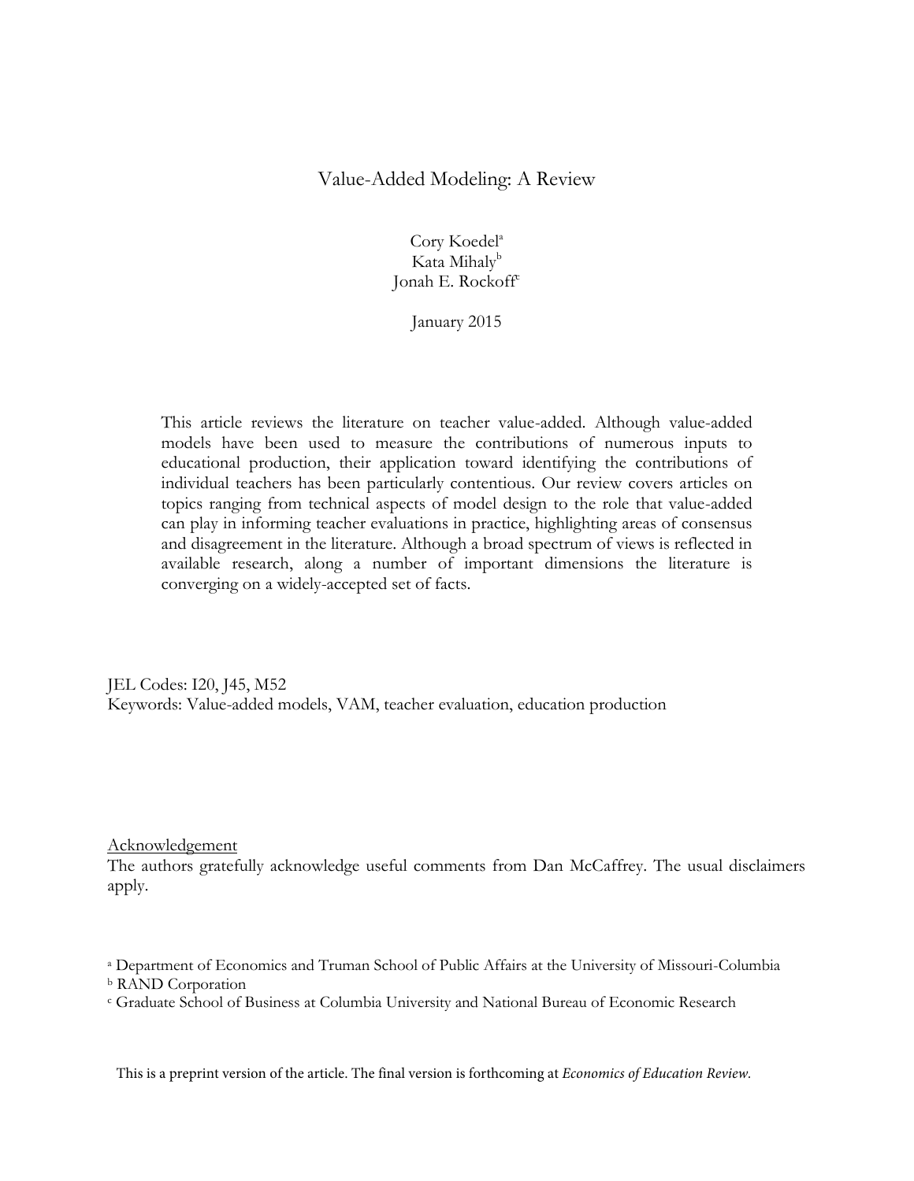# Value-Added Modeling: A Review

Cory Koedel[a]
Kata Mihaly[b]
Jonah E. Rockoff[c]

January 2015

This article reviews the literature on teacher value-added. Although value-added models have been used to measure the contributions of numerous inputs to educational production, their application toward identifying the contributions of individual teachers has been particularly contentious. Our review covers articles on topics ranging from technical aspects of model design to the role that value-added can play in informing teacher evaluations in practice, highlighting areas of consensus and disagreement in the literature. Although a broad spectrum of views is reflected in available research, along a number of important dimensions the literature is converging on a widely-accepted set of facts.

JEL Codes: I20, J45, M52
Keywords: Value-added models, VAM, teacher evaluation, education production

Acknowledgement
The authors gratefully acknowledge useful comments from Dan McCaffrey. The usual disclaimers apply.

[a] Department of Economics and Truman School of Public Affairs at the University of Missouri-Columbia
[b] RAND Corporation
[c] Graduate School of Business at Columbia University and National Bureau of Economic Research

This is a preprint version of the article. The final version is forthcoming at *Economics of Education Review.*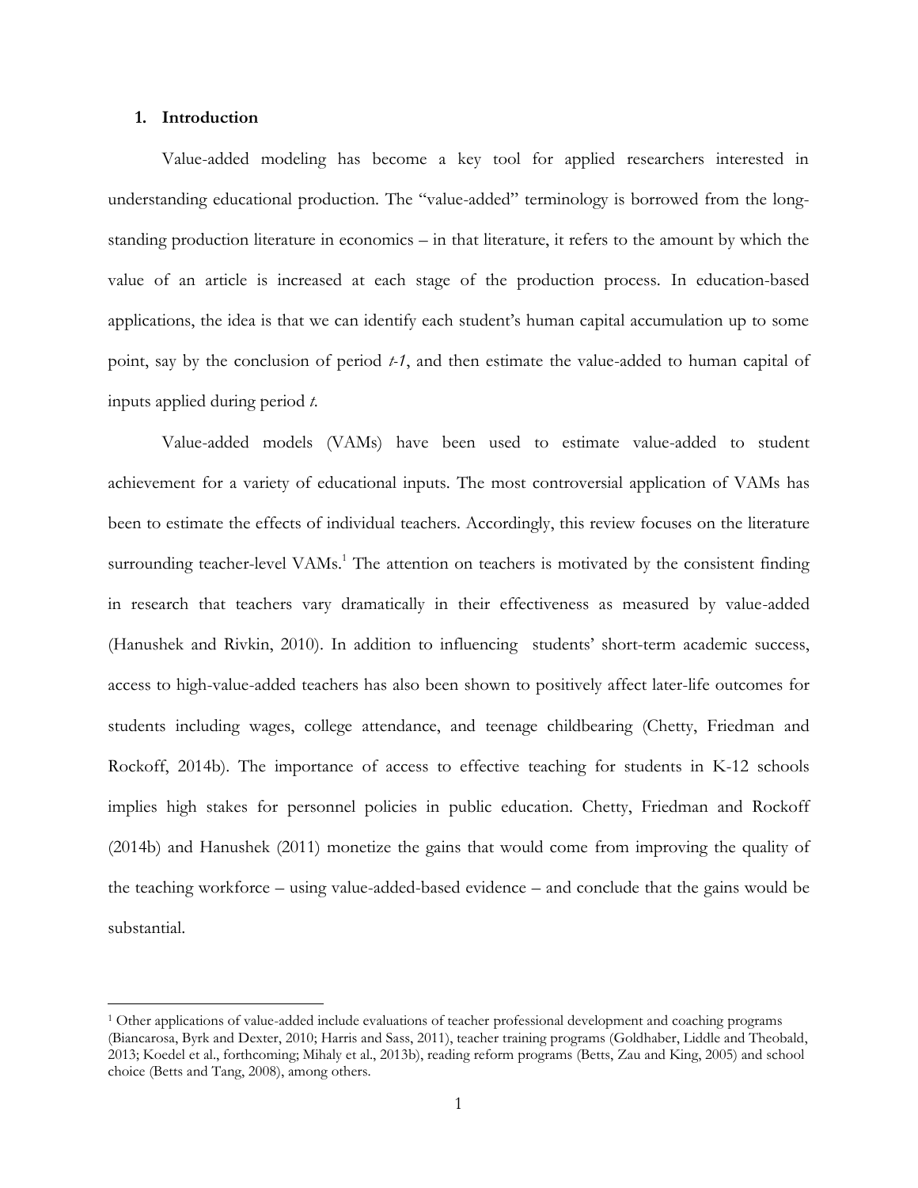## 1. Introduction

Value-added modeling has become a key tool for applied researchers interested in understanding educational production. The "value-added" terminology is borrowed from the long-standing production literature in economics – in that literature, it refers to the amount by which the value of an article is increased at each stage of the production process. In education-based applications, the idea is that we can identify each student's human capital accumulation up to some point, say by the conclusion of period $t-1$, and then estimate the value-added to human capital of inputs applied during period $t$.

Value-added models (VAMs) have been used to estimate value-added to student achievement for a variety of educational inputs. The most controversial application of VAMs has been to estimate the effects of individual teachers. Accordingly, this review focuses on the literature surrounding teacher-level VAMs.[1] The attention on teachers is motivated by the consistent finding in research that teachers vary dramatically in their effectiveness as measured by value-added (Hanushek and Rivkin, 2010). In addition to influencing students' short-term academic success, access to high-value-added teachers has also been shown to positively affect later-life outcomes for students including wages, college attendance, and teenage childbearing (Chetty, Friedman and Rockoff, 2014b). The importance of access to effective teaching for students in K-12 schools implies high stakes for personnel policies in public education. Chetty, Friedman and Rockoff (2014b) and Hanushek (2011) monetize the gains that would come from improving the quality of the teaching workforce – using value-added-based evidence – and conclude that the gains would be substantial.

[1] Other applications of value-added include evaluations of teacher professional development and coaching programs (Biancarosa, Byrk and Dexter, 2010; Harris and Sass, 2011), teacher training programs (Goldhaber, Liddle and Theobald, 2013; Koedel et al., forthcoming; Mihaly et al., 2013b), reading reform programs (Betts, Zau and King, 2005) and school choice (Betts and Tang, 2008), among others.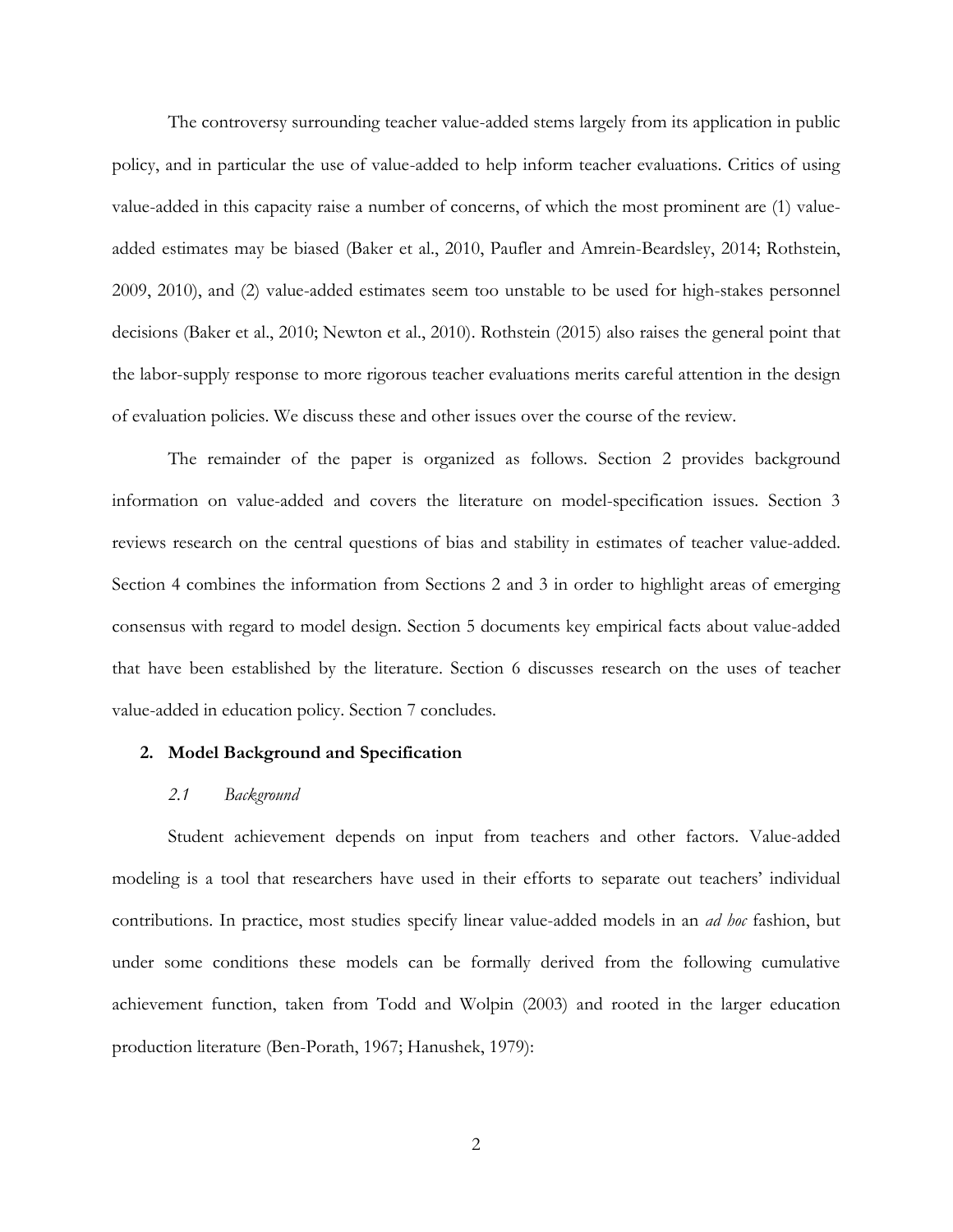The controversy surrounding teacher value-added stems largely from its application in public policy, and in particular the use of value-added to help inform teacher evaluations. Critics of using value-added in this capacity raise a number of concerns, of which the most prominent are (1) value-added estimates may be biased (Baker et al., 2010, Paufler and Amrein-Beardsley, 2014; Rothstein, 2009, 2010), and (2) value-added estimates seem too unstable to be used for high-stakes personnel decisions (Baker et al., 2010; Newton et al., 2010). Rothstein (2015) also raises the general point that the labor-supply response to more rigorous teacher evaluations merits careful attention in the design of evaluation policies. We discuss these and other issues over the course of the review.

The remainder of the paper is organized as follows. Section 2 provides background information on value-added and covers the literature on model-specification issues. Section 3 reviews research on the central questions of bias and stability in estimates of teacher value-added. Section 4 combines the information from Sections 2 and 3 in order to highlight areas of emerging consensus with regard to model design. Section 5 documents key empirical facts about value-added that have been established by the literature. Section 6 discusses research on the uses of teacher value-added in education policy. Section 7 concludes.

## 2. Model Background and Specification

### *2.1 Background*

Student achievement depends on input from teachers and other factors. Value-added modeling is a tool that researchers have used in their efforts to separate out teachers' individual contributions. In practice, most studies specify linear value-added models in an *ad hoc* fashion, but under some conditions these models can be formally derived from the following cumulative achievement function, taken from Todd and Wolpin (2003) and rooted in the larger education production literature (Ben-Porath, 1967; Hanushek, 1979):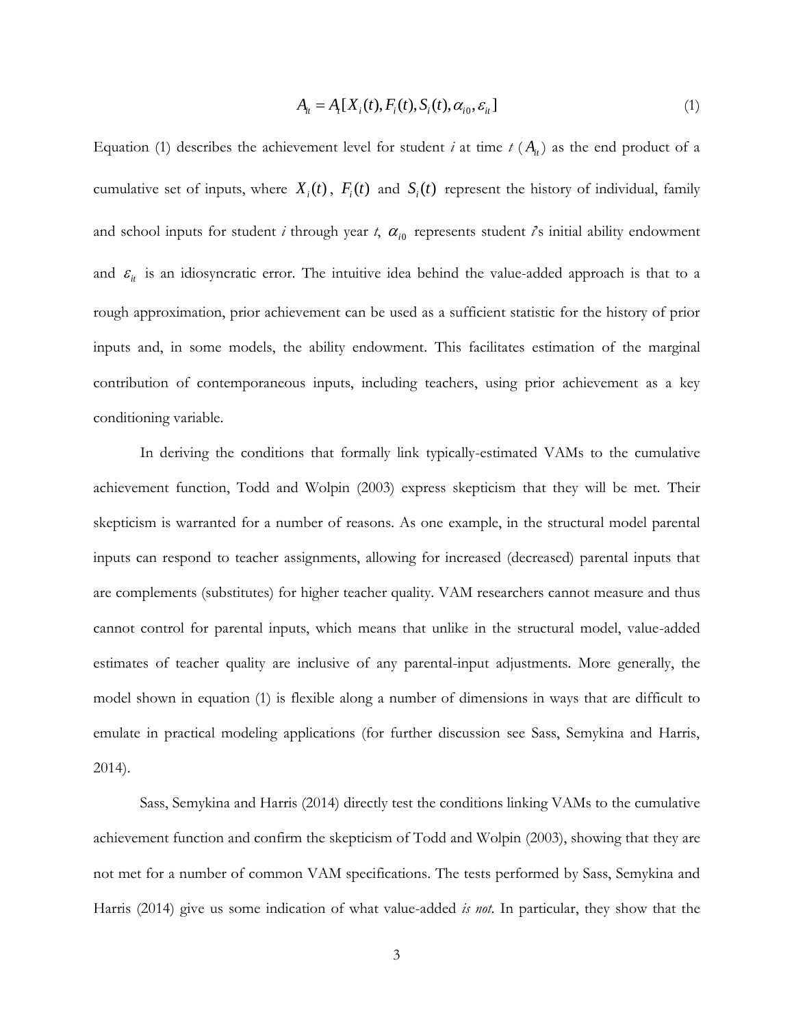$$A_{it} = A_t[X_i(t), F_i(t), S_i(t), \alpha_{i0}, \varepsilon_{it}] \tag{1}$$

Equation (1) describes the achievement level for student *i* at time *t* ($A_{it}$) as the end product of a cumulative set of inputs, where $X_i(t)$, $F_i(t)$ and $S_i(t)$ represent the history of individual, family and school inputs for student *i* through year *t*, $\alpha_{i0}$ represents student *i*'s initial ability endowment and $\varepsilon_{it}$ is an idiosyncratic error. The intuitive idea behind the value-added approach is that to a rough approximation, prior achievement can be used as a sufficient statistic for the history of prior inputs and, in some models, the ability endowment. This facilitates estimation of the marginal contribution of contemporaneous inputs, including teachers, using prior achievement as a key conditioning variable.

In deriving the conditions that formally link typically-estimated VAMs to the cumulative achievement function, Todd and Wolpin (2003) express skepticism that they will be met. Their skepticism is warranted for a number of reasons. As one example, in the structural model parental inputs can respond to teacher assignments, allowing for increased (decreased) parental inputs that are complements (substitutes) for higher teacher quality. VAM researchers cannot measure and thus cannot control for parental inputs, which means that unlike in the structural model, value-added estimates of teacher quality are inclusive of any parental-input adjustments. More generally, the model shown in equation (1) is flexible along a number of dimensions in ways that are difficult to emulate in practical modeling applications (for further discussion see Sass, Semykina and Harris, 2014).

Sass, Semykina and Harris (2014) directly test the conditions linking VAMs to the cumulative achievement function and confirm the skepticism of Todd and Wolpin (2003), showing that they are not met for a number of common VAM specifications. The tests performed by Sass, Semykina and Harris (2014) give us some indication of what value-added *is not*. In particular, they show that the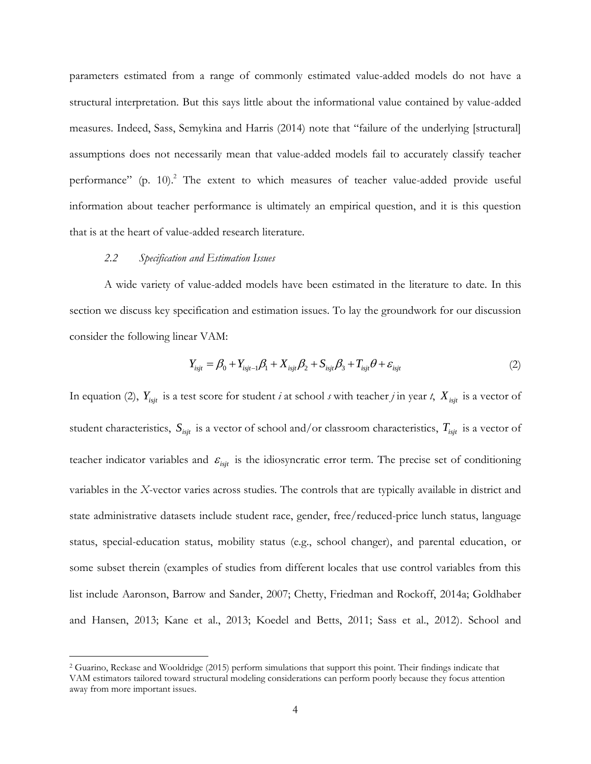parameters estimated from a range of commonly estimated value-added models do not have a structural interpretation. But this says little about the informational value contained by value-added measures. Indeed, Sass, Semykina and Harris (2014) note that "failure of the underlying [structural] assumptions does not necessarily mean that value-added models fail to accurately classify teacher performance" (p. 10).[2] The extent to which measures of teacher value-added provide useful information about teacher performance is ultimately an empirical question, and it is this question that is at the heart of value-added research literature.

### *2.2 Specification and Estimation Issues*

A wide variety of value-added models have been estimated in the literature to date. In this section we discuss key specification and estimation issues. To lay the groundwork for our discussion consider the following linear VAM:

$$Y_{isjt} = \beta_0 + Y_{isjt-1}\beta_1 + X_{isjt}\beta_2 + S_{isjt}\beta_3 + T_{isjt}\theta + \varepsilon_{isjt} \tag{2}$$

In equation (2), $Y_{isjt}$ is a test score for student *i* at school *s* with teacher *j* in year *t*, $X_{isjt}$ is a vector of student characteristics, $S_{isjt}$ is a vector of school and/or classroom characteristics, $T_{isjt}$ is a vector of teacher indicator variables and $\varepsilon_{isjt}$ is the idiosyncratic error term. The precise set of conditioning variables in the *X*-vector varies across studies. The controls that are typically available in district and state administrative datasets include student race, gender, free/reduced-price lunch status, language status, special-education status, mobility status (e.g., school changer), and parental education, or some subset therein (examples of studies from different locales that use control variables from this list include Aaronson, Barrow and Sander, 2007; Chetty, Friedman and Rockoff, 2014a; Goldhaber and Hansen, 2013; Kane et al., 2013; Koedel and Betts, 2011; Sass et al., 2012). School and

[2] Guarino, Reckase and Wooldridge (2015) perform simulations that support this point. Their findings indicate that VAM estimators tailored toward structural modeling considerations can perform poorly because they focus attention away from more important issues.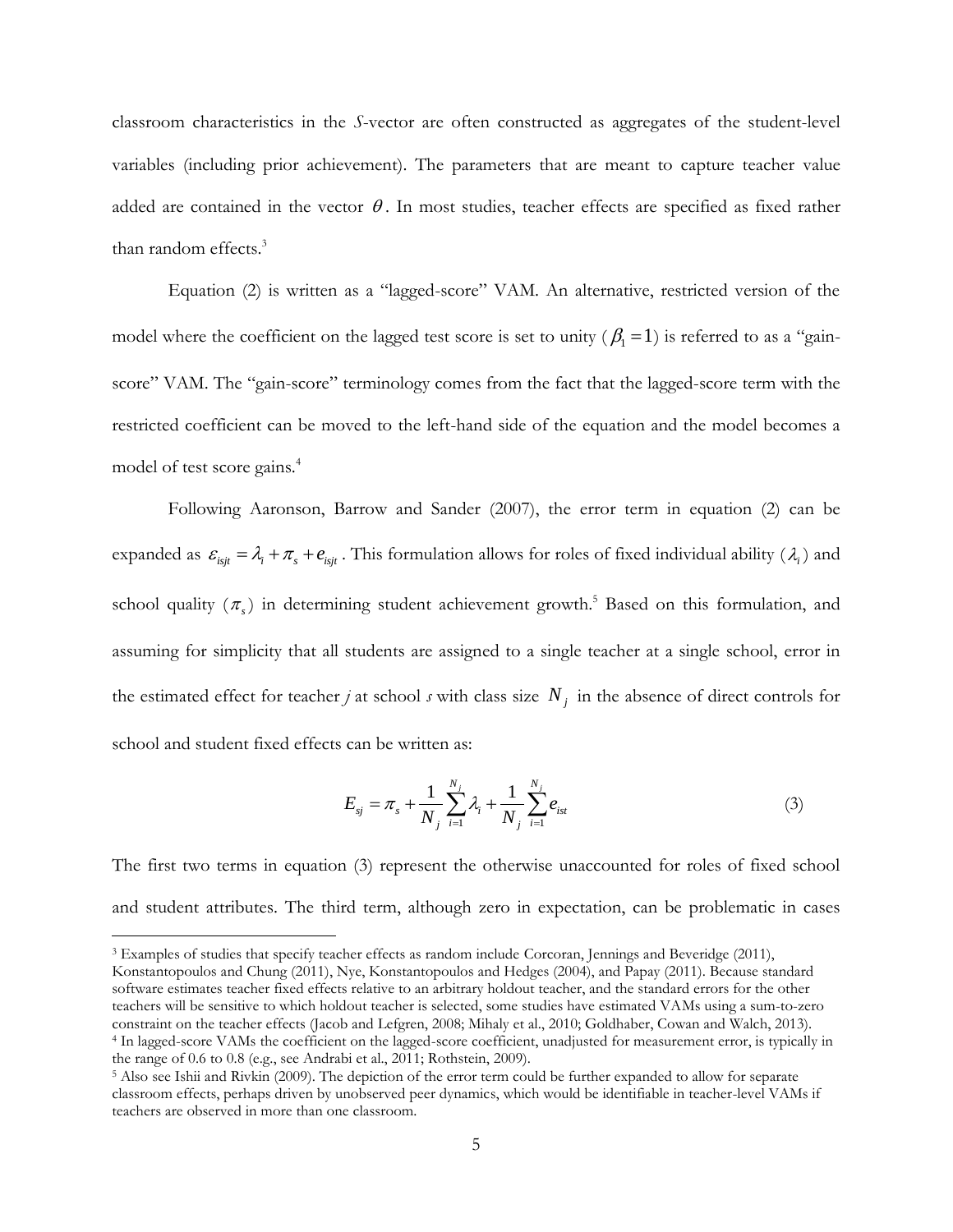classroom characteristics in the *S*-vector are often constructed as aggregates of the student-level variables (including prior achievement). The parameters that are meant to capture teacher value added are contained in the vector $\theta$. In most studies, teacher effects are specified as fixed rather than random effects.[3]

Equation (2) is written as a "lagged-score" VAM. An alternative, restricted version of the model where the coefficient on the lagged test score is set to unity ($\beta_1 = 1$) is referred to as a "gain-score" VAM. The "gain-score" terminology comes from the fact that the lagged-score term with the restricted coefficient can be moved to the left-hand side of the equation and the model becomes a model of test score gains.[4]

Following Aaronson, Barrow and Sander (2007), the error term in equation (2) can be expanded as $\varepsilon_{isjt} = \lambda_i + \pi_s + e_{isjt}$. This formulation allows for roles of fixed individual ability ($\lambda_i$) and school quality ($\pi_s$) in determining student achievement growth.[5] Based on this formulation, and assuming for simplicity that all students are assigned to a single teacher at a single school, error in the estimated effect for teacher *j* at school *s* with class size $N_j$ in the absence of direct controls for school and student fixed effects can be written as:

$$E_{sj} = \pi_s + \frac{1}{N_j}\sum_{i=1}^{N_j}\lambda_i + \frac{1}{N_j}\sum_{i=1}^{N_j}e_{ist} \tag{3}$$

The first two terms in equation (3) represent the otherwise unaccounted for roles of fixed school and student attributes. The third term, although zero in expectation, can be problematic in cases

---

[3] Examples of studies that specify teacher effects as random include Corcoran, Jennings and Beveridge (2011), Konstantopoulos and Chung (2011), Nye, Konstantopoulos and Hedges (2004), and Papay (2011). Because standard software estimates teacher fixed effects relative to an arbitrary holdout teacher, and the standard errors for the other teachers will be sensitive to which holdout teacher is selected, some studies have estimated VAMs using a sum-to-zero constraint on the teacher effects (Jacob and Lefgren, 2008; Mihaly et al., 2010; Goldhaber, Cowan and Walch, 2013).

[4] In lagged-score VAMs the coefficient on the lagged-score coefficient, unadjusted for measurement error, is typically in the range of 0.6 to 0.8 (e.g., see Andrabi et al., 2011; Rothstein, 2009).

[5] Also see Ishii and Rivkin (2009). The depiction of the error term could be further expanded to allow for separate classroom effects, perhaps driven by unobserved peer dynamics, which would be identifiable in teacher-level VAMs if teachers are observed in more than one classroom.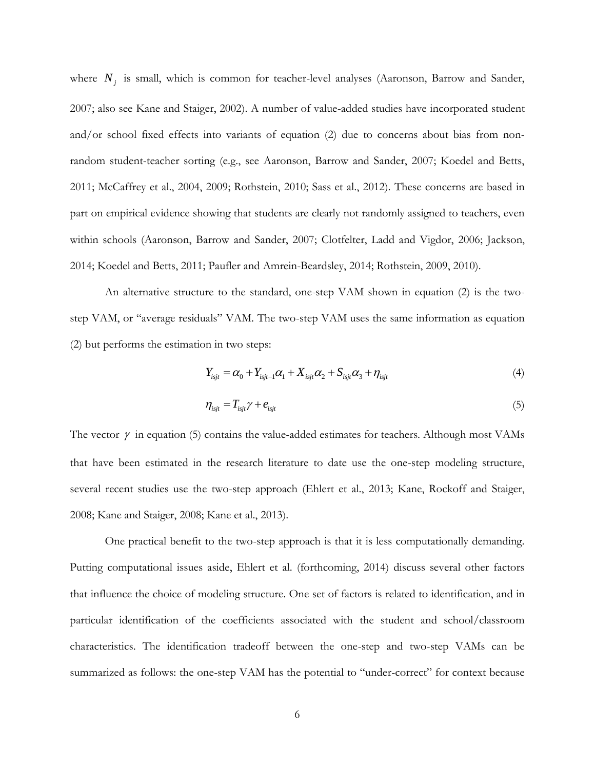where $N_j$ is small, which is common for teacher-level analyses (Aaronson, Barrow and Sander, 2007; also see Kane and Staiger, 2002). A number of value-added studies have incorporated student and/or school fixed effects into variants of equation (2) due to concerns about bias from non-random student-teacher sorting (e.g., see Aaronson, Barrow and Sander, 2007; Koedel and Betts, 2011; McCaffrey et al., 2004, 2009; Rothstein, 2010; Sass et al., 2012). These concerns are based in part on empirical evidence showing that students are clearly not randomly assigned to teachers, even within schools (Aaronson, Barrow and Sander, 2007; Clotfelter, Ladd and Vigdor, 2006; Jackson, 2014; Koedel and Betts, 2011; Paufler and Amrein-Beardsley, 2014; Rothstein, 2009, 2010).

An alternative structure to the standard, one-step VAM shown in equation (2) is the two-step VAM, or "average residuals" VAM. The two-step VAM uses the same information as equation (2) but performs the estimation in two steps:

$$Y_{isjt} = \alpha_0 + Y_{isjt-1}\alpha_1 + X_{isjt}\alpha_2 + S_{isjt}\alpha_3 + \eta_{isjt} \tag{4}$$

$$\eta_{isjt} = T_{isjt}\gamma + e_{isjt} \tag{5}$$

The vector $\gamma$ in equation (5) contains the value-added estimates for teachers. Although most VAMs that have been estimated in the research literature to date use the one-step modeling structure, several recent studies use the two-step approach (Ehlert et al., 2013; Kane, Rockoff and Staiger, 2008; Kane and Staiger, 2008; Kane et al., 2013).

One practical benefit to the two-step approach is that it is less computationally demanding. Putting computational issues aside, Ehlert et al. (forthcoming, 2014) discuss several other factors that influence the choice of modeling structure. One set of factors is related to identification, and in particular identification of the coefficients associated with the student and school/classroom characteristics. The identification tradeoff between the one-step and two-step VAMs can be summarized as follows: the one-step VAM has the potential to "under-correct" for context because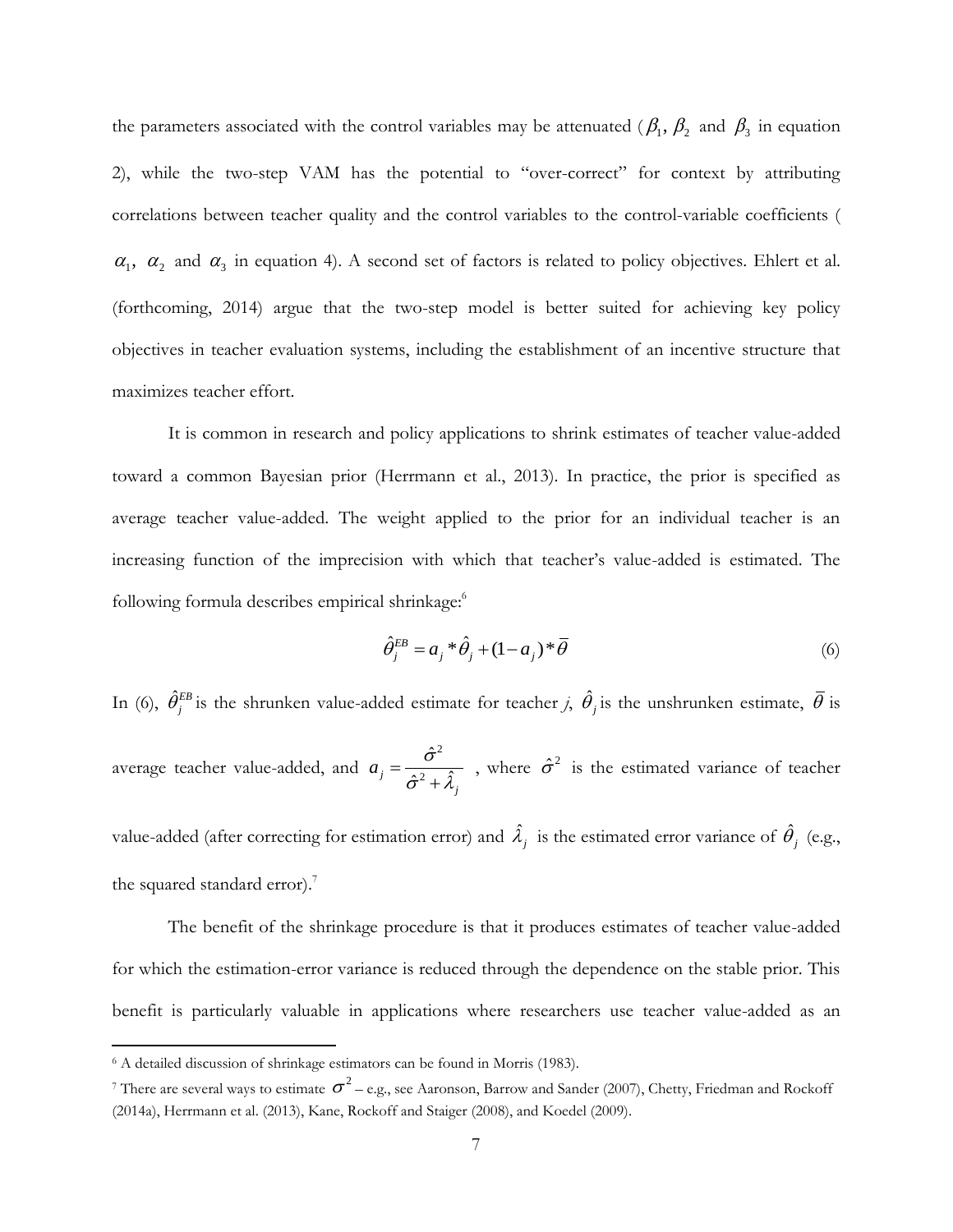the parameters associated with the control variables may be attenuated ($\beta_1$, $\beta_2$ and $\beta_3$ in equation 2), while the two-step VAM has the potential to "over-correct" for context by attributing correlations between teacher quality and the control variables to the control-variable coefficients ( $\alpha_1$, $\alpha_2$ and $\alpha_3$ in equation 4). A second set of factors is related to policy objectives. Ehlert et al. (forthcoming, 2014) argue that the two-step model is better suited for achieving key policy objectives in teacher evaluation systems, including the establishment of an incentive structure that maximizes teacher effort.

It is common in research and policy applications to shrink estimates of teacher value-added toward a common Bayesian prior (Herrmann et al., 2013). In practice, the prior is specified as average teacher value-added. The weight applied to the prior for an individual teacher is an increasing function of the imprecision with which that teacher's value-added is estimated. The following formula describes empirical shrinkage:[6]

$$\hat{\theta}_j^{EB} = a_j * \hat{\theta}_j + (1 - a_j) * \overline{\theta} \tag{6}$$

In (6), $\hat{\theta}_j^{EB}$ is the shrunken value-added estimate for teacher *j*, $\hat{\theta}_j$ is the unshrunken estimate, $\overline{\theta}$ is average teacher value-added, and $a_j = \dfrac{\hat{\sigma}^2}{\hat{\sigma}^2 + \hat{\lambda}_j}$ , where $\hat{\sigma}^2$ is the estimated variance of teacher value-added (after correcting for estimation error) and $\hat{\lambda}_j$ is the estimated error variance of $\hat{\theta}_j$ (e.g., the squared standard error).[7]

The benefit of the shrinkage procedure is that it produces estimates of teacher value-added for which the estimation-error variance is reduced through the dependence on the stable prior. This benefit is particularly valuable in applications where researchers use teacher value-added as an

---

[6] A detailed discussion of shrinkage estimators can be found in Morris (1983).

[7] There are several ways to estimate $\sigma^2$ – e.g., see Aaronson, Barrow and Sander (2007), Chetty, Friedman and Rockoff (2014a), Herrmann et al. (2013), Kane, Rockoff and Staiger (2008), and Koedel (2009).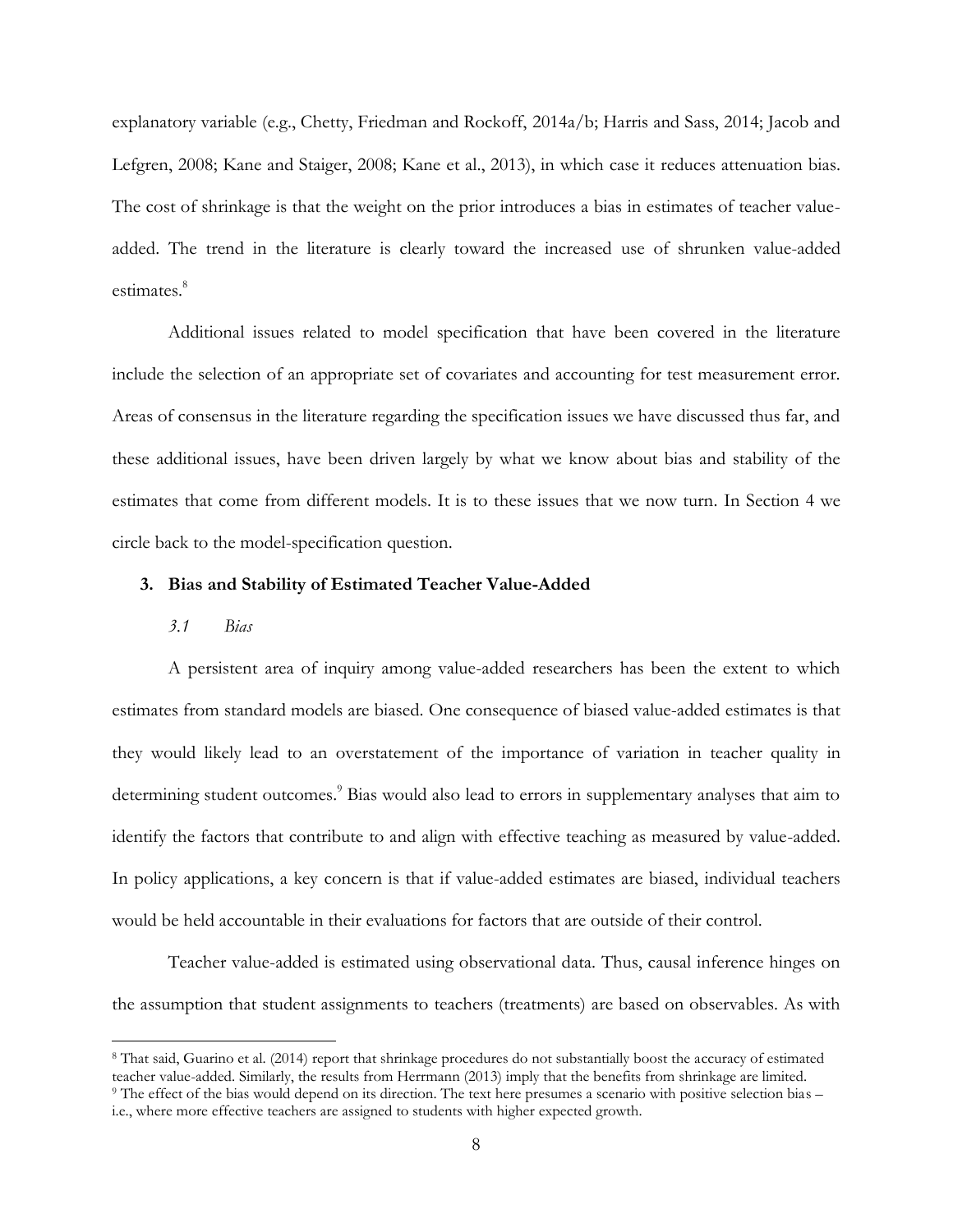explanatory variable (e.g., Chetty, Friedman and Rockoff, 2014a/b; Harris and Sass, 2014; Jacob and Lefgren, 2008; Kane and Staiger, 2008; Kane et al., 2013), in which case it reduces attenuation bias. The cost of shrinkage is that the weight on the prior introduces a bias in estimates of teacher value-added. The trend in the literature is clearly toward the increased use of shrunken value-added estimates.[8]

Additional issues related to model specification that have been covered in the literature include the selection of an appropriate set of covariates and accounting for test measurement error. Areas of consensus in the literature regarding the specification issues we have discussed thus far, and these additional issues, have been driven largely by what we know about bias and stability of the estimates that come from different models. It is to these issues that we now turn. In Section 4 we circle back to the model-specification question.

## 3. Bias and Stability of Estimated Teacher Value-Added

### *3.1 Bias*

A persistent area of inquiry among value-added researchers has been the extent to which estimates from standard models are biased. One consequence of biased value-added estimates is that they would likely lead to an overstatement of the importance of variation in teacher quality in determining student outcomes.[9] Bias would also lead to errors in supplementary analyses that aim to identify the factors that contribute to and align with effective teaching as measured by value-added. In policy applications, a key concern is that if value-added estimates are biased, individual teachers would be held accountable in their evaluations for factors that are outside of their control.

Teacher value-added is estimated using observational data. Thus, causal inference hinges on the assumption that student assignments to teachers (treatments) are based on observables. As with

---

[8] That said, Guarino et al. (2014) report that shrinkage procedures do not substantially boost the accuracy of estimated teacher value-added. Similarly, the results from Herrmann (2013) imply that the benefits from shrinkage are limited.

[9] The effect of the bias would depend on its direction. The text here presumes a scenario with positive selection bias – i.e., where more effective teachers are assigned to students with higher expected growth.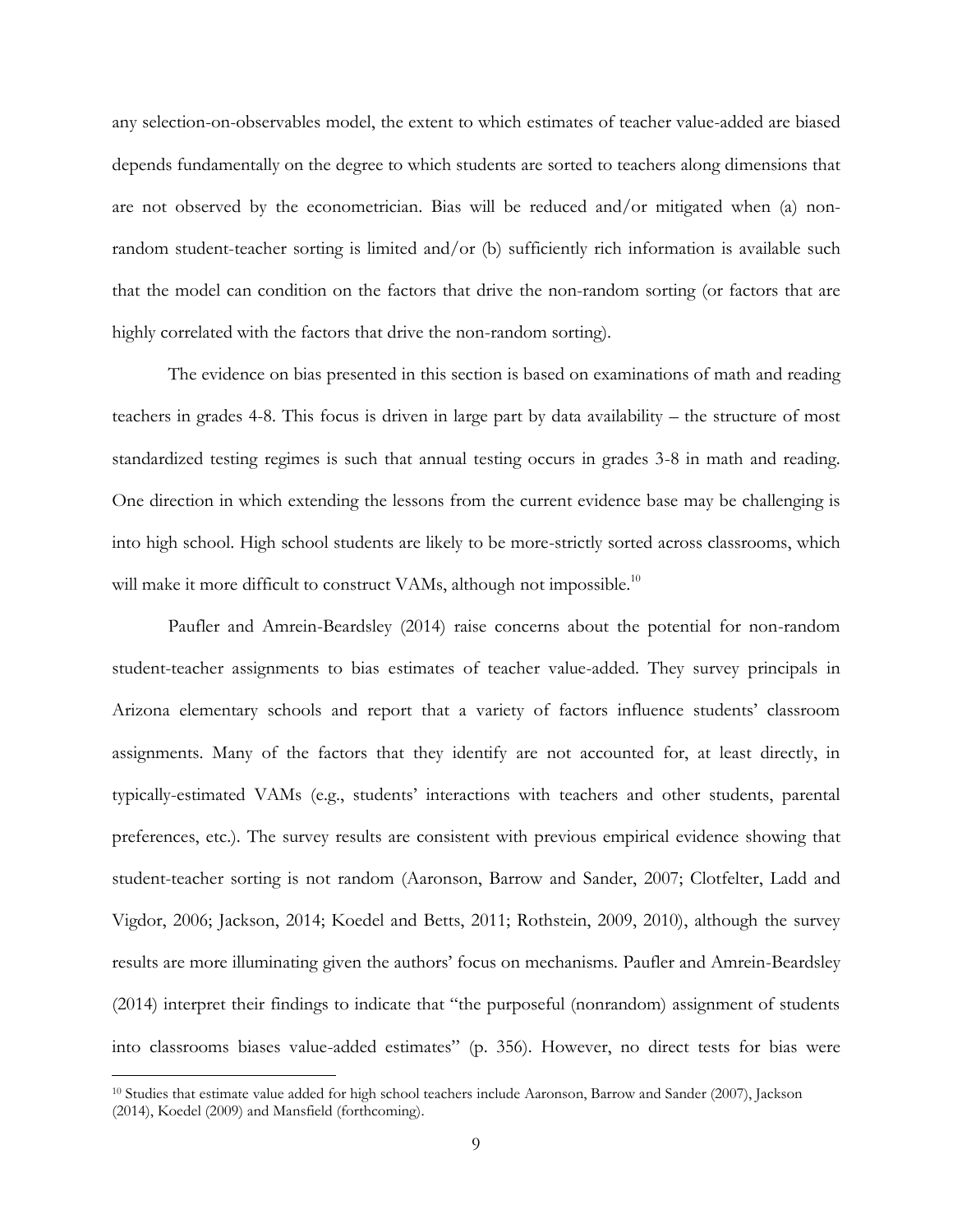any selection-on-observables model, the extent to which estimates of teacher value-added are biased depends fundamentally on the degree to which students are sorted to teachers along dimensions that are not observed by the econometrician. Bias will be reduced and/or mitigated when (a) non-random student-teacher sorting is limited and/or (b) sufficiently rich information is available such that the model can condition on the factors that drive the non-random sorting (or factors that are highly correlated with the factors that drive the non-random sorting).

The evidence on bias presented in this section is based on examinations of math and reading teachers in grades 4-8. This focus is driven in large part by data availability – the structure of most standardized testing regimes is such that annual testing occurs in grades 3-8 in math and reading. One direction in which extending the lessons from the current evidence base may be challenging is into high school. High school students are likely to be more-strictly sorted across classrooms, which will make it more difficult to construct VAMs, although not impossible.[10]

Paufler and Amrein-Beardsley (2014) raise concerns about the potential for non-random student-teacher assignments to bias estimates of teacher value-added. They survey principals in Arizona elementary schools and report that a variety of factors influence students' classroom assignments. Many of the factors that they identify are not accounted for, at least directly, in typically-estimated VAMs (e.g., students' interactions with teachers and other students, parental preferences, etc.). The survey results are consistent with previous empirical evidence showing that student-teacher sorting is not random (Aaronson, Barrow and Sander, 2007; Clotfelter, Ladd and Vigdor, 2006; Jackson, 2014; Koedel and Betts, 2011; Rothstein, 2009, 2010), although the survey results are more illuminating given the authors' focus on mechanisms. Paufler and Amrein-Beardsley (2014) interpret their findings to indicate that "the purposeful (nonrandom) assignment of students into classrooms biases value-added estimates" (p. 356). However, no direct tests for bias were

[10] Studies that estimate value added for high school teachers include Aaronson, Barrow and Sander (2007), Jackson (2014), Koedel (2009) and Mansfield (forthcoming).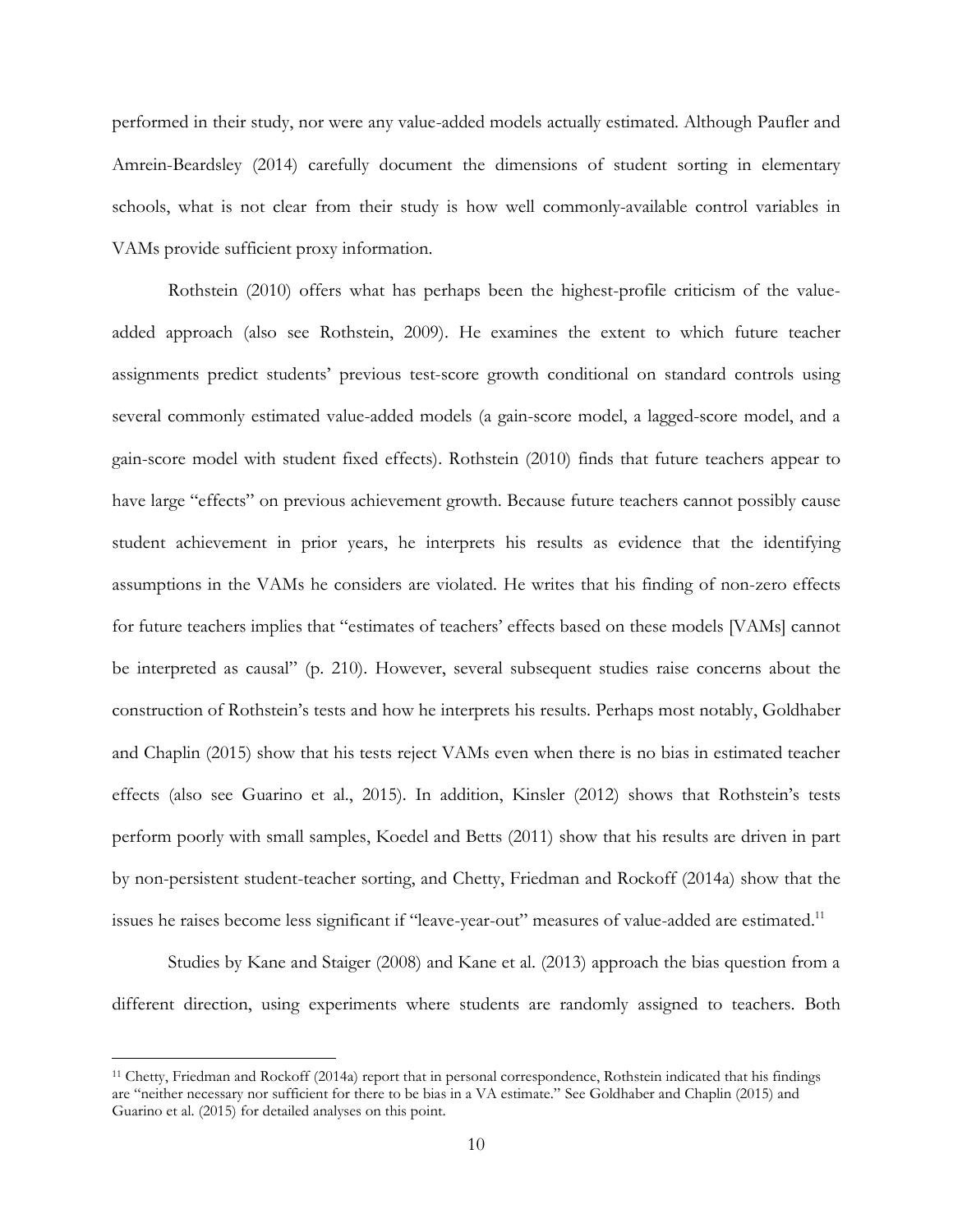performed in their study, nor were any value-added models actually estimated. Although Paufler and Amrein-Beardsley (2014) carefully document the dimensions of student sorting in elementary schools, what is not clear from their study is how well commonly-available control variables in VAMs provide sufficient proxy information.

Rothstein (2010) offers what has perhaps been the highest-profile criticism of the value-added approach (also see Rothstein, 2009). He examines the extent to which future teacher assignments predict students' previous test-score growth conditional on standard controls using several commonly estimated value-added models (a gain-score model, a lagged-score model, and a gain-score model with student fixed effects). Rothstein (2010) finds that future teachers appear to have large "effects" on previous achievement growth. Because future teachers cannot possibly cause student achievement in prior years, he interprets his results as evidence that the identifying assumptions in the VAMs he considers are violated. He writes that his finding of non-zero effects for future teachers implies that "estimates of teachers' effects based on these models [VAMs] cannot be interpreted as causal" (p. 210). However, several subsequent studies raise concerns about the construction of Rothstein's tests and how he interprets his results. Perhaps most notably, Goldhaber and Chaplin (2015) show that his tests reject VAMs even when there is no bias in estimated teacher effects (also see Guarino et al., 2015). In addition, Kinsler (2012) shows that Rothstein's tests perform poorly with small samples, Koedel and Betts (2011) show that his results are driven in part by non-persistent student-teacher sorting, and Chetty, Friedman and Rockoff (2014a) show that the issues he raises become less significant if "leave-year-out" measures of value-added are estimated.[11]

Studies by Kane and Staiger (2008) and Kane et al. (2013) approach the bias question from a different direction, using experiments where students are randomly assigned to teachers. Both

[11] Chetty, Friedman and Rockoff (2014a) report that in personal correspondence, Rothstein indicated that his findings are "neither necessary nor sufficient for there to be bias in a VA estimate." See Goldhaber and Chaplin (2015) and Guarino et al. (2015) for detailed analyses on this point.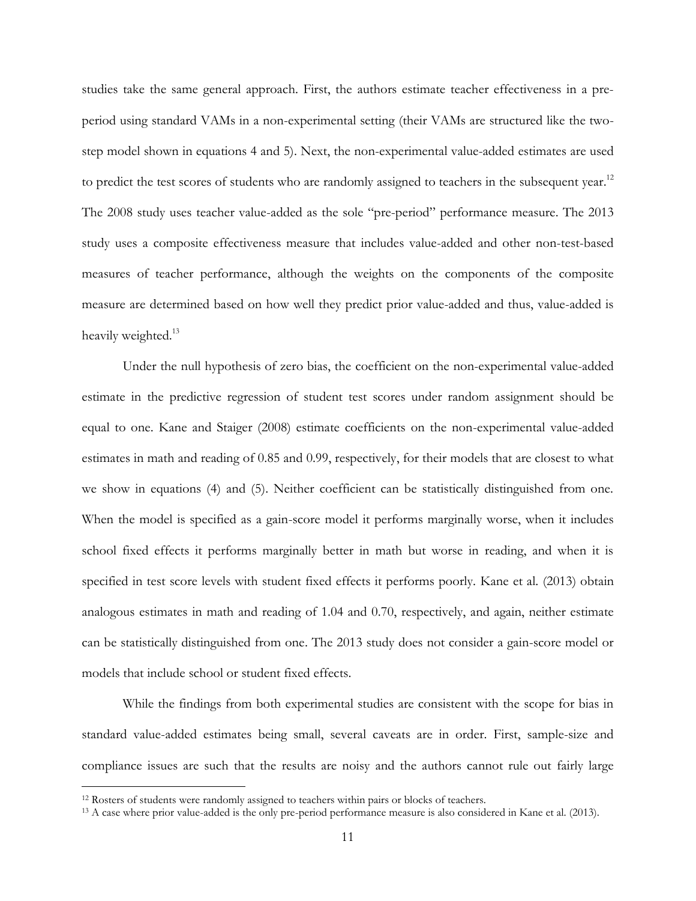studies take the same general approach. First, the authors estimate teacher effectiveness in a pre-period using standard VAMs in a non-experimental setting (their VAMs are structured like the two-step model shown in equations 4 and 5). Next, the non-experimental value-added estimates are used to predict the test scores of students who are randomly assigned to teachers in the subsequent year.[12] The 2008 study uses teacher value-added as the sole "pre-period" performance measure. The 2013 study uses a composite effectiveness measure that includes value-added and other non-test-based measures of teacher performance, although the weights on the components of the composite measure are determined based on how well they predict prior value-added and thus, value-added is heavily weighted.[13]

Under the null hypothesis of zero bias, the coefficient on the non-experimental value-added estimate in the predictive regression of student test scores under random assignment should be equal to one. Kane and Staiger (2008) estimate coefficients on the non-experimental value-added estimates in math and reading of 0.85 and 0.99, respectively, for their models that are closest to what we show in equations (4) and (5). Neither coefficient can be statistically distinguished from one. When the model is specified as a gain-score model it performs marginally worse, when it includes school fixed effects it performs marginally better in math but worse in reading, and when it is specified in test score levels with student fixed effects it performs poorly. Kane et al. (2013) obtain analogous estimates in math and reading of 1.04 and 0.70, respectively, and again, neither estimate can be statistically distinguished from one. The 2013 study does not consider a gain-score model or models that include school or student fixed effects.

While the findings from both experimental studies are consistent with the scope for bias in standard value-added estimates being small, several caveats are in order. First, sample-size and compliance issues are such that the results are noisy and the authors cannot rule out fairly large

[12] Rosters of students were randomly assigned to teachers within pairs or blocks of teachers.

[13] A case where prior value-added is the only pre-period performance measure is also considered in Kane et al. (2013).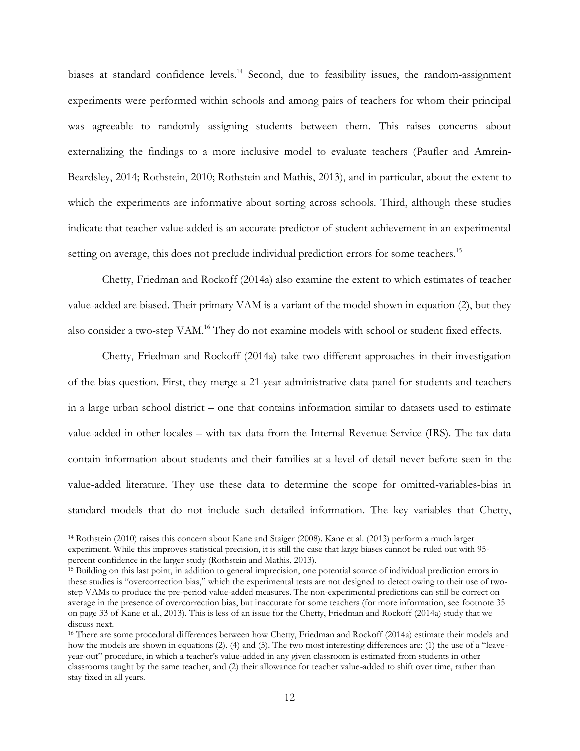biases at standard confidence levels.[14] Second, due to feasibility issues, the random-assignment experiments were performed within schools and among pairs of teachers for whom their principal was agreeable to randomly assigning students between them. This raises concerns about externalizing the findings to a more inclusive model to evaluate teachers (Paufler and Amrein-Beardsley, 2014; Rothstein, 2010; Rothstein and Mathis, 2013), and in particular, about the extent to which the experiments are informative about sorting across schools. Third, although these studies indicate that teacher value-added is an accurate predictor of student achievement in an experimental setting on average, this does not preclude individual prediction errors for some teachers.[15]

Chetty, Friedman and Rockoff (2014a) also examine the extent to which estimates of teacher value-added are biased. Their primary VAM is a variant of the model shown in equation (2), but they also consider a two-step VAM.[16] They do not examine models with school or student fixed effects.

Chetty, Friedman and Rockoff (2014a) take two different approaches in their investigation of the bias question. First, they merge a 21-year administrative data panel for students and teachers in a large urban school district – one that contains information similar to datasets used to estimate value-added in other locales – with tax data from the Internal Revenue Service (IRS). The tax data contain information about students and their families at a level of detail never before seen in the value-added literature. They use these data to determine the scope for omitted-variables-bias in standard models that do not include such detailed information. The key variables that Chetty,

---

[14] Rothstein (2010) raises this concern about Kane and Staiger (2008). Kane et al. (2013) perform a much larger experiment. While this improves statistical precision, it is still the case that large biases cannot be ruled out with 95-percent confidence in the larger study (Rothstein and Mathis, 2013).

[15] Building on this last point, in addition to general imprecision, one potential source of individual prediction errors in these studies is "overcorrection bias," which the experimental tests are not designed to detect owing to their use of two-step VAMs to produce the pre-period value-added measures. The non-experimental predictions can still be correct on average in the presence of overcorrection bias, but inaccurate for some teachers (for more information, see footnote 35 on page 33 of Kane et al., 2013). This is less of an issue for the Chetty, Friedman and Rockoff (2014a) study that we discuss next.

[16] There are some procedural differences between how Chetty, Friedman and Rockoff (2014a) estimate their models and how the models are shown in equations (2), (4) and (5). The two most interesting differences are: (1) the use of a "leave-year-out" procedure, in which a teacher's value-added in any given classroom is estimated from students in other classrooms taught by the same teacher, and (2) their allowance for teacher value-added to shift over time, rather than stay fixed in all years.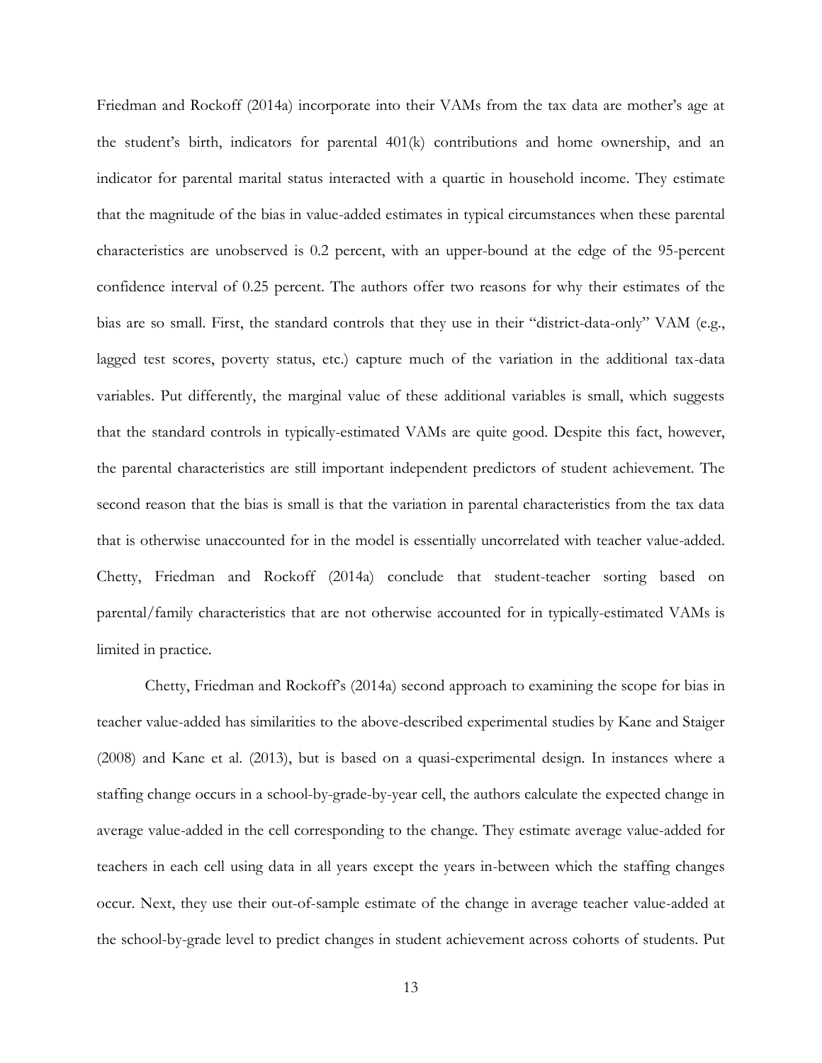Friedman and Rockoff (2014a) incorporate into their VAMs from the tax data are mother's age at the student's birth, indicators for parental 401(k) contributions and home ownership, and an indicator for parental marital status interacted with a quartic in household income. They estimate that the magnitude of the bias in value-added estimates in typical circumstances when these parental characteristics are unobserved is 0.2 percent, with an upper-bound at the edge of the 95-percent confidence interval of 0.25 percent. The authors offer two reasons for why their estimates of the bias are so small. First, the standard controls that they use in their "district-data-only" VAM (e.g., lagged test scores, poverty status, etc.) capture much of the variation in the additional tax-data variables. Put differently, the marginal value of these additional variables is small, which suggests that the standard controls in typically-estimated VAMs are quite good. Despite this fact, however, the parental characteristics are still important independent predictors of student achievement. The second reason that the bias is small is that the variation in parental characteristics from the tax data that is otherwise unaccounted for in the model is essentially uncorrelated with teacher value-added. Chetty, Friedman and Rockoff (2014a) conclude that student-teacher sorting based on parental/family characteristics that are not otherwise accounted for in typically-estimated VAMs is limited in practice.

Chetty, Friedman and Rockoff's (2014a) second approach to examining the scope for bias in teacher value-added has similarities to the above-described experimental studies by Kane and Staiger (2008) and Kane et al. (2013), but is based on a quasi-experimental design. In instances where a staffing change occurs in a school-by-grade-by-year cell, the authors calculate the expected change in average value-added in the cell corresponding to the change. They estimate average value-added for teachers in each cell using data in all years except the years in-between which the staffing changes occur. Next, they use their out-of-sample estimate of the change in average teacher value-added at the school-by-grade level to predict changes in student achievement across cohorts of students. Put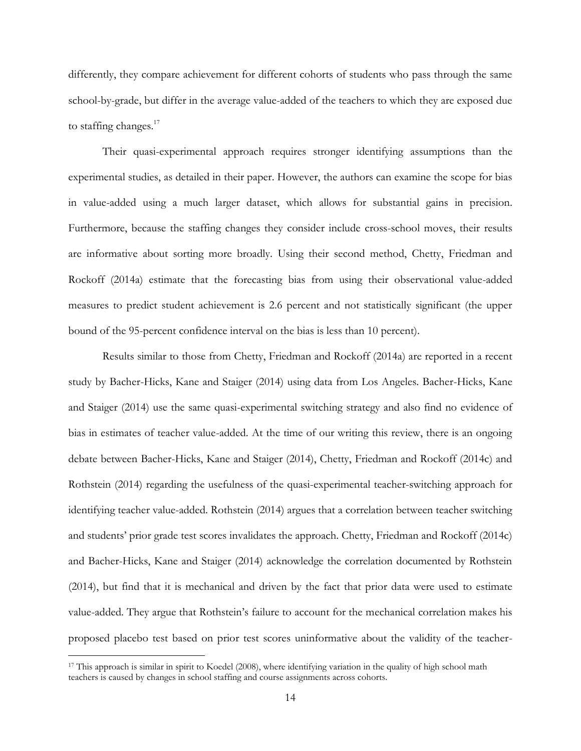differently, they compare achievement for different cohorts of students who pass through the same school-by-grade, but differ in the average value-added of the teachers to which they are exposed due to staffing changes.[17]

Their quasi-experimental approach requires stronger identifying assumptions than the experimental studies, as detailed in their paper. However, the authors can examine the scope for bias in value-added using a much larger dataset, which allows for substantial gains in precision. Furthermore, because the staffing changes they consider include cross-school moves, their results are informative about sorting more broadly. Using their second method, Chetty, Friedman and Rockoff (2014a) estimate that the forecasting bias from using their observational value-added measures to predict student achievement is 2.6 percent and not statistically significant (the upper bound of the 95-percent confidence interval on the bias is less than 10 percent).

Results similar to those from Chetty, Friedman and Rockoff (2014a) are reported in a recent study by Bacher-Hicks, Kane and Staiger (2014) using data from Los Angeles. Bacher-Hicks, Kane and Staiger (2014) use the same quasi-experimental switching strategy and also find no evidence of bias in estimates of teacher value-added. At the time of our writing this review, there is an ongoing debate between Bacher-Hicks, Kane and Staiger (2014), Chetty, Friedman and Rockoff (2014c) and Rothstein (2014) regarding the usefulness of the quasi-experimental teacher-switching approach for identifying teacher value-added. Rothstein (2014) argues that a correlation between teacher switching and students' prior grade test scores invalidates the approach. Chetty, Friedman and Rockoff (2014c) and Bacher-Hicks, Kane and Staiger (2014) acknowledge the correlation documented by Rothstein (2014), but find that it is mechanical and driven by the fact that prior data were used to estimate value-added. They argue that Rothstein's failure to account for the mechanical correlation makes his proposed placebo test based on prior test scores uninformative about the validity of the teacher-

[17] This approach is similar in spirit to Koedel (2008), where identifying variation in the quality of high school math teachers is caused by changes in school staffing and course assignments across cohorts.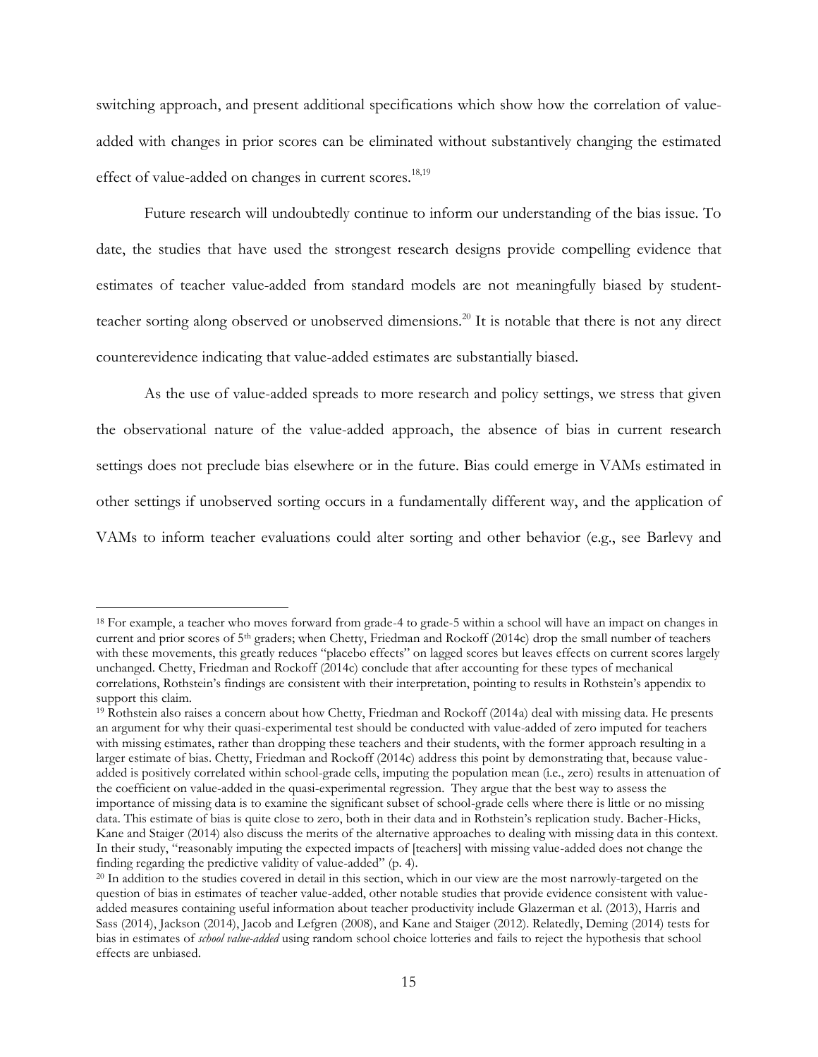switching approach, and present additional specifications which show how the correlation of value-added with changes in prior scores can be eliminated without substantively changing the estimated effect of value-added on changes in current scores.[18,19]

Future research will undoubtedly continue to inform our understanding of the bias issue. To date, the studies that have used the strongest research designs provide compelling evidence that estimates of teacher value-added from standard models are not meaningfully biased by student-teacher sorting along observed or unobserved dimensions.[20] It is notable that there is not any direct counterevidence indicating that value-added estimates are substantially biased.

As the use of value-added spreads to more research and policy settings, we stress that given the observational nature of the value-added approach, the absence of bias in current research settings does not preclude bias elsewhere or in the future. Bias could emerge in VAMs estimated in other settings if unobserved sorting occurs in a fundamentally different way, and the application of VAMs to inform teacher evaluations could alter sorting and other behavior (e.g., see Barlevy and

---

[18] For example, a teacher who moves forward from grade-4 to grade-5 within a school will have an impact on changes in current and prior scores of 5th graders; when Chetty, Friedman and Rockoff (2014c) drop the small number of teachers with these movements, this greatly reduces "placebo effects" on lagged scores but leaves effects on current scores largely unchanged. Chetty, Friedman and Rockoff (2014c) conclude that after accounting for these types of mechanical correlations, Rothstein's findings are consistent with their interpretation, pointing to results in Rothstein's appendix to support this claim.

[19] Rothstein also raises a concern about how Chetty, Friedman and Rockoff (2014a) deal with missing data. He presents an argument for why their quasi-experimental test should be conducted with value-added of zero imputed for teachers with missing estimates, rather than dropping these teachers and their students, with the former approach resulting in a larger estimate of bias. Chetty, Friedman and Rockoff (2014c) address this point by demonstrating that, because value-added is positively correlated within school-grade cells, imputing the population mean (i.e., zero) results in attenuation of the coefficient on value-added in the quasi-experimental regression. They argue that the best way to assess the importance of missing data is to examine the significant subset of school-grade cells where there is little or no missing data. This estimate of bias is quite close to zero, both in their data and in Rothstein's replication study. Bacher-Hicks, Kane and Staiger (2014) also discuss the merits of the alternative approaches to dealing with missing data in this context. In their study, "reasonably imputing the expected impacts of [teachers] with missing value-added does not change the finding regarding the predictive validity of value-added" (p. 4).

[20] In addition to the studies covered in detail in this section, which in our view are the most narrowly-targeted on the question of bias in estimates of teacher value-added, other notable studies that provide evidence consistent with value-added measures containing useful information about teacher productivity include Glazerman et al. (2013), Harris and Sass (2014), Jackson (2014), Jacob and Lefgren (2008), and Kane and Staiger (2012). Relatedly, Deming (2014) tests for bias in estimates of *school value-added* using random school choice lotteries and fails to reject the hypothesis that school effects are unbiased.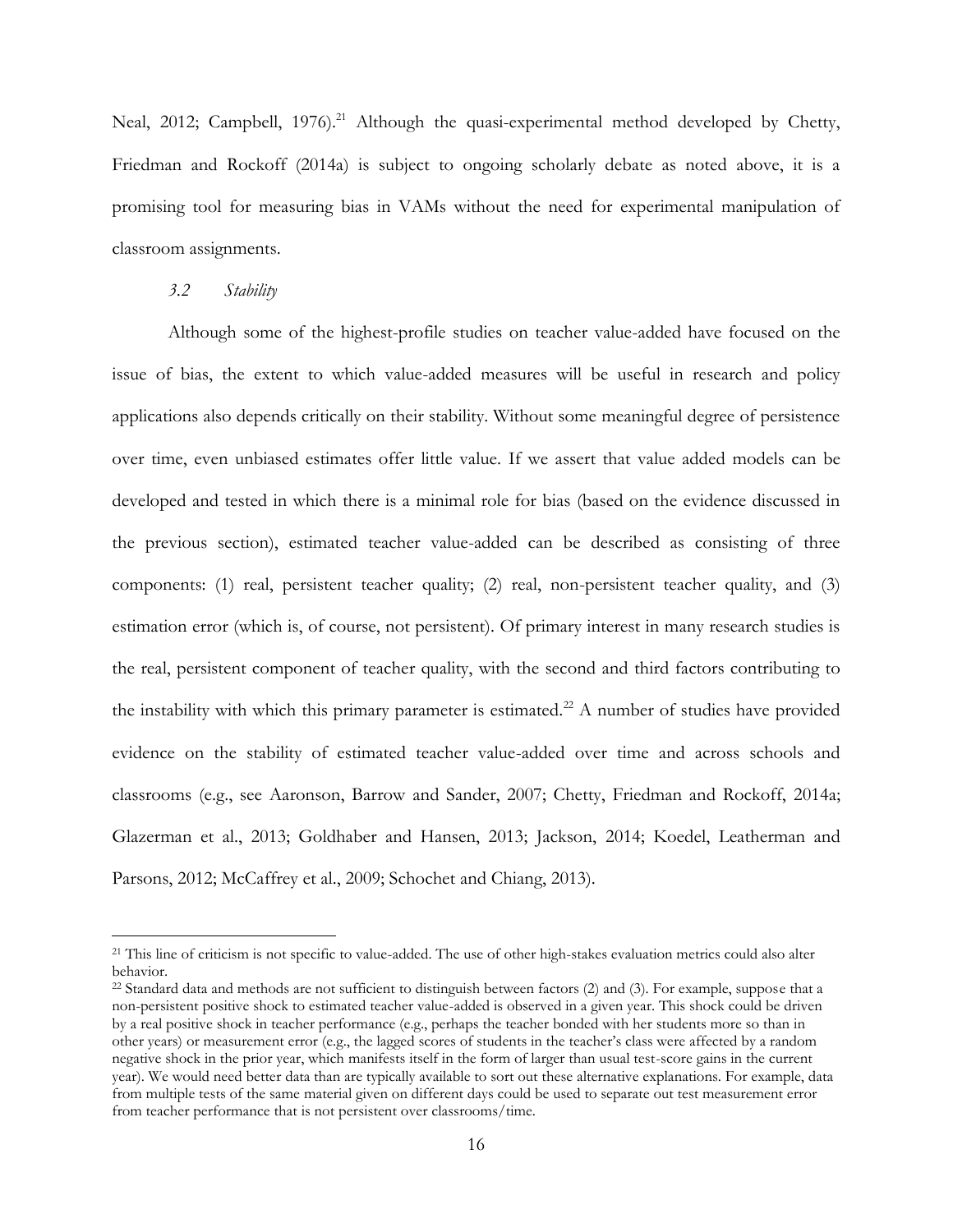Neal, 2012; Campbell, 1976).[21] Although the quasi-experimental method developed by Chetty, Friedman and Rockoff (2014a) is subject to ongoing scholarly debate as noted above, it is a promising tool for measuring bias in VAMs without the need for experimental manipulation of classroom assignments.

### *3.2 Stability*

Although some of the highest-profile studies on teacher value-added have focused on the issue of bias, the extent to which value-added measures will be useful in research and policy applications also depends critically on their stability. Without some meaningful degree of persistence over time, even unbiased estimates offer little value. If we assert that value added models can be developed and tested in which there is a minimal role for bias (based on the evidence discussed in the previous section), estimated teacher value-added can be described as consisting of three components: (1) real, persistent teacher quality; (2) real, non-persistent teacher quality, and (3) estimation error (which is, of course, not persistent). Of primary interest in many research studies is the real, persistent component of teacher quality, with the second and third factors contributing to the instability with which this primary parameter is estimated.[22] A number of studies have provided evidence on the stability of estimated teacher value-added over time and across schools and classrooms (e.g., see Aaronson, Barrow and Sander, 2007; Chetty, Friedman and Rockoff, 2014a; Glazerman et al., 2013; Goldhaber and Hansen, 2013; Jackson, 2014; Koedel, Leatherman and Parsons, 2012; McCaffrey et al., 2009; Schochet and Chiang, 2013).

---

[21] This line of criticism is not specific to value-added. The use of other high-stakes evaluation metrics could also alter behavior.

[22] Standard data and methods are not sufficient to distinguish between factors (2) and (3). For example, suppose that a non-persistent positive shock to estimated teacher value-added is observed in a given year. This shock could be driven by a real positive shock in teacher performance (e.g., perhaps the teacher bonded with her students more so than in other years) or measurement error (e.g., the lagged scores of students in the teacher's class were affected by a random negative shock in the prior year, which manifests itself in the form of larger than usual test-score gains in the current year). We would need better data than are typically available to sort out these alternative explanations. For example, data from multiple tests of the same material given on different days could be used to separate out test measurement error from teacher performance that is not persistent over classrooms/time.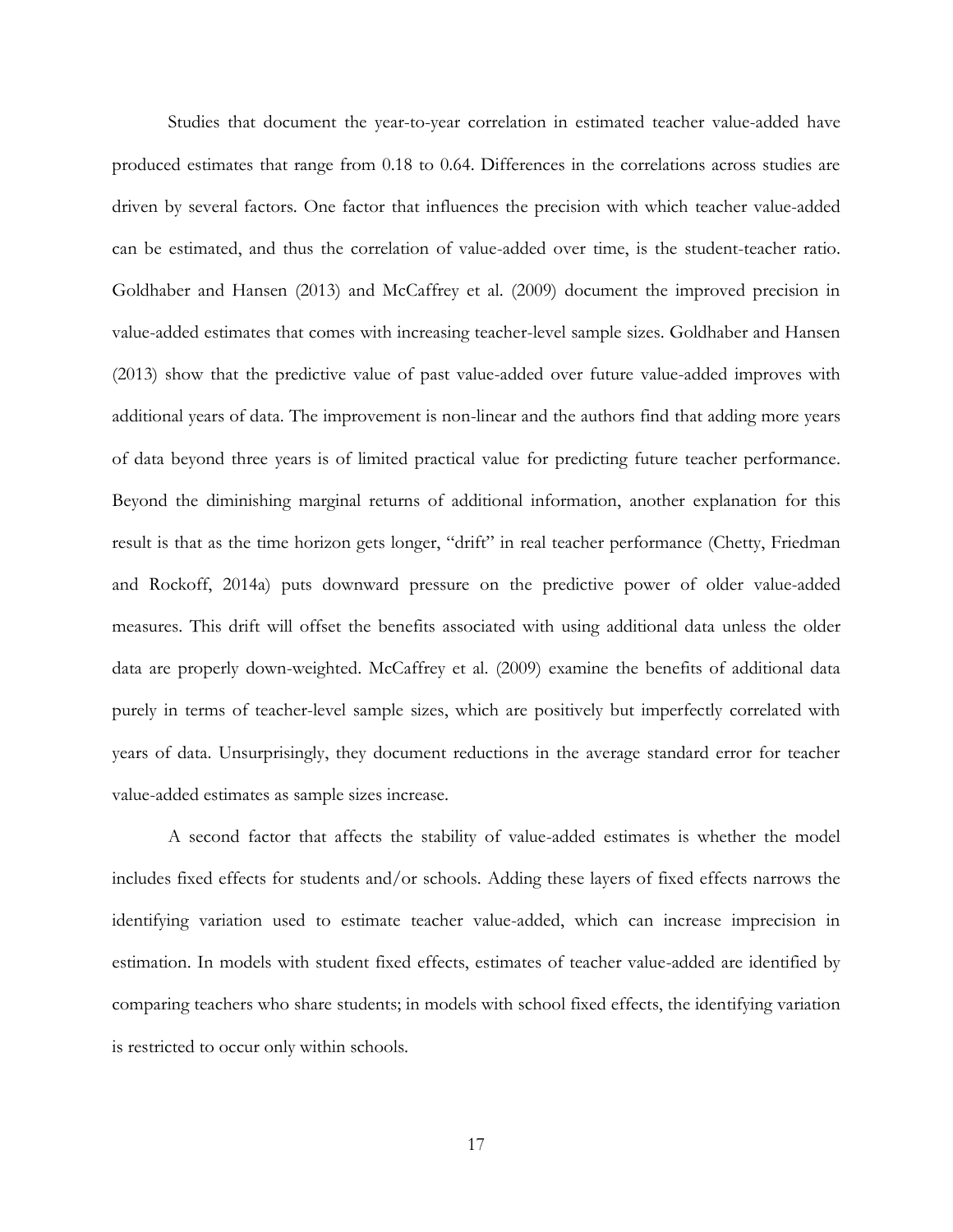Studies that document the year-to-year correlation in estimated teacher value-added have produced estimates that range from 0.18 to 0.64. Differences in the correlations across studies are driven by several factors. One factor that influences the precision with which teacher value-added can be estimated, and thus the correlation of value-added over time, is the student-teacher ratio. Goldhaber and Hansen (2013) and McCaffrey et al. (2009) document the improved precision in value-added estimates that comes with increasing teacher-level sample sizes. Goldhaber and Hansen (2013) show that the predictive value of past value-added over future value-added improves with additional years of data. The improvement is non-linear and the authors find that adding more years of data beyond three years is of limited practical value for predicting future teacher performance. Beyond the diminishing marginal returns of additional information, another explanation for this result is that as the time horizon gets longer, "drift" in real teacher performance (Chetty, Friedman and Rockoff, 2014a) puts downward pressure on the predictive power of older value-added measures. This drift will offset the benefits associated with using additional data unless the older data are properly down-weighted. McCaffrey et al. (2009) examine the benefits of additional data purely in terms of teacher-level sample sizes, which are positively but imperfectly correlated with years of data. Unsurprisingly, they document reductions in the average standard error for teacher value-added estimates as sample sizes increase.

A second factor that affects the stability of value-added estimates is whether the model includes fixed effects for students and/or schools. Adding these layers of fixed effects narrows the identifying variation used to estimate teacher value-added, which can increase imprecision in estimation. In models with student fixed effects, estimates of teacher value-added are identified by comparing teachers who share students; in models with school fixed effects, the identifying variation is restricted to occur only within schools.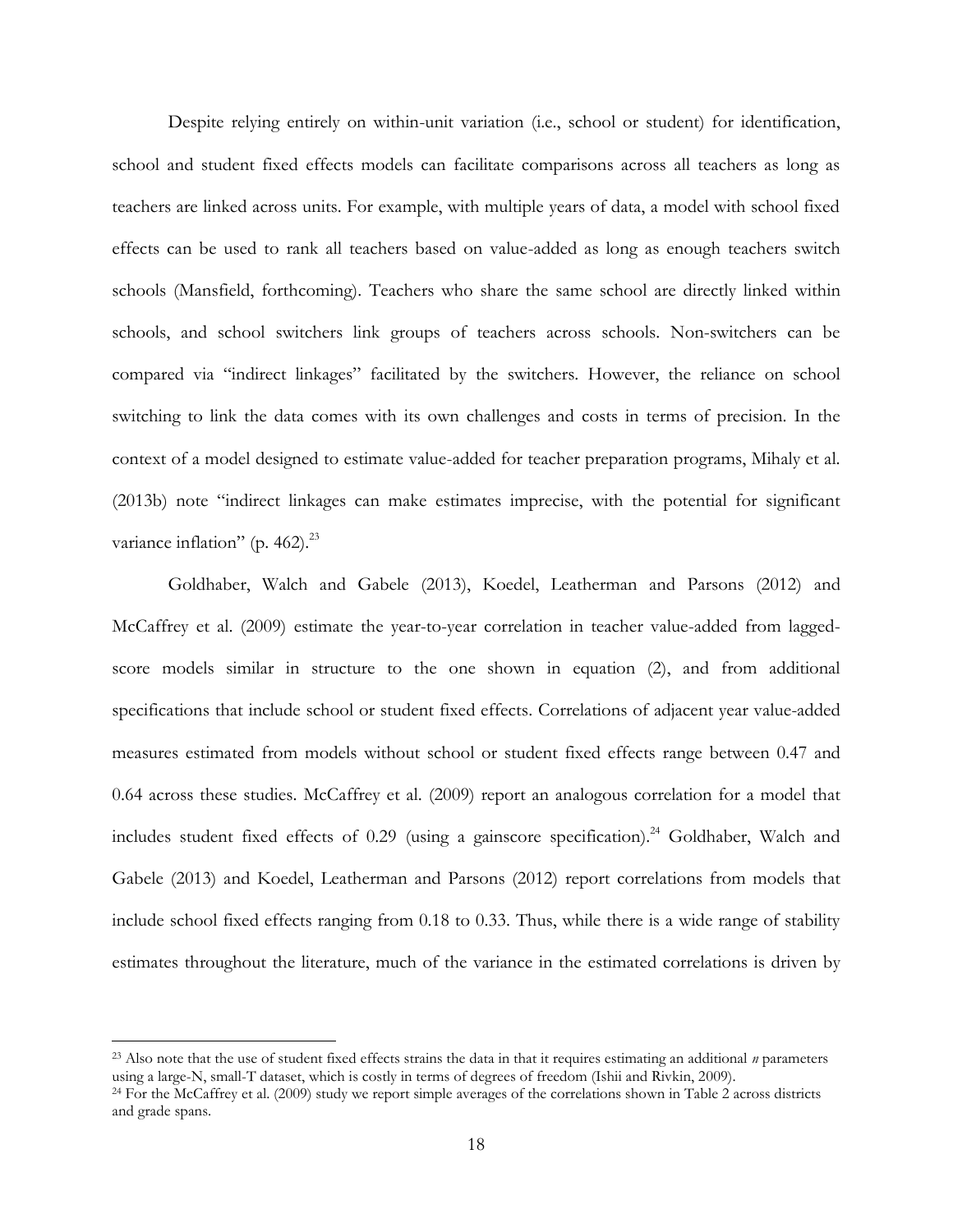Despite relying entirely on within-unit variation (i.e., school or student) for identification, school and student fixed effects models can facilitate comparisons across all teachers as long as teachers are linked across units. For example, with multiple years of data, a model with school fixed effects can be used to rank all teachers based on value-added as long as enough teachers switch schools (Mansfield, forthcoming). Teachers who share the same school are directly linked within schools, and school switchers link groups of teachers across schools. Non-switchers can be compared via "indirect linkages" facilitated by the switchers. However, the reliance on school switching to link the data comes with its own challenges and costs in terms of precision. In the context of a model designed to estimate value-added for teacher preparation programs, Mihaly et al. (2013b) note "indirect linkages can make estimates imprecise, with the potential for significant variance inflation" (p. 462).[23]

Goldhaber, Walch and Gabele (2013), Koedel, Leatherman and Parsons (2012) and McCaffrey et al. (2009) estimate the year-to-year correlation in teacher value-added from lagged-score models similar in structure to the one shown in equation (2), and from additional specifications that include school or student fixed effects. Correlations of adjacent year value-added measures estimated from models without school or student fixed effects range between 0.47 and 0.64 across these studies. McCaffrey et al. (2009) report an analogous correlation for a model that includes student fixed effects of 0.29 (using a gainscore specification).[24] Goldhaber, Walch and Gabele (2013) and Koedel, Leatherman and Parsons (2012) report correlations from models that include school fixed effects ranging from 0.18 to 0.33. Thus, while there is a wide range of stability estimates throughout the literature, much of the variance in the estimated correlations is driven by

---

[23] Also note that the use of student fixed effects strains the data in that it requires estimating an additional *n* parameters using a large-N, small-T dataset, which is costly in terms of degrees of freedom (Ishii and Rivkin, 2009).

[24] For the McCaffrey et al. (2009) study we report simple averages of the correlations shown in Table 2 across districts and grade spans.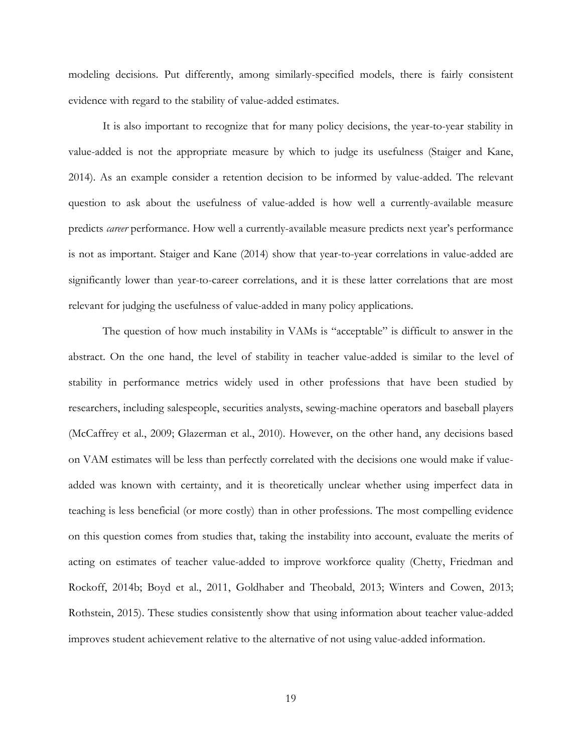modeling decisions. Put differently, among similarly-specified models, there is fairly consistent evidence with regard to the stability of value-added estimates.

It is also important to recognize that for many policy decisions, the year-to-year stability in value-added is not the appropriate measure by which to judge its usefulness (Staiger and Kane, 2014). As an example consider a retention decision to be informed by value-added. The relevant question to ask about the usefulness of value-added is how well a currently-available measure predicts *career* performance. How well a currently-available measure predicts next year's performance is not as important. Staiger and Kane (2014) show that year-to-year correlations in value-added are significantly lower than year-to-career correlations, and it is these latter correlations that are most relevant for judging the usefulness of value-added in many policy applications.

The question of how much instability in VAMs is "acceptable" is difficult to answer in the abstract. On the one hand, the level of stability in teacher value-added is similar to the level of stability in performance metrics widely used in other professions that have been studied by researchers, including salespeople, securities analysts, sewing-machine operators and baseball players (McCaffrey et al., 2009; Glazerman et al., 2010). However, on the other hand, any decisions based on VAM estimates will be less than perfectly correlated with the decisions one would make if value-added was known with certainty, and it is theoretically unclear whether using imperfect data in teaching is less beneficial (or more costly) than in other professions. The most compelling evidence on this question comes from studies that, taking the instability into account, evaluate the merits of acting on estimates of teacher value-added to improve workforce quality (Chetty, Friedman and Rockoff, 2014b; Boyd et al., 2011, Goldhaber and Theobald, 2013; Winters and Cowen, 2013; Rothstein, 2015). These studies consistently show that using information about teacher value-added improves student achievement relative to the alternative of not using value-added information.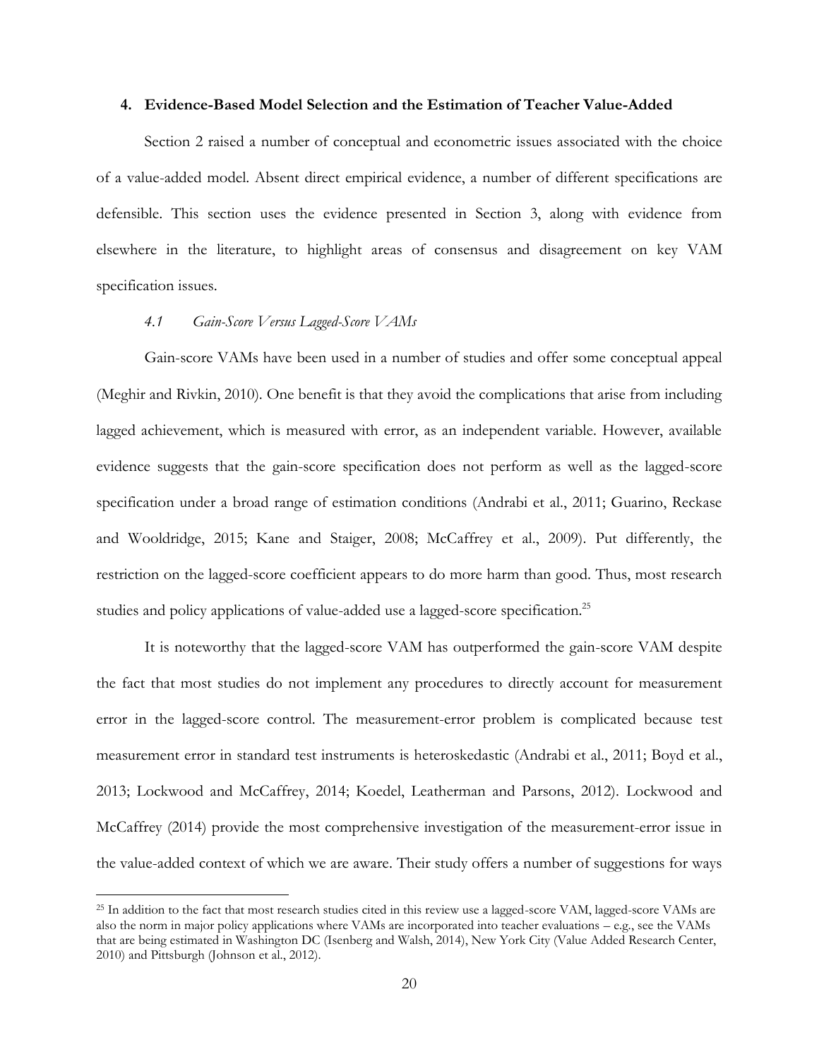## 4. Evidence-Based Model Selection and the Estimation of Teacher Value-Added

Section 2 raised a number of conceptual and econometric issues associated with the choice of a value-added model. Absent direct empirical evidence, a number of different specifications are defensible. This section uses the evidence presented in Section 3, along with evidence from elsewhere in the literature, to highlight areas of consensus and disagreement on key VAM specification issues.

### *4.1 Gain-Score Versus Lagged-Score VAMs*

Gain-score VAMs have been used in a number of studies and offer some conceptual appeal (Meghir and Rivkin, 2010). One benefit is that they avoid the complications that arise from including lagged achievement, which is measured with error, as an independent variable. However, available evidence suggests that the gain-score specification does not perform as well as the lagged-score specification under a broad range of estimation conditions (Andrabi et al., 2011; Guarino, Reckase and Wooldridge, 2015; Kane and Staiger, 2008; McCaffrey et al., 2009). Put differently, the restriction on the lagged-score coefficient appears to do more harm than good. Thus, most research studies and policy applications of value-added use a lagged-score specification.[25]

It is noteworthy that the lagged-score VAM has outperformed the gain-score VAM despite the fact that most studies do not implement any procedures to directly account for measurement error in the lagged-score control. The measurement-error problem is complicated because test measurement error in standard test instruments is heteroskedastic (Andrabi et al., 2011; Boyd et al., 2013; Lockwood and McCaffrey, 2014; Koedel, Leatherman and Parsons, 2012). Lockwood and McCaffrey (2014) provide the most comprehensive investigation of the measurement-error issue in the value-added context of which we are aware. Their study offers a number of suggestions for ways

[25] In addition to the fact that most research studies cited in this review use a lagged-score VAM, lagged-score VAMs are also the norm in major policy applications where VAMs are incorporated into teacher evaluations – e.g., see the VAMs that are being estimated in Washington DC (Isenberg and Walsh, 2014), New York City (Value Added Research Center, 2010) and Pittsburgh (Johnson et al., 2012).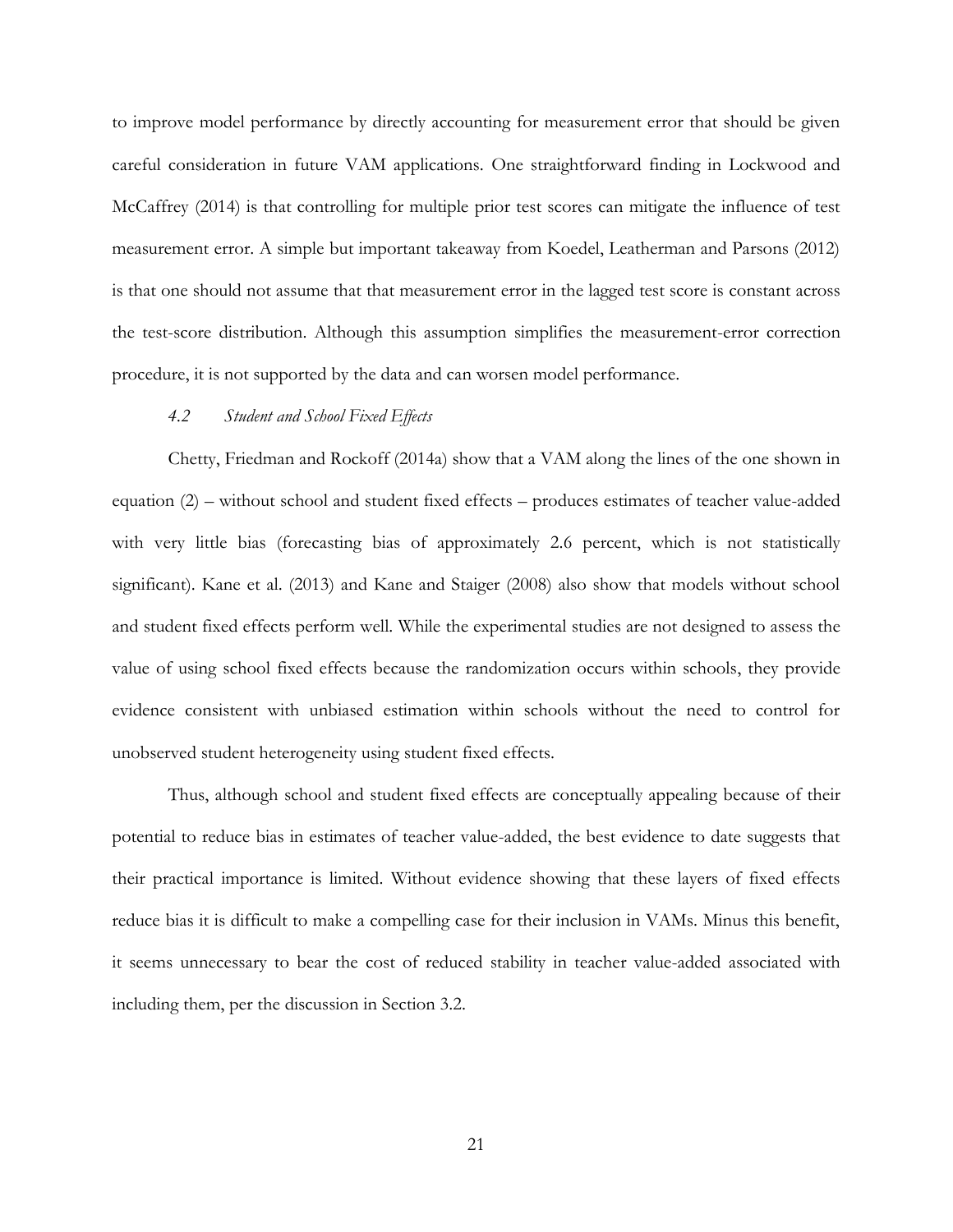to improve model performance by directly accounting for measurement error that should be given careful consideration in future VAM applications. One straightforward finding in Lockwood and McCaffrey (2014) is that controlling for multiple prior test scores can mitigate the influence of test measurement error. A simple but important takeaway from Koedel, Leatherman and Parsons (2012) is that one should not assume that that measurement error in the lagged test score is constant across the test-score distribution. Although this assumption simplifies the measurement-error correction procedure, it is not supported by the data and can worsen model performance.

### *4.2 Student and School Fixed Effects*

Chetty, Friedman and Rockoff (2014a) show that a VAM along the lines of the one shown in equation (2) – without school and student fixed effects – produces estimates of teacher value-added with very little bias (forecasting bias of approximately 2.6 percent, which is not statistically significant). Kane et al. (2013) and Kane and Staiger (2008) also show that models without school and student fixed effects perform well. While the experimental studies are not designed to assess the value of using school fixed effects because the randomization occurs within schools, they provide evidence consistent with unbiased estimation within schools without the need to control for unobserved student heterogeneity using student fixed effects.

Thus, although school and student fixed effects are conceptually appealing because of their potential to reduce bias in estimates of teacher value-added, the best evidence to date suggests that their practical importance is limited. Without evidence showing that these layers of fixed effects reduce bias it is difficult to make a compelling case for their inclusion in VAMs. Minus this benefit, it seems unnecessary to bear the cost of reduced stability in teacher value-added associated with including them, per the discussion in Section 3.2.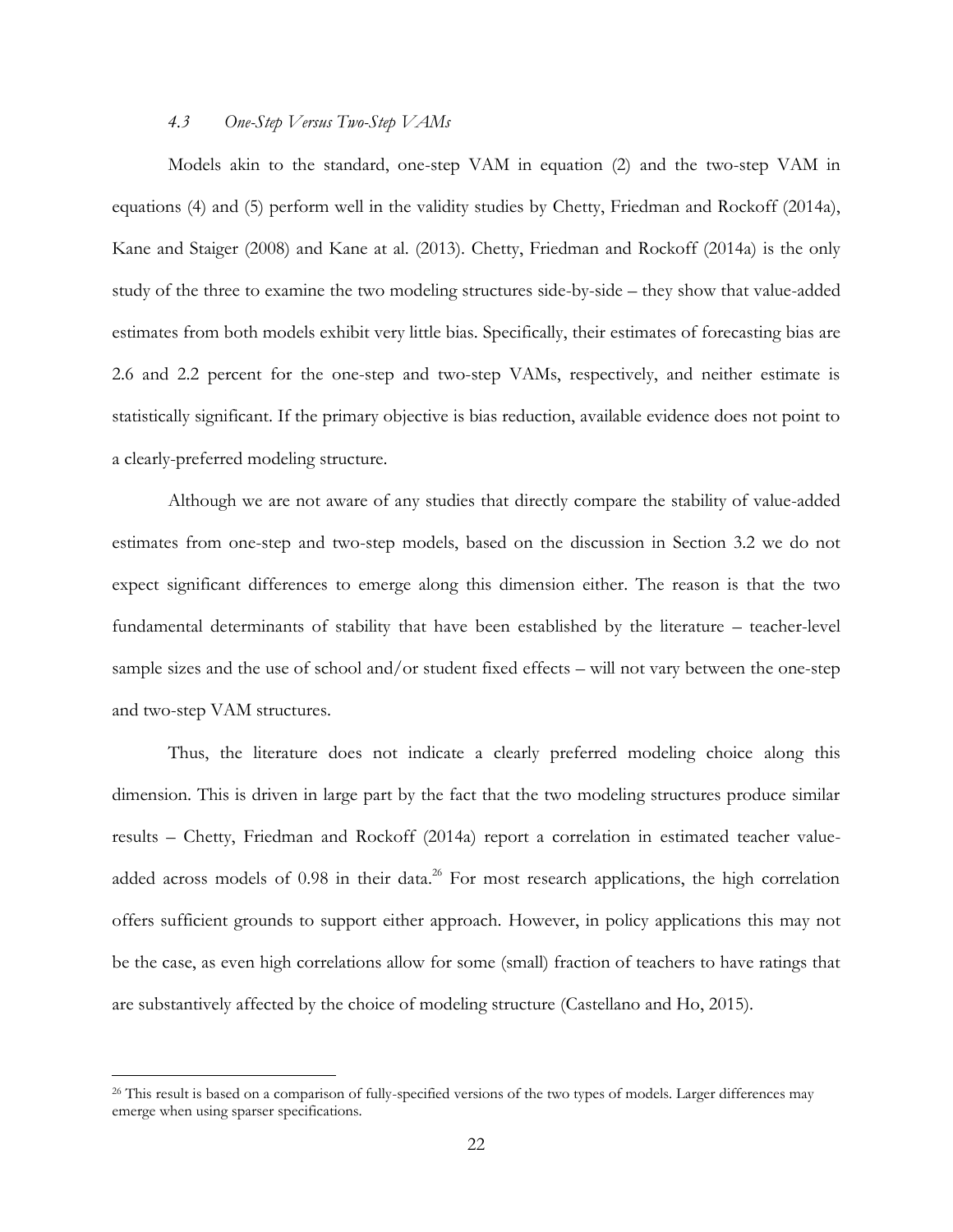### *4.3 One-Step Versus Two-Step VAMs*

Models akin to the standard, one-step VAM in equation (2) and the two-step VAM in equations (4) and (5) perform well in the validity studies by Chetty, Friedman and Rockoff (2014a), Kane and Staiger (2008) and Kane at al. (2013). Chetty, Friedman and Rockoff (2014a) is the only study of the three to examine the two modeling structures side-by-side – they show that value-added estimates from both models exhibit very little bias. Specifically, their estimates of forecasting bias are 2.6 and 2.2 percent for the one-step and two-step VAMs, respectively, and neither estimate is statistically significant. If the primary objective is bias reduction, available evidence does not point to a clearly-preferred modeling structure.

Although we are not aware of any studies that directly compare the stability of value-added estimates from one-step and two-step models, based on the discussion in Section 3.2 we do not expect significant differences to emerge along this dimension either. The reason is that the two fundamental determinants of stability that have been established by the literature – teacher-level sample sizes and the use of school and/or student fixed effects – will not vary between the one-step and two-step VAM structures.

Thus, the literature does not indicate a clearly preferred modeling choice along this dimension. This is driven in large part by the fact that the two modeling structures produce similar results – Chetty, Friedman and Rockoff (2014a) report a correlation in estimated teacher value-added across models of 0.98 in their data.[26] For most research applications, the high correlation offers sufficient grounds to support either approach. However, in policy applications this may not be the case, as even high correlations allow for some (small) fraction of teachers to have ratings that are substantively affected by the choice of modeling structure (Castellano and Ho, 2015).

[26] This result is based on a comparison of fully-specified versions of the two types of models. Larger differences may emerge when using sparser specifications.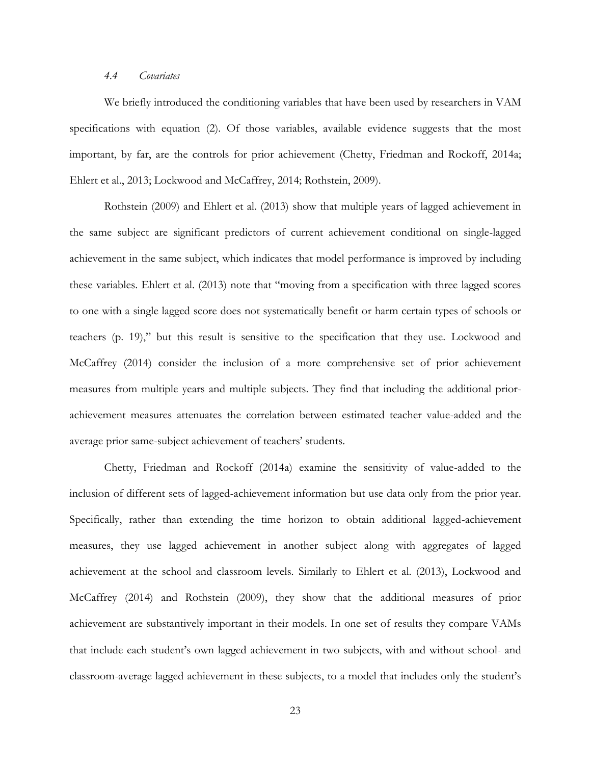### *4.4 Covariates*

We briefly introduced the conditioning variables that have been used by researchers in VAM specifications with equation (2). Of those variables, available evidence suggests that the most important, by far, are the controls for prior achievement (Chetty, Friedman and Rockoff, 2014a; Ehlert et al., 2013; Lockwood and McCaffrey, 2014; Rothstein, 2009).

Rothstein (2009) and Ehlert et al. (2013) show that multiple years of lagged achievement in the same subject are significant predictors of current achievement conditional on single-lagged achievement in the same subject, which indicates that model performance is improved by including these variables. Ehlert et al. (2013) note that "moving from a specification with three lagged scores to one with a single lagged score does not systematically benefit or harm certain types of schools or teachers (p. 19)," but this result is sensitive to the specification that they use. Lockwood and McCaffrey (2014) consider the inclusion of a more comprehensive set of prior achievement measures from multiple years and multiple subjects. They find that including the additional prior-achievement measures attenuates the correlation between estimated teacher value-added and the average prior same-subject achievement of teachers' students.

Chetty, Friedman and Rockoff (2014a) examine the sensitivity of value-added to the inclusion of different sets of lagged-achievement information but use data only from the prior year. Specifically, rather than extending the time horizon to obtain additional lagged-achievement measures, they use lagged achievement in another subject along with aggregates of lagged achievement at the school and classroom levels. Similarly to Ehlert et al. (2013), Lockwood and McCaffrey (2014) and Rothstein (2009), they show that the additional measures of prior achievement are substantively important in their models. In one set of results they compare VAMs that include each student's own lagged achievement in two subjects, with and without school- and classroom-average lagged achievement in these subjects, to a model that includes only the student's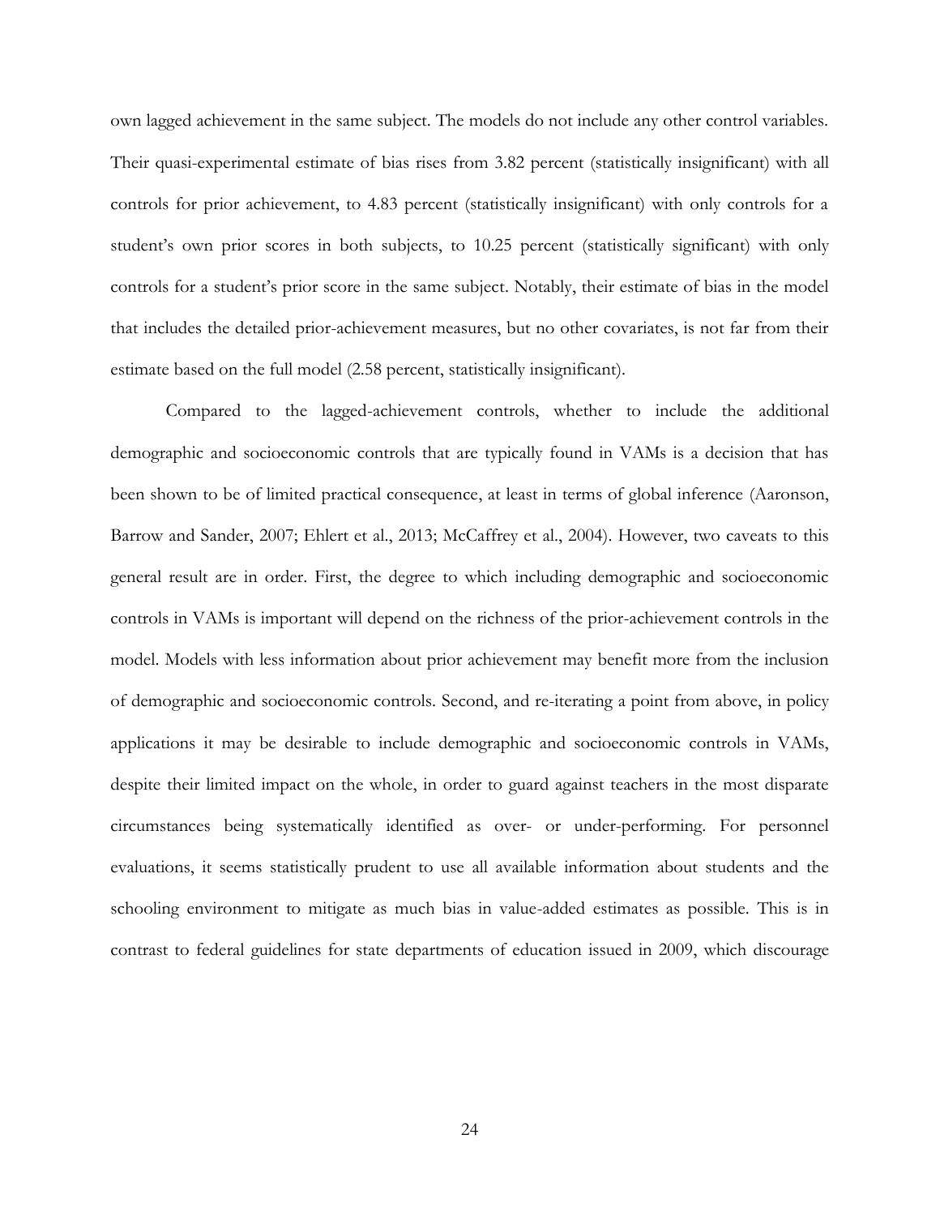own lagged achievement in the same subject. The models do not include any other control variables. Their quasi-experimental estimate of bias rises from 3.82 percent (statistically insignificant) with all controls for prior achievement, to 4.83 percent (statistically insignificant) with only controls for a student's own prior scores in both subjects, to 10.25 percent (statistically significant) with only controls for a student's prior score in the same subject. Notably, their estimate of bias in the model that includes the detailed prior-achievement measures, but no other covariates, is not far from their estimate based on the full model (2.58 percent, statistically insignificant).

Compared to the lagged-achievement controls, whether to include the additional demographic and socioeconomic controls that are typically found in VAMs is a decision that has been shown to be of limited practical consequence, at least in terms of global inference (Aaronson, Barrow and Sander, 2007; Ehlert et al., 2013; McCaffrey et al., 2004). However, two caveats to this general result are in order. First, the degree to which including demographic and socioeconomic controls in VAMs is important will depend on the richness of the prior-achievement controls in the model. Models with less information about prior achievement may benefit more from the inclusion of demographic and socioeconomic controls. Second, and re-iterating a point from above, in policy applications it may be desirable to include demographic and socioeconomic controls in VAMs, despite their limited impact on the whole, in order to guard against teachers in the most disparate circumstances being systematically identified as over- or under-performing. For personnel evaluations, it seems statistically prudent to use all available information about students and the schooling environment to mitigate as much bias in value-added estimates as possible. This is in contrast to federal guidelines for state departments of education issued in 2009, which discourage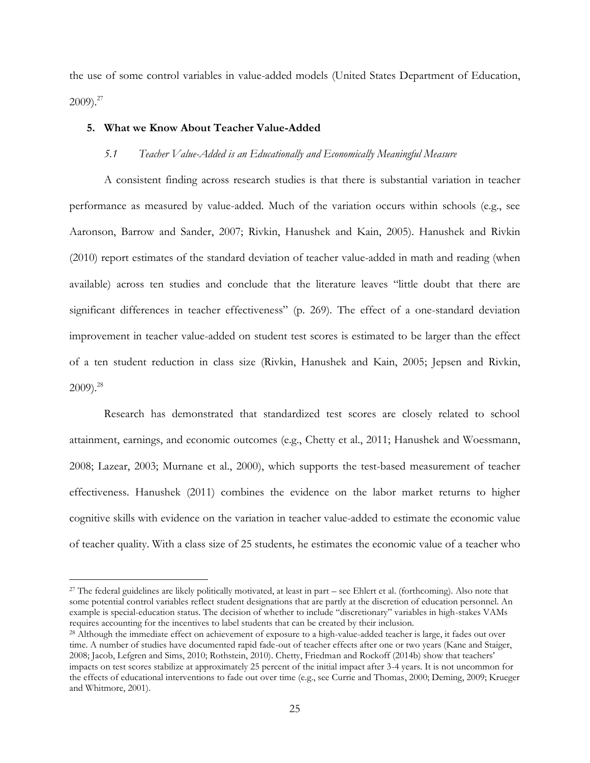the use of some control variables in value-added models (United States Department of Education, 2009).[27]

## 5. What we Know About Teacher Value-Added

### *5.1 Teacher Value-Added is an Educationally and Economically Meaningful Measure*

A consistent finding across research studies is that there is substantial variation in teacher performance as measured by value-added. Much of the variation occurs within schools (e.g., see Aaronson, Barrow and Sander, 2007; Rivkin, Hanushek and Kain, 2005). Hanushek and Rivkin (2010) report estimates of the standard deviation of teacher value-added in math and reading (when available) across ten studies and conclude that the literature leaves "little doubt that there are significant differences in teacher effectiveness" (p. 269). The effect of a one-standard deviation improvement in teacher value-added on student test scores is estimated to be larger than the effect of a ten student reduction in class size (Rivkin, Hanushek and Kain, 2005; Jepsen and Rivkin, 2009).[28]

Research has demonstrated that standardized test scores are closely related to school attainment, earnings, and economic outcomes (e.g., Chetty et al., 2011; Hanushek and Woessmann, 2008; Lazear, 2003; Murnane et al., 2000), which supports the test-based measurement of teacher effectiveness. Hanushek (2011) combines the evidence on the labor market returns to higher cognitive skills with evidence on the variation in teacher value-added to estimate the economic value of teacher quality. With a class size of 25 students, he estimates the economic value of a teacher who

---

[27] The federal guidelines are likely politically motivated, at least in part – see Ehlert et al. (forthcoming). Also note that some potential control variables reflect student designations that are partly at the discretion of education personnel. An example is special-education status. The decision of whether to include "discretionary" variables in high-stakes VAMs requires accounting for the incentives to label students that can be created by their inclusion.

[28] Although the immediate effect on achievement of exposure to a high-value-added teacher is large, it fades out over time. A number of studies have documented rapid fade-out of teacher effects after one or two years (Kane and Staiger, 2008; Jacob, Lefgren and Sims, 2010; Rothstein, 2010). Chetty, Friedman and Rockoff (2014b) show that teachers' impacts on test scores stabilize at approximately 25 percent of the initial impact after 3-4 years. It is not uncommon for the effects of educational interventions to fade out over time (e.g., see Currie and Thomas, 2000; Deming, 2009; Krueger and Whitmore, 2001).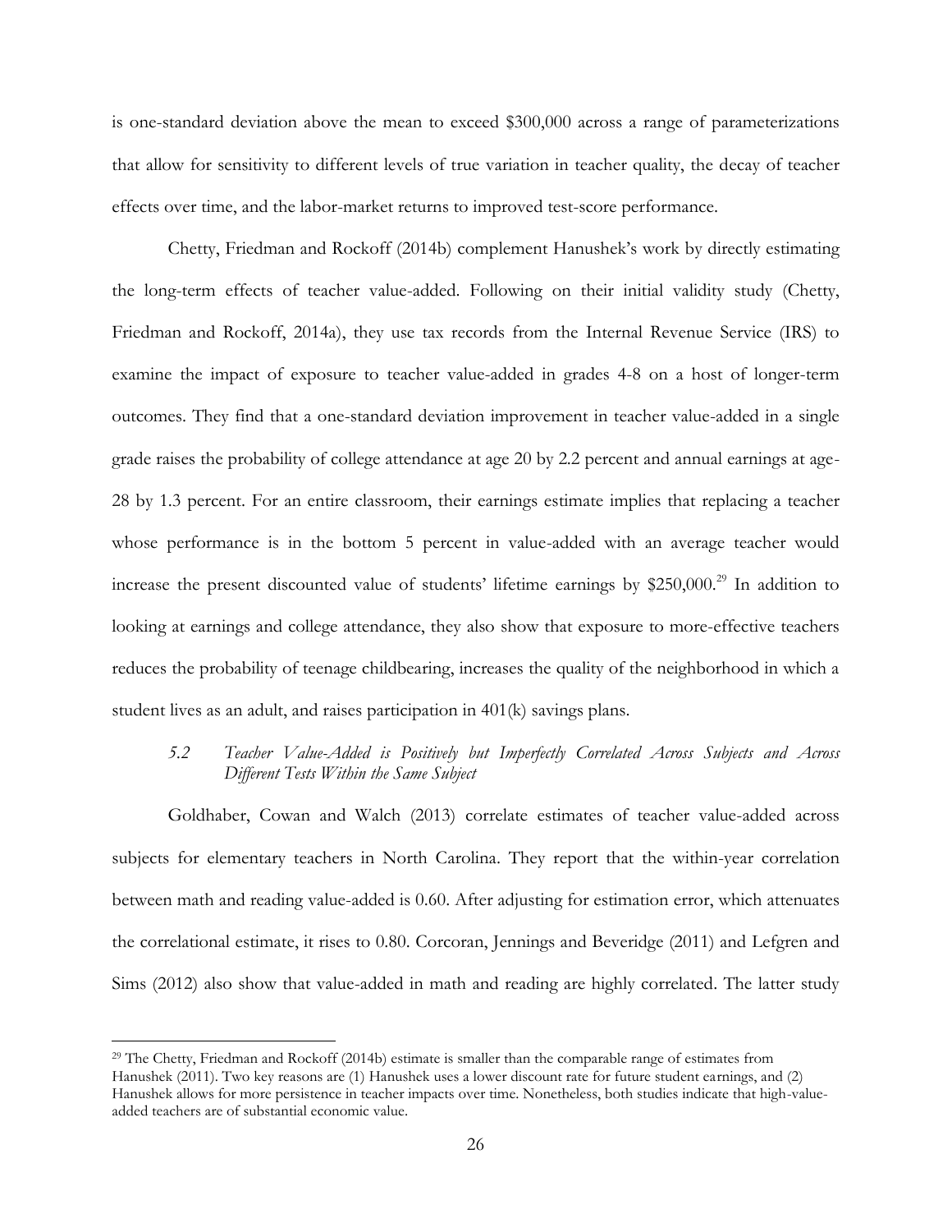is one-standard deviation above the mean to exceed $300,000 across a range of parameterizations that allow for sensitivity to different levels of true variation in teacher quality, the decay of teacher effects over time, and the labor-market returns to improved test-score performance.

Chetty, Friedman and Rockoff (2014b) complement Hanushek's work by directly estimating the long-term effects of teacher value-added. Following on their initial validity study (Chetty, Friedman and Rockoff, 2014a), they use tax records from the Internal Revenue Service (IRS) to examine the impact of exposure to teacher value-added in grades 4-8 on a host of longer-term outcomes. They find that a one-standard deviation improvement in teacher value-added in a single grade raises the probability of college attendance at age 20 by 2.2 percent and annual earnings at age-28 by 1.3 percent. For an entire classroom, their earnings estimate implies that replacing a teacher whose performance is in the bottom 5 percent in value-added with an average teacher would increase the present discounted value of students' lifetime earnings by $250,000.[29] In addition to looking at earnings and college attendance, they also show that exposure to more-effective teachers reduces the probability of teenage childbearing, increases the quality of the neighborhood in which a student lives as an adult, and raises participation in 401(k) savings plans.

### *5.2 Teacher Value-Added is Positively but Imperfectly Correlated Across Subjects and Across Different Tests Within the Same Subject*

Goldhaber, Cowan and Walch (2013) correlate estimates of teacher value-added across subjects for elementary teachers in North Carolina. They report that the within-year correlation between math and reading value-added is 0.60. After adjusting for estimation error, which attenuates the correlational estimate, it rises to 0.80. Corcoran, Jennings and Beveridge (2011) and Lefgren and Sims (2012) also show that value-added in math and reading are highly correlated. The latter study

[29] The Chetty, Friedman and Rockoff (2014b) estimate is smaller than the comparable range of estimates from Hanushek (2011). Two key reasons are (1) Hanushek uses a lower discount rate for future student earnings, and (2) Hanushek allows for more persistence in teacher impacts over time. Nonetheless, both studies indicate that high-value-added teachers are of substantial economic value.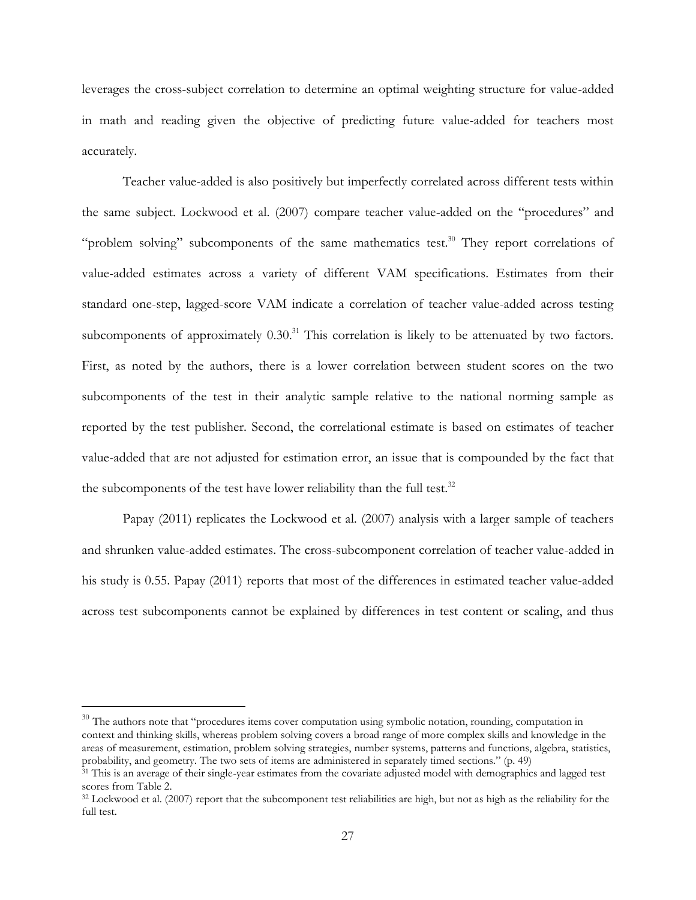leverages the cross-subject correlation to determine an optimal weighting structure for value-added in math and reading given the objective of predicting future value-added for teachers most accurately.

Teacher value-added is also positively but imperfectly correlated across different tests within the same subject. Lockwood et al. (2007) compare teacher value-added on the "procedures" and "problem solving" subcomponents of the same mathematics test.[30] They report correlations of value-added estimates across a variety of different VAM specifications. Estimates from their standard one-step, lagged-score VAM indicate a correlation of teacher value-added across testing subcomponents of approximately 0.30.[31] This correlation is likely to be attenuated by two factors. First, as noted by the authors, there is a lower correlation between student scores on the two subcomponents of the test in their analytic sample relative to the national norming sample as reported by the test publisher. Second, the correlational estimate is based on estimates of teacher value-added that are not adjusted for estimation error, an issue that is compounded by the fact that the subcomponents of the test have lower reliability than the full test.[32]

Papay (2011) replicates the Lockwood et al. (2007) analysis with a larger sample of teachers and shrunken value-added estimates. The cross-subcomponent correlation of teacher value-added in his study is 0.55. Papay (2011) reports that most of the differences in estimated teacher value-added across test subcomponents cannot be explained by differences in test content or scaling, and thus

---

[30] The authors note that "procedures items cover computation using symbolic notation, rounding, computation in context and thinking skills, whereas problem solving covers a broad range of more complex skills and knowledge in the areas of measurement, estimation, problem solving strategies, number systems, patterns and functions, algebra, statistics, probability, and geometry. The two sets of items are administered in separately timed sections." (p. 49)

[31] This is an average of their single-year estimates from the covariate adjusted model with demographics and lagged test scores from Table 2.

[32] Lockwood et al. (2007) report that the subcomponent test reliabilities are high, but not as high as the reliability for the full test.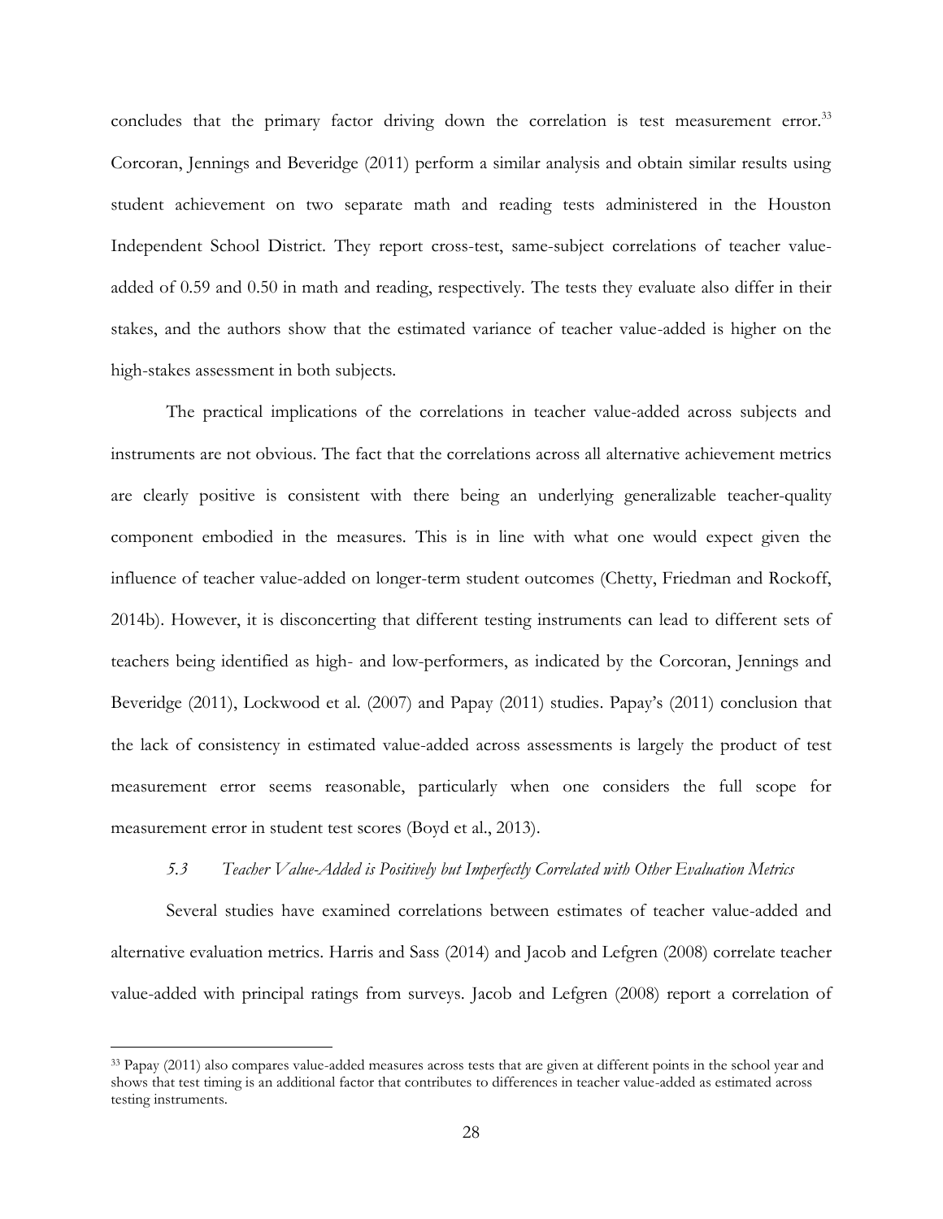concludes that the primary factor driving down the correlation is test measurement error.[33] Corcoran, Jennings and Beveridge (2011) perform a similar analysis and obtain similar results using student achievement on two separate math and reading tests administered in the Houston Independent School District. They report cross-test, same-subject correlations of teacher value-added of 0.59 and 0.50 in math and reading, respectively. The tests they evaluate also differ in their stakes, and the authors show that the estimated variance of teacher value-added is higher on the high-stakes assessment in both subjects.

The practical implications of the correlations in teacher value-added across subjects and instruments are not obvious. The fact that the correlations across all alternative achievement metrics are clearly positive is consistent with there being an underlying generalizable teacher-quality component embodied in the measures. This is in line with what one would expect given the influence of teacher value-added on longer-term student outcomes (Chetty, Friedman and Rockoff, 2014b). However, it is disconcerting that different testing instruments can lead to different sets of teachers being identified as high- and low-performers, as indicated by the Corcoran, Jennings and Beveridge (2011), Lockwood et al. (2007) and Papay (2011) studies. Papay's (2011) conclusion that the lack of consistency in estimated value-added across assessments is largely the product of test measurement error seems reasonable, particularly when one considers the full scope for measurement error in student test scores (Boyd et al., 2013).

### *5.3 Teacher Value-Added is Positively but Imperfectly Correlated with Other Evaluation Metrics*

Several studies have examined correlations between estimates of teacher value-added and alternative evaluation metrics. Harris and Sass (2014) and Jacob and Lefgren (2008) correlate teacher value-added with principal ratings from surveys. Jacob and Lefgren (2008) report a correlation of

---

[33] Papay (2011) also compares value-added measures across tests that are given at different points in the school year and shows that test timing is an additional factor that contributes to differences in teacher value-added as estimated across testing instruments.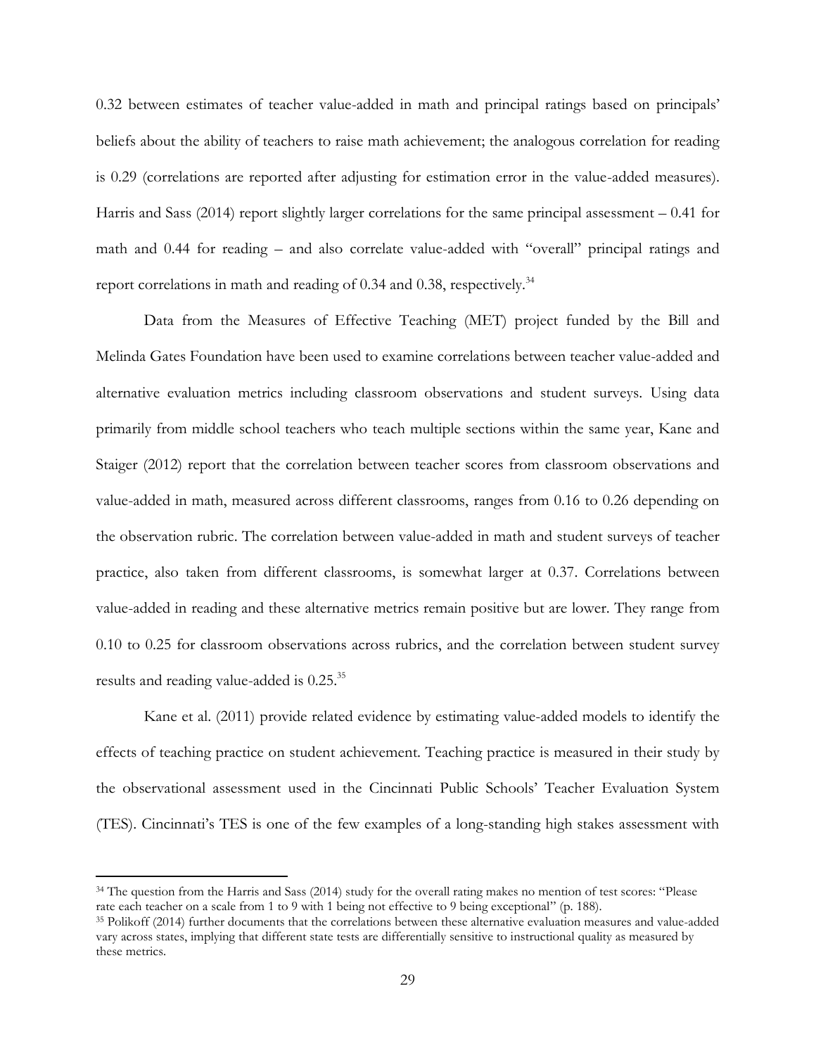0.32 between estimates of teacher value-added in math and principal ratings based on principals' beliefs about the ability of teachers to raise math achievement; the analogous correlation for reading is 0.29 (correlations are reported after adjusting for estimation error in the value-added measures). Harris and Sass (2014) report slightly larger correlations for the same principal assessment – 0.41 for math and 0.44 for reading – and also correlate value-added with "overall" principal ratings and report correlations in math and reading of 0.34 and 0.38, respectively.[34]

Data from the Measures of Effective Teaching (MET) project funded by the Bill and Melinda Gates Foundation have been used to examine correlations between teacher value-added and alternative evaluation metrics including classroom observations and student surveys. Using data primarily from middle school teachers who teach multiple sections within the same year, Kane and Staiger (2012) report that the correlation between teacher scores from classroom observations and value-added in math, measured across different classrooms, ranges from 0.16 to 0.26 depending on the observation rubric. The correlation between value-added in math and student surveys of teacher practice, also taken from different classrooms, is somewhat larger at 0.37. Correlations between value-added in reading and these alternative metrics remain positive but are lower. They range from 0.10 to 0.25 for classroom observations across rubrics, and the correlation between student survey results and reading value-added is 0.25.[35]

Kane et al. (2011) provide related evidence by estimating value-added models to identify the effects of teaching practice on student achievement. Teaching practice is measured in their study by the observational assessment used in the Cincinnati Public Schools' Teacher Evaluation System (TES). Cincinnati's TES is one of the few examples of a long-standing high stakes assessment with

[34] The question from the Harris and Sass (2014) study for the overall rating makes no mention of test scores: "Please rate each teacher on a scale from 1 to 9 with 1 being not effective to 9 being exceptional" (p. 188).

[35] Polikoff (2014) further documents that the correlations between these alternative evaluation measures and value-added vary across states, implying that different state tests are differentially sensitive to instructional quality as measured by these metrics.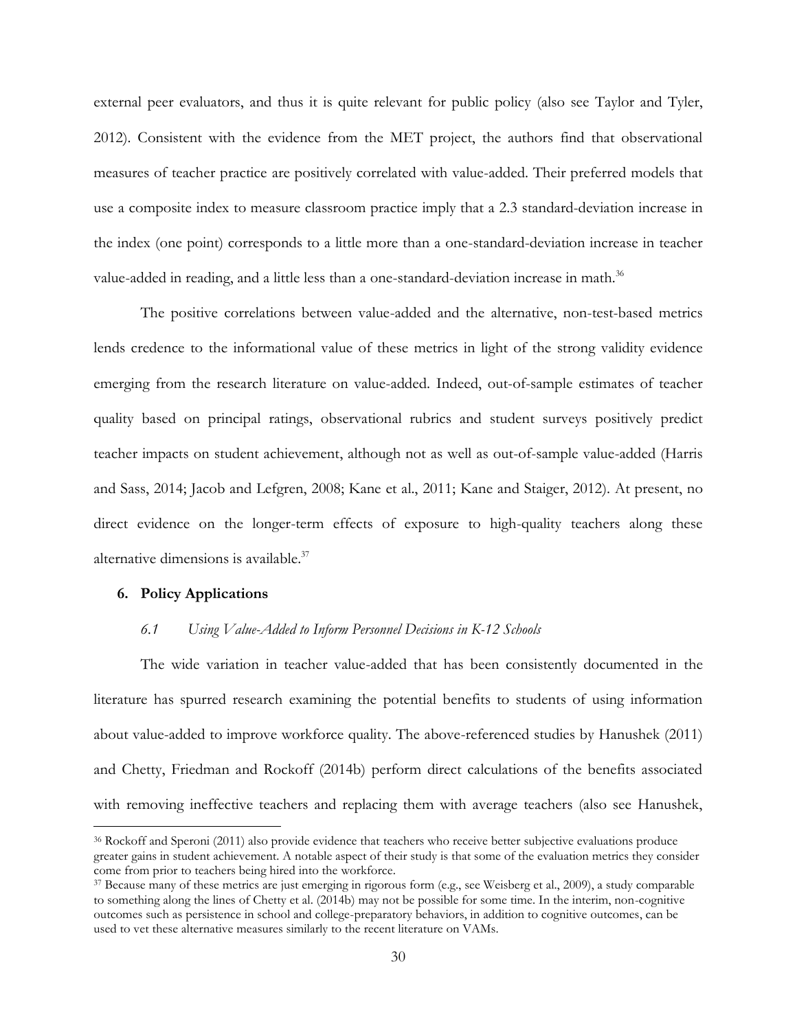external peer evaluators, and thus it is quite relevant for public policy (also see Taylor and Tyler, 2012). Consistent with the evidence from the MET project, the authors find that observational measures of teacher practice are positively correlated with value-added. Their preferred models that use a composite index to measure classroom practice imply that a 2.3 standard-deviation increase in the index (one point) corresponds to a little more than a one-standard-deviation increase in teacher value-added in reading, and a little less than a one-standard-deviation increase in math.[36]

The positive correlations between value-added and the alternative, non-test-based metrics lends credence to the informational value of these metrics in light of the strong validity evidence emerging from the research literature on value-added. Indeed, out-of-sample estimates of teacher quality based on principal ratings, observational rubrics and student surveys positively predict teacher impacts on student achievement, although not as well as out-of-sample value-added (Harris and Sass, 2014; Jacob and Lefgren, 2008; Kane et al., 2011; Kane and Staiger, 2012). At present, no direct evidence on the longer-term effects of exposure to high-quality teachers along these alternative dimensions is available.[37]

## 6. Policy Applications

### *6.1 Using Value-Added to Inform Personnel Decisions in K-12 Schools*

The wide variation in teacher value-added that has been consistently documented in the literature has spurred research examining the potential benefits to students of using information about value-added to improve workforce quality. The above-referenced studies by Hanushek (2011) and Chetty, Friedman and Rockoff (2014b) perform direct calculations of the benefits associated with removing ineffective teachers and replacing them with average teachers (also see Hanushek,

---

[36] Rockoff and Speroni (2011) also provide evidence that teachers who receive better subjective evaluations produce greater gains in student achievement. A notable aspect of their study is that some of the evaluation metrics they consider come from prior to teachers being hired into the workforce.

[37] Because many of these metrics are just emerging in rigorous form (e.g., see Weisberg et al., 2009), a study comparable to something along the lines of Chetty et al. (2014b) may not be possible for some time. In the interim, non-cognitive outcomes such as persistence in school and college-preparatory behaviors, in addition to cognitive outcomes, can be used to vet these alternative measures similarly to the recent literature on VAMs.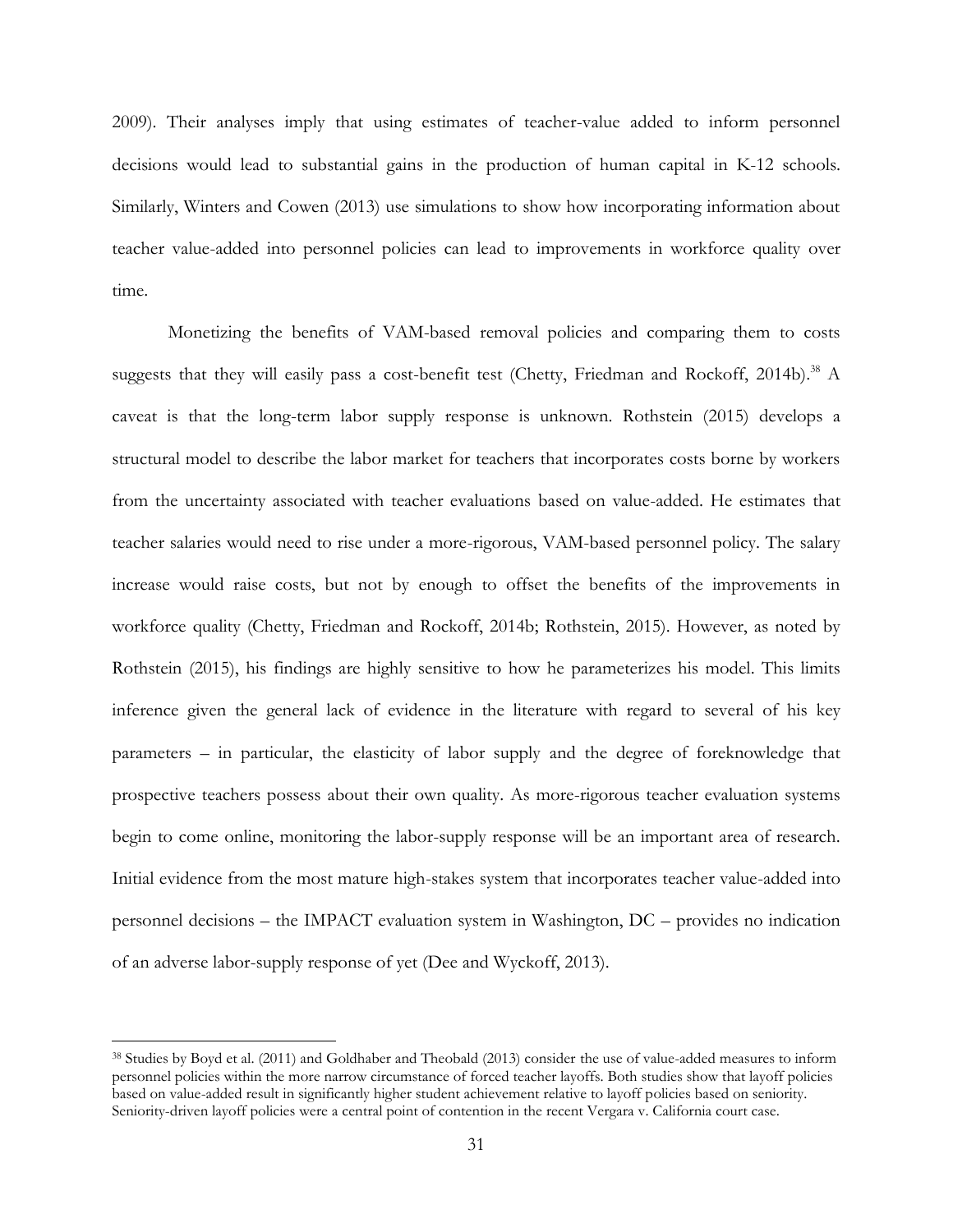2009). Their analyses imply that using estimates of teacher-value added to inform personnel decisions would lead to substantial gains in the production of human capital in K-12 schools. Similarly, Winters and Cowen (2013) use simulations to show how incorporating information about teacher value-added into personnel policies can lead to improvements in workforce quality over time.

Monetizing the benefits of VAM-based removal policies and comparing them to costs suggests that they will easily pass a cost-benefit test (Chetty, Friedman and Rockoff, 2014b).[38] A caveat is that the long-term labor supply response is unknown. Rothstein (2015) develops a structural model to describe the labor market for teachers that incorporates costs borne by workers from the uncertainty associated with teacher evaluations based on value-added. He estimates that teacher salaries would need to rise under a more-rigorous, VAM-based personnel policy. The salary increase would raise costs, but not by enough to offset the benefits of the improvements in workforce quality (Chetty, Friedman and Rockoff, 2014b; Rothstein, 2015). However, as noted by Rothstein (2015), his findings are highly sensitive to how he parameterizes his model. This limits inference given the general lack of evidence in the literature with regard to several of his key parameters – in particular, the elasticity of labor supply and the degree of foreknowledge that prospective teachers possess about their own quality. As more-rigorous teacher evaluation systems begin to come online, monitoring the labor-supply response will be an important area of research. Initial evidence from the most mature high-stakes system that incorporates teacher value-added into personnel decisions – the IMPACT evaluation system in Washington, DC – provides no indication of an adverse labor-supply response of yet (Dee and Wyckoff, 2013).

[38] Studies by Boyd et al. (2011) and Goldhaber and Theobald (2013) consider the use of value-added measures to inform personnel policies within the more narrow circumstance of forced teacher layoffs. Both studies show that layoff policies based on value-added result in significantly higher student achievement relative to layoff policies based on seniority. Seniority-driven layoff policies were a central point of contention in the recent Vergara v. California court case.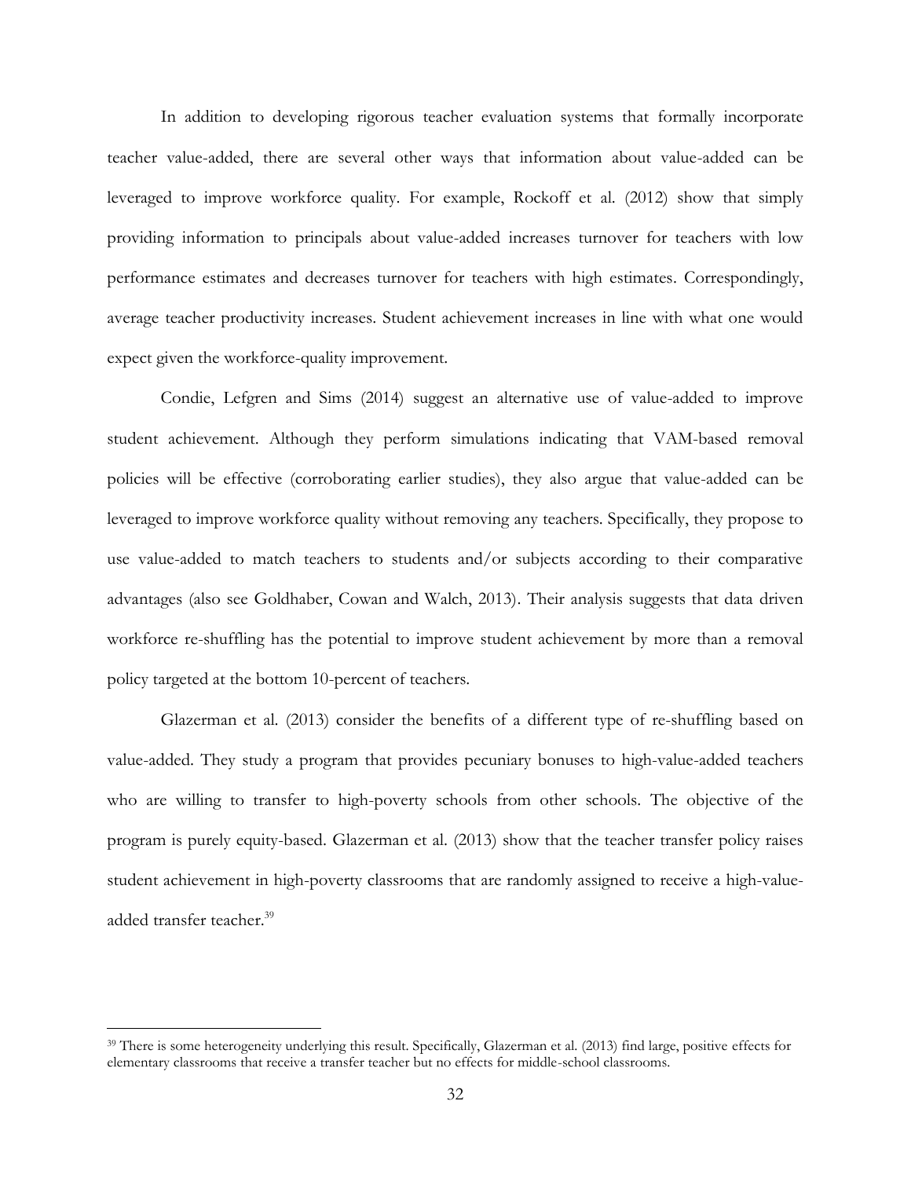In addition to developing rigorous teacher evaluation systems that formally incorporate teacher value-added, there are several other ways that information about value-added can be leveraged to improve workforce quality. For example, Rockoff et al. (2012) show that simply providing information to principals about value-added increases turnover for teachers with low performance estimates and decreases turnover for teachers with high estimates. Correspondingly, average teacher productivity increases. Student achievement increases in line with what one would expect given the workforce-quality improvement.

Condie, Lefgren and Sims (2014) suggest an alternative use of value-added to improve student achievement. Although they perform simulations indicating that VAM-based removal policies will be effective (corroborating earlier studies), they also argue that value-added can be leveraged to improve workforce quality without removing any teachers. Specifically, they propose to use value-added to match teachers to students and/or subjects according to their comparative advantages (also see Goldhaber, Cowan and Walch, 2013). Their analysis suggests that data driven workforce re-shuffling has the potential to improve student achievement by more than a removal policy targeted at the bottom 10-percent of teachers.

Glazerman et al. (2013) consider the benefits of a different type of re-shuffling based on value-added. They study a program that provides pecuniary bonuses to high-value-added teachers who are willing to transfer to high-poverty schools from other schools. The objective of the program is purely equity-based. Glazerman et al. (2013) show that the teacher transfer policy raises student achievement in high-poverty classrooms that are randomly assigned to receive a high-value-added transfer teacher.[39]

[39] There is some heterogeneity underlying this result. Specifically, Glazerman et al. (2013) find large, positive effects for elementary classrooms that receive a transfer teacher but no effects for middle-school classrooms.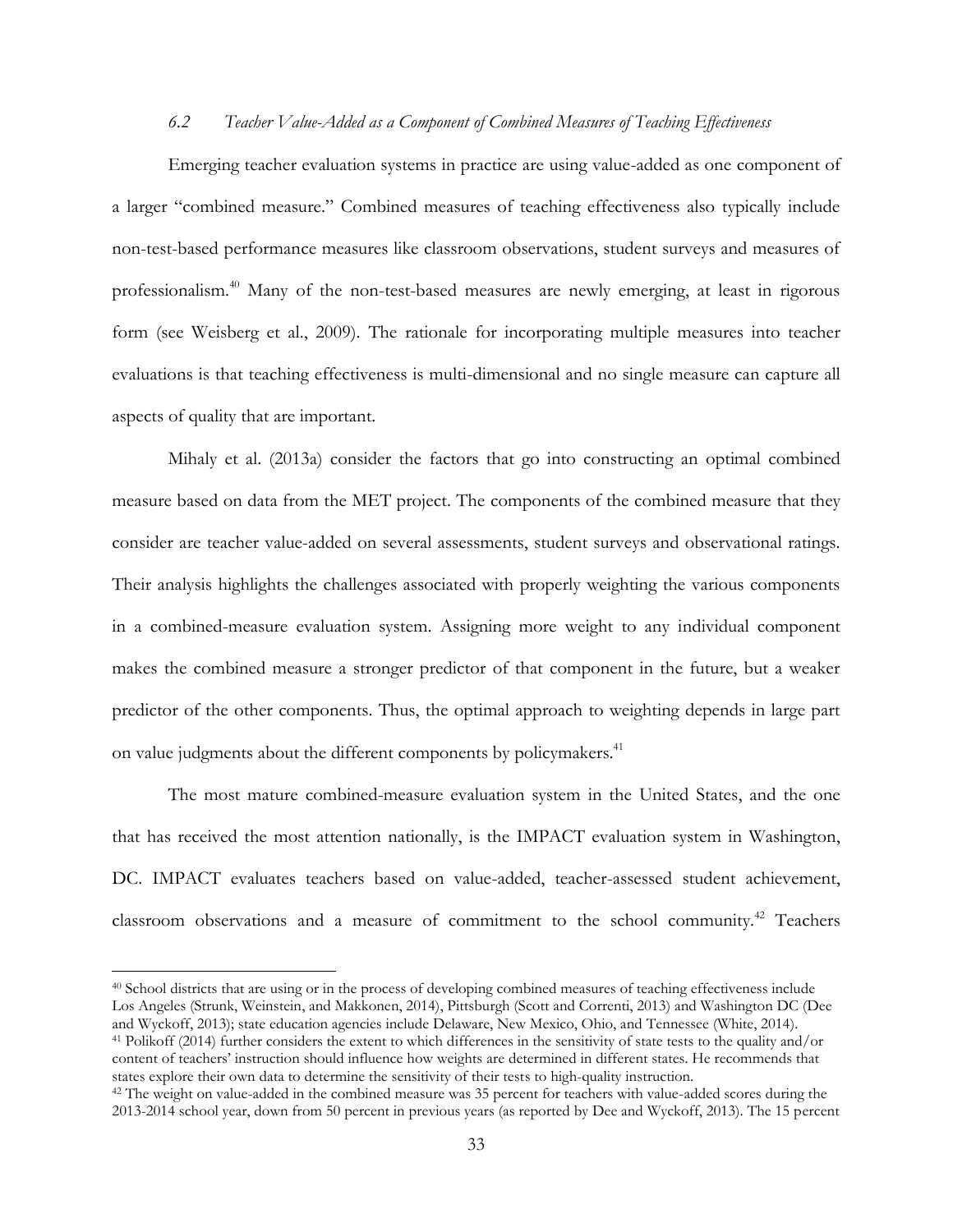### *6.2 Teacher Value-Added as a Component of Combined Measures of Teaching Effectiveness*

Emerging teacher evaluation systems in practice are using value-added as one component of a larger "combined measure." Combined measures of teaching effectiveness also typically include non-test-based performance measures like classroom observations, student surveys and measures of professionalism.[40] Many of the non-test-based measures are newly emerging, at least in rigorous form (see Weisberg et al., 2009). The rationale for incorporating multiple measures into teacher evaluations is that teaching effectiveness is multi-dimensional and no single measure can capture all aspects of quality that are important.

Mihaly et al. (2013a) consider the factors that go into constructing an optimal combined measure based on data from the MET project. The components of the combined measure that they consider are teacher value-added on several assessments, student surveys and observational ratings. Their analysis highlights the challenges associated with properly weighting the various components in a combined-measure evaluation system. Assigning more weight to any individual component makes the combined measure a stronger predictor of that component in the future, but a weaker predictor of the other components. Thus, the optimal approach to weighting depends in large part on value judgments about the different components by policymakers.[41]

The most mature combined-measure evaluation system in the United States, and the one that has received the most attention nationally, is the IMPACT evaluation system in Washington, DC. IMPACT evaluates teachers based on value-added, teacher-assessed student achievement, classroom observations and a measure of commitment to the school community.[42] Teachers

---

[40] School districts that are using or in the process of developing combined measures of teaching effectiveness include Los Angeles (Strunk, Weinstein, and Makkonen, 2014), Pittsburgh (Scott and Correnti, 2013) and Washington DC (Dee and Wyckoff, 2013); state education agencies include Delaware, New Mexico, Ohio, and Tennessee (White, 2014).

[41] Polikoff (2014) further considers the extent to which differences in the sensitivity of state tests to the quality and/or content of teachers' instruction should influence how weights are determined in different states. He recommends that states explore their own data to determine the sensitivity of their tests to high-quality instruction.

[42] The weight on value-added in the combined measure was 35 percent for teachers with value-added scores during the 2013-2014 school year, down from 50 percent in previous years (as reported by Dee and Wyckoff, 2013). The 15 percent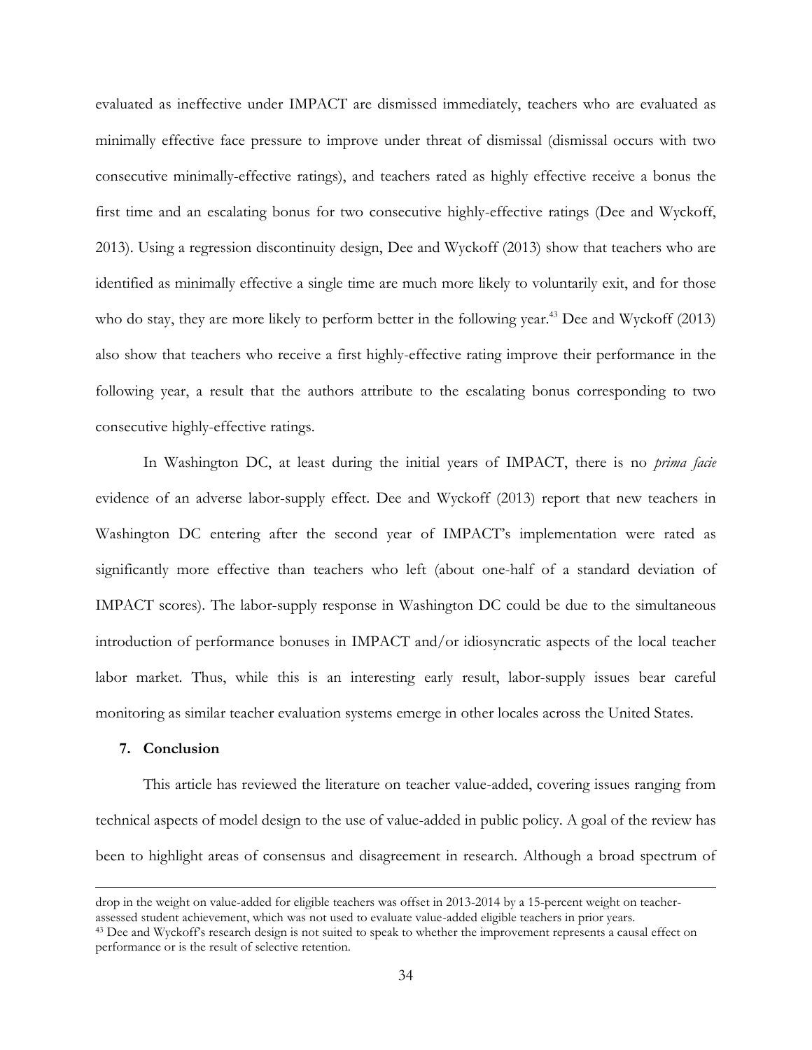evaluated as ineffective under IMPACT are dismissed immediately, teachers who are evaluated as minimally effective face pressure to improve under threat of dismissal (dismissal occurs with two consecutive minimally-effective ratings), and teachers rated as highly effective receive a bonus the first time and an escalating bonus for two consecutive highly-effective ratings (Dee and Wyckoff, 2013). Using a regression discontinuity design, Dee and Wyckoff (2013) show that teachers who are identified as minimally effective a single time are much more likely to voluntarily exit, and for those who do stay, they are more likely to perform better in the following year.[43] Dee and Wyckoff (2013) also show that teachers who receive a first highly-effective rating improve their performance in the following year, a result that the authors attribute to the escalating bonus corresponding to two consecutive highly-effective ratings.

In Washington DC, at least during the initial years of IMPACT, there is no *prima facie* evidence of an adverse labor-supply effect. Dee and Wyckoff (2013) report that new teachers in Washington DC entering after the second year of IMPACT's implementation were rated as significantly more effective than teachers who left (about one-half of a standard deviation of IMPACT scores). The labor-supply response in Washington DC could be due to the simultaneous introduction of performance bonuses in IMPACT and/or idiosyncratic aspects of the local teacher labor market. Thus, while this is an interesting early result, labor-supply issues bear careful monitoring as similar teacher evaluation systems emerge in other locales across the United States.

## 7. Conclusion

This article has reviewed the literature on teacher value-added, covering issues ranging from technical aspects of model design to the use of value-added in public policy. A goal of the review has been to highlight areas of consensus and disagreement in research. Although a broad spectrum of

---

drop in the weight on value-added for eligible teachers was offset in 2013-2014 by a 15-percent weight on teacher-assessed student achievement, which was not used to evaluate value-added eligible teachers in prior years.

[43] Dee and Wyckoff's research design is not suited to speak to whether the improvement represents a causal effect on performance or is the result of selective retention.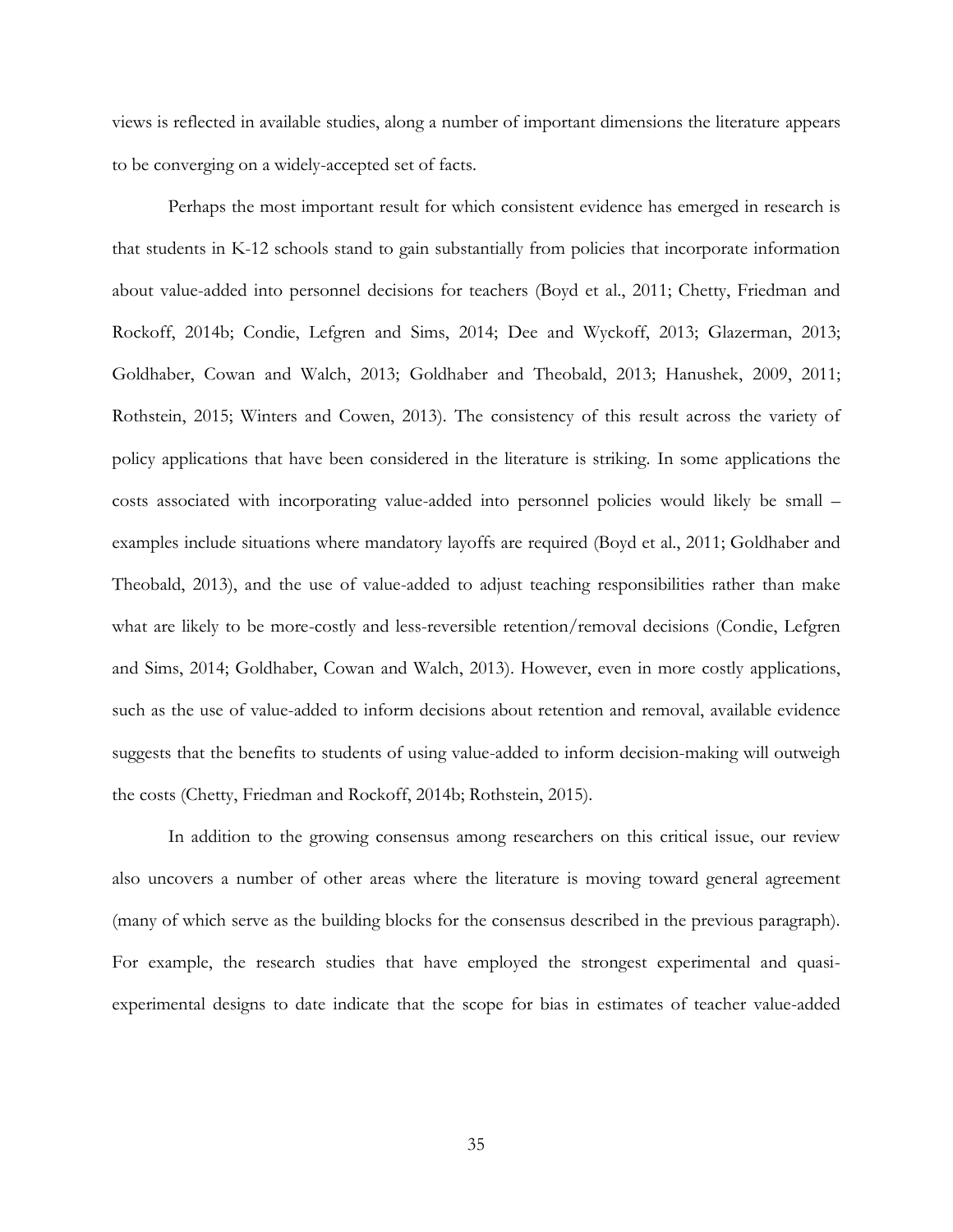views is reflected in available studies, along a number of important dimensions the literature appears to be converging on a widely-accepted set of facts.

Perhaps the most important result for which consistent evidence has emerged in research is that students in K-12 schools stand to gain substantially from policies that incorporate information about value-added into personnel decisions for teachers (Boyd et al., 2011; Chetty, Friedman and Rockoff, 2014b; Condie, Lefgren and Sims, 2014; Dee and Wyckoff, 2013; Glazerman, 2013; Goldhaber, Cowan and Walch, 2013; Goldhaber and Theobald, 2013; Hanushek, 2009, 2011; Rothstein, 2015; Winters and Cowen, 2013). The consistency of this result across the variety of policy applications that have been considered in the literature is striking. In some applications the costs associated with incorporating value-added into personnel policies would likely be small – examples include situations where mandatory layoffs are required (Boyd et al., 2011; Goldhaber and Theobald, 2013), and the use of value-added to adjust teaching responsibilities rather than make what are likely to be more-costly and less-reversible retention/removal decisions (Condie, Lefgren and Sims, 2014; Goldhaber, Cowan and Walch, 2013). However, even in more costly applications, such as the use of value-added to inform decisions about retention and removal, available evidence suggests that the benefits to students of using value-added to inform decision-making will outweigh the costs (Chetty, Friedman and Rockoff, 2014b; Rothstein, 2015).

In addition to the growing consensus among researchers on this critical issue, our review also uncovers a number of other areas where the literature is moving toward general agreement (many of which serve as the building blocks for the consensus described in the previous paragraph). For example, the research studies that have employed the strongest experimental and quasi-experimental designs to date indicate that the scope for bias in estimates of teacher value-added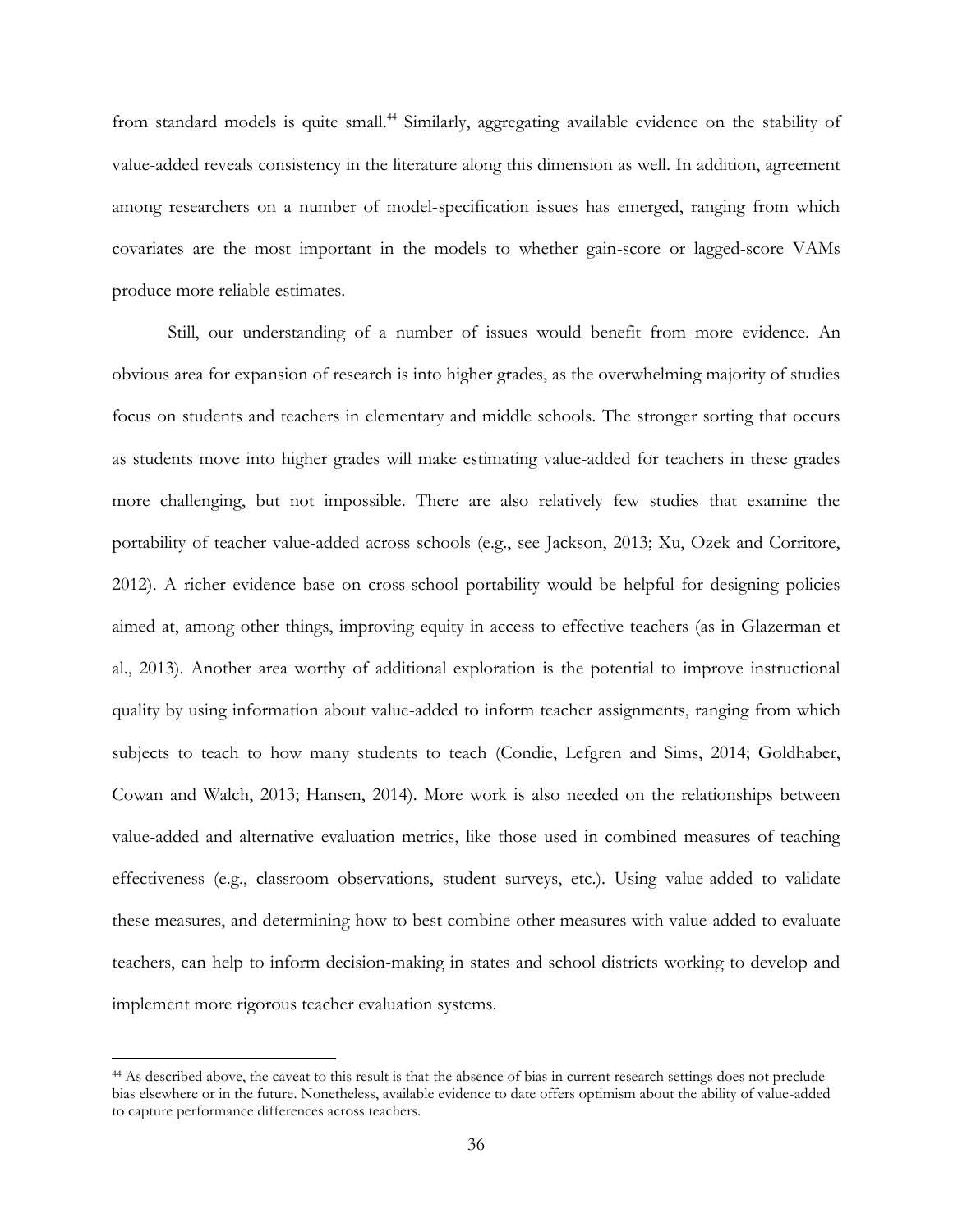from standard models is quite small.[44] Similarly, aggregating available evidence on the stability of value-added reveals consistency in the literature along this dimension as well. In addition, agreement among researchers on a number of model-specification issues has emerged, ranging from which covariates are the most important in the models to whether gain-score or lagged-score VAMs produce more reliable estimates.

Still, our understanding of a number of issues would benefit from more evidence. An obvious area for expansion of research is into higher grades, as the overwhelming majority of studies focus on students and teachers in elementary and middle schools. The stronger sorting that occurs as students move into higher grades will make estimating value-added for teachers in these grades more challenging, but not impossible. There are also relatively few studies that examine the portability of teacher value-added across schools (e.g., see Jackson, 2013; Xu, Ozek and Corritore, 2012). A richer evidence base on cross-school portability would be helpful for designing policies aimed at, among other things, improving equity in access to effective teachers (as in Glazerman et al., 2013). Another area worthy of additional exploration is the potential to improve instructional quality by using information about value-added to inform teacher assignments, ranging from which subjects to teach to how many students to teach (Condie, Lefgren and Sims, 2014; Goldhaber, Cowan and Walch, 2013; Hansen, 2014). More work is also needed on the relationships between value-added and alternative evaluation metrics, like those used in combined measures of teaching effectiveness (e.g., classroom observations, student surveys, etc.). Using value-added to validate these measures, and determining how to best combine other measures with value-added to evaluate teachers, can help to inform decision-making in states and school districts working to develop and implement more rigorous teacher evaluation systems.

---

[44] As described above, the caveat to this result is that the absence of bias in current research settings does not preclude bias elsewhere or in the future. Nonetheless, available evidence to date offers optimism about the ability of value-added to capture performance differences across teachers.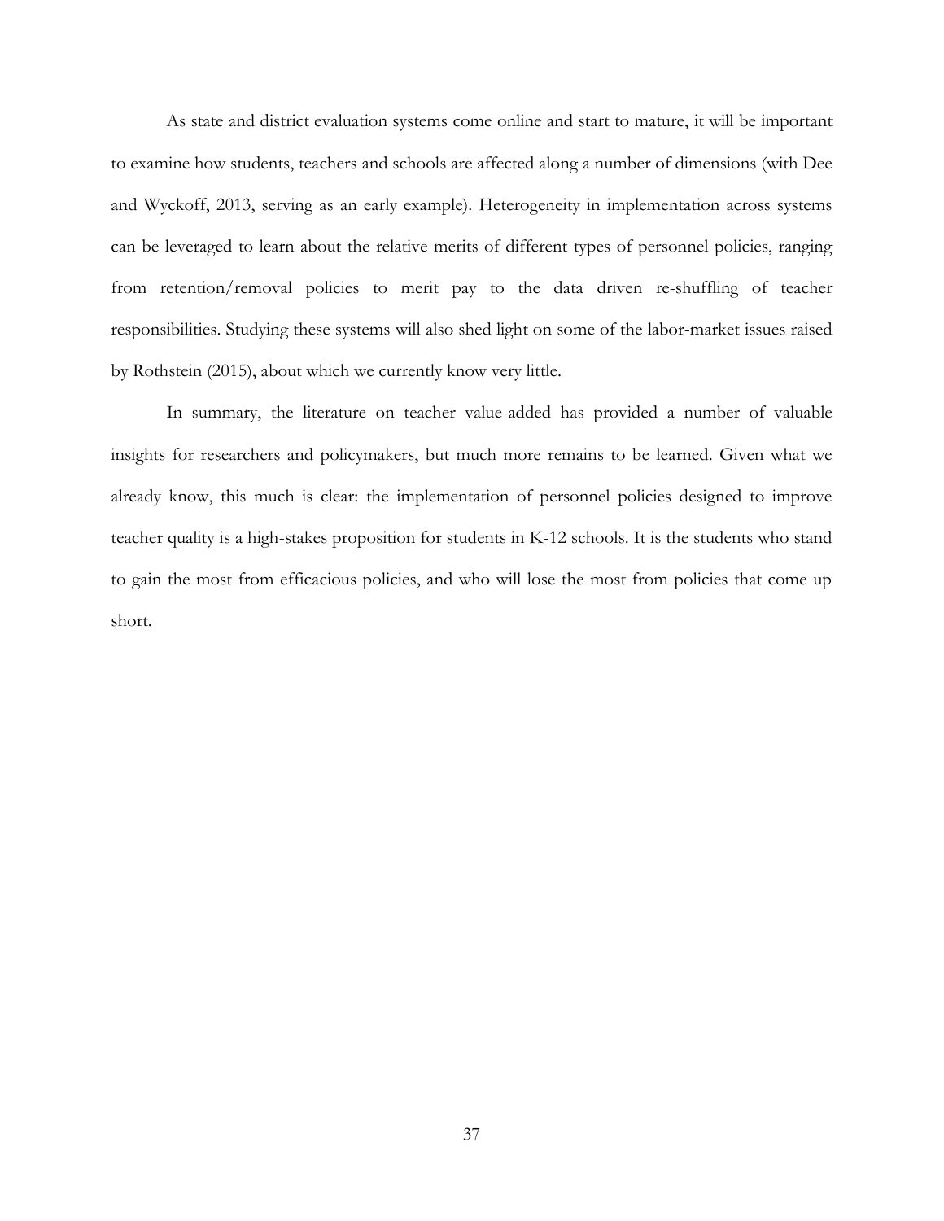As state and district evaluation systems come online and start to mature, it will be important to examine how students, teachers and schools are affected along a number of dimensions (with Dee and Wyckoff, 2013, serving as an early example). Heterogeneity in implementation across systems can be leveraged to learn about the relative merits of different types of personnel policies, ranging from retention/removal policies to merit pay to the data driven re-shuffling of teacher responsibilities. Studying these systems will also shed light on some of the labor-market issues raised by Rothstein (2015), about which we currently know very little.

In summary, the literature on teacher value-added has provided a number of valuable insights for researchers and policymakers, but much more remains to be learned. Given what we already know, this much is clear: the implementation of personnel policies designed to improve teacher quality is a high-stakes proposition for students in K-12 schools. It is the students who stand to gain the most from efficacious policies, and who will lose the most from policies that come up short.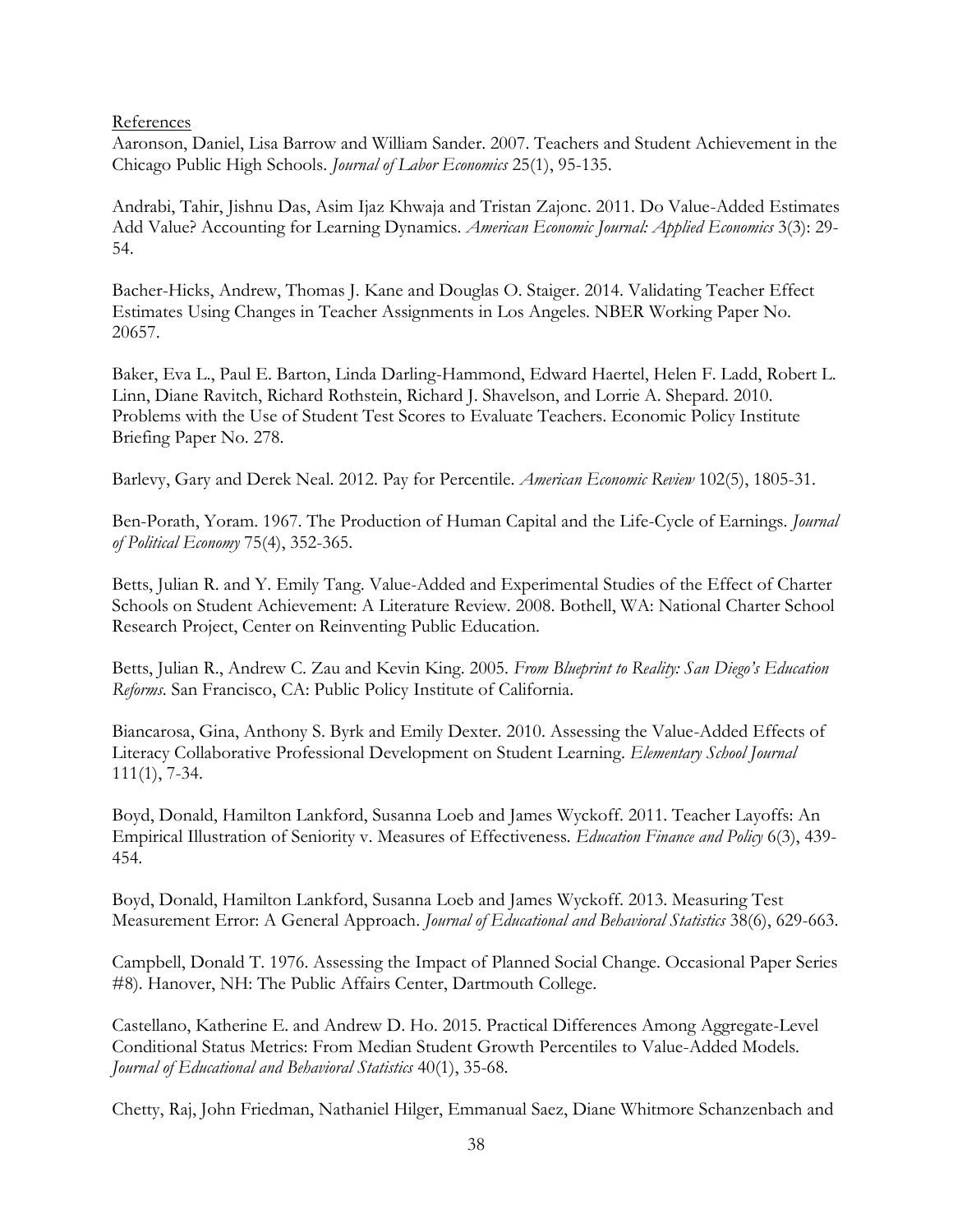References

Aaronson, Daniel, Lisa Barrow and William Sander. 2007. Teachers and Student Achievement in the Chicago Public High Schools. *Journal of Labor Economics* 25(1), 95-135.

Andrabi, Tahir, Jishnu Das, Asim Ijaz Khwaja and Tristan Zajonc. 2011. Do Value-Added Estimates Add Value? Accounting for Learning Dynamics. *American Economic Journal: Applied Economics* 3(3): 29-54.

Bacher-Hicks, Andrew, Thomas J. Kane and Douglas O. Staiger. 2014. Validating Teacher Effect Estimates Using Changes in Teacher Assignments in Los Angeles. NBER Working Paper No. 20657.

Baker, Eva L., Paul E. Barton, Linda Darling-Hammond, Edward Haertel, Helen F. Ladd, Robert L. Linn, Diane Ravitch, Richard Rothstein, Richard J. Shavelson, and Lorrie A. Shepard. 2010. Problems with the Use of Student Test Scores to Evaluate Teachers. Economic Policy Institute Briefing Paper No. 278.

Barlevy, Gary and Derek Neal. 2012. Pay for Percentile. *American Economic Review* 102(5), 1805-31.

Ben-Porath, Yoram. 1967. The Production of Human Capital and the Life-Cycle of Earnings. *Journal of Political Economy* 75(4), 352-365.

Betts, Julian R. and Y. Emily Tang. Value-Added and Experimental Studies of the Effect of Charter Schools on Student Achievement: A Literature Review. 2008. Bothell, WA: National Charter School Research Project, Center on Reinventing Public Education.

Betts, Julian R., Andrew C. Zau and Kevin King. 2005. *From Blueprint to Reality: San Diego's Education Reforms*. San Francisco, CA: Public Policy Institute of California.

Biancarosa, Gina, Anthony S. Byrk and Emily Dexter. 2010. Assessing the Value-Added Effects of Literacy Collaborative Professional Development on Student Learning. *Elementary School Journal* 111(1), 7-34.

Boyd, Donald, Hamilton Lankford, Susanna Loeb and James Wyckoff. 2011. Teacher Layoffs: An Empirical Illustration of Seniority v. Measures of Effectiveness. *Education Finance and Policy* 6(3), 439-454.

Boyd, Donald, Hamilton Lankford, Susanna Loeb and James Wyckoff. 2013. Measuring Test Measurement Error: A General Approach. *Journal of Educational and Behavioral Statistics* 38(6), 629-663.

Campbell, Donald T. 1976. Assessing the Impact of Planned Social Change. Occasional Paper Series #8). Hanover, NH: The Public Affairs Center, Dartmouth College.

Castellano, Katherine E. and Andrew D. Ho. 2015. Practical Differences Among Aggregate-Level Conditional Status Metrics: From Median Student Growth Percentiles to Value-Added Models. *Journal of Educational and Behavioral Statistics* 40(1), 35-68.

Chetty, Raj, John Friedman, Nathaniel Hilger, Emmanual Saez, Diane Whitmore Schanzenbach and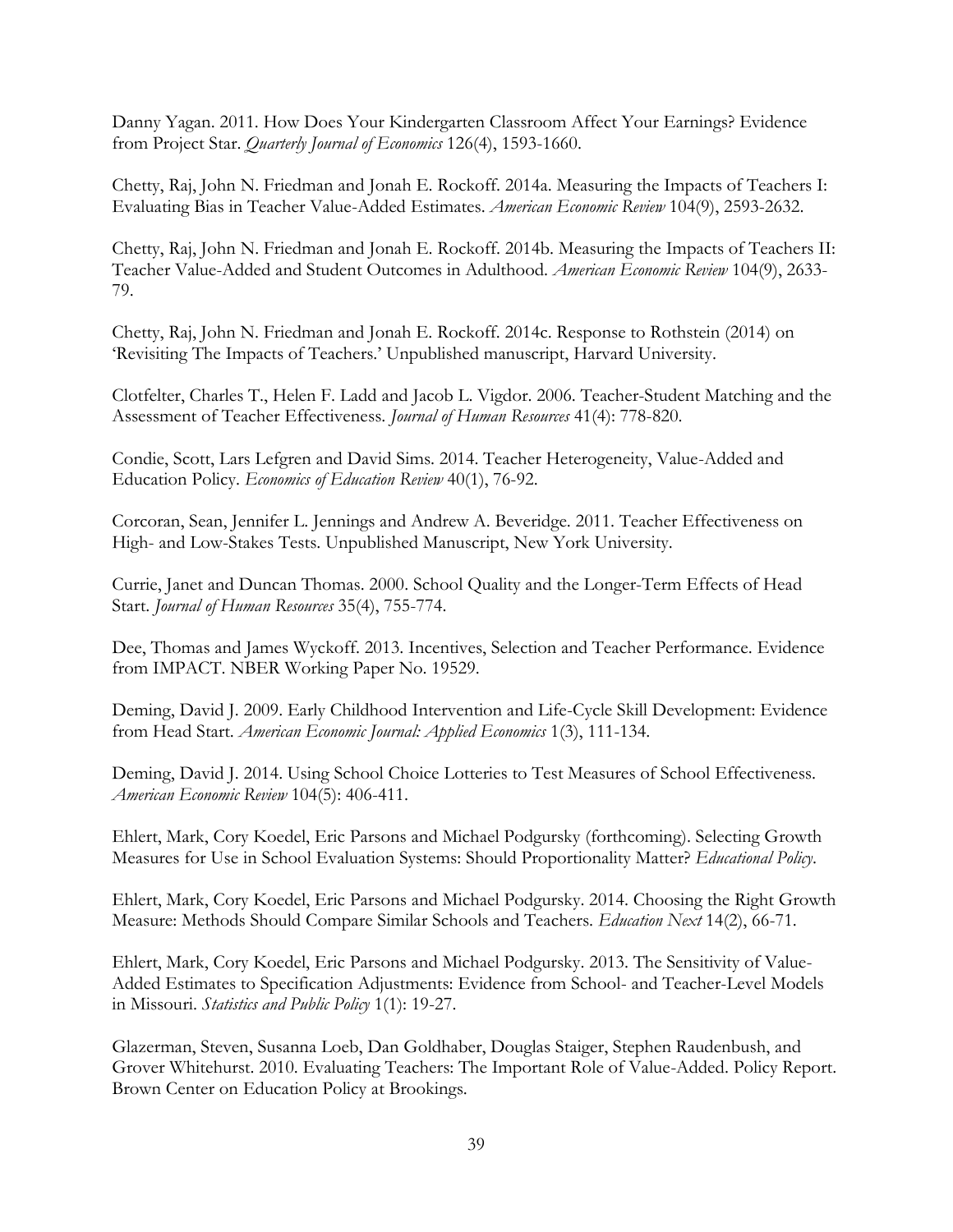Danny Yagan. 2011. How Does Your Kindergarten Classroom Affect Your Earnings? Evidence from Project Star. *Quarterly Journal of Economics* 126(4), 1593-1660.

Chetty, Raj, John N. Friedman and Jonah E. Rockoff. 2014a. Measuring the Impacts of Teachers I: Evaluating Bias in Teacher Value-Added Estimates. *American Economic Review* 104(9), 2593-2632.

Chetty, Raj, John N. Friedman and Jonah E. Rockoff. 2014b. Measuring the Impacts of Teachers II: Teacher Value-Added and Student Outcomes in Adulthood. *American Economic Review* 104(9), 2633-79.

Chetty, Raj, John N. Friedman and Jonah E. Rockoff. 2014c. Response to Rothstein (2014) on 'Revisiting The Impacts of Teachers.' Unpublished manuscript, Harvard University.

Clotfelter, Charles T., Helen F. Ladd and Jacob L. Vigdor. 2006. Teacher-Student Matching and the Assessment of Teacher Effectiveness. *Journal of Human Resources* 41(4): 778-820.

Condie, Scott, Lars Lefgren and David Sims. 2014. Teacher Heterogeneity, Value-Added and Education Policy. *Economics of Education Review* 40(1), 76-92.

Corcoran, Sean, Jennifer L. Jennings and Andrew A. Beveridge. 2011. Teacher Effectiveness on High- and Low-Stakes Tests. Unpublished Manuscript, New York University.

Currie, Janet and Duncan Thomas. 2000. School Quality and the Longer-Term Effects of Head Start. *Journal of Human Resources* 35(4), 755-774.

Dee, Thomas and James Wyckoff. 2013. Incentives, Selection and Teacher Performance. Evidence from IMPACT. NBER Working Paper No. 19529.

Deming, David J. 2009. Early Childhood Intervention and Life-Cycle Skill Development: Evidence from Head Start. *American Economic Journal: Applied Economics* 1(3), 111-134.

Deming, David J. 2014. Using School Choice Lotteries to Test Measures of School Effectiveness. *American Economic Review* 104(5): 406-411.

Ehlert, Mark, Cory Koedel, Eric Parsons and Michael Podgursky (forthcoming). Selecting Growth Measures for Use in School Evaluation Systems: Should Proportionality Matter? *Educational Policy*.

Ehlert, Mark, Cory Koedel, Eric Parsons and Michael Podgursky. 2014. Choosing the Right Growth Measure: Methods Should Compare Similar Schools and Teachers. *Education Next* 14(2), 66-71.

Ehlert, Mark, Cory Koedel, Eric Parsons and Michael Podgursky. 2013. The Sensitivity of Value-Added Estimates to Specification Adjustments: Evidence from School- and Teacher-Level Models in Missouri. *Statistics and Public Policy* 1(1): 19-27.

Glazerman, Steven, Susanna Loeb, Dan Goldhaber, Douglas Staiger, Stephen Raudenbush, and Grover Whitehurst. 2010. Evaluating Teachers: The Important Role of Value-Added. Policy Report. Brown Center on Education Policy at Brookings.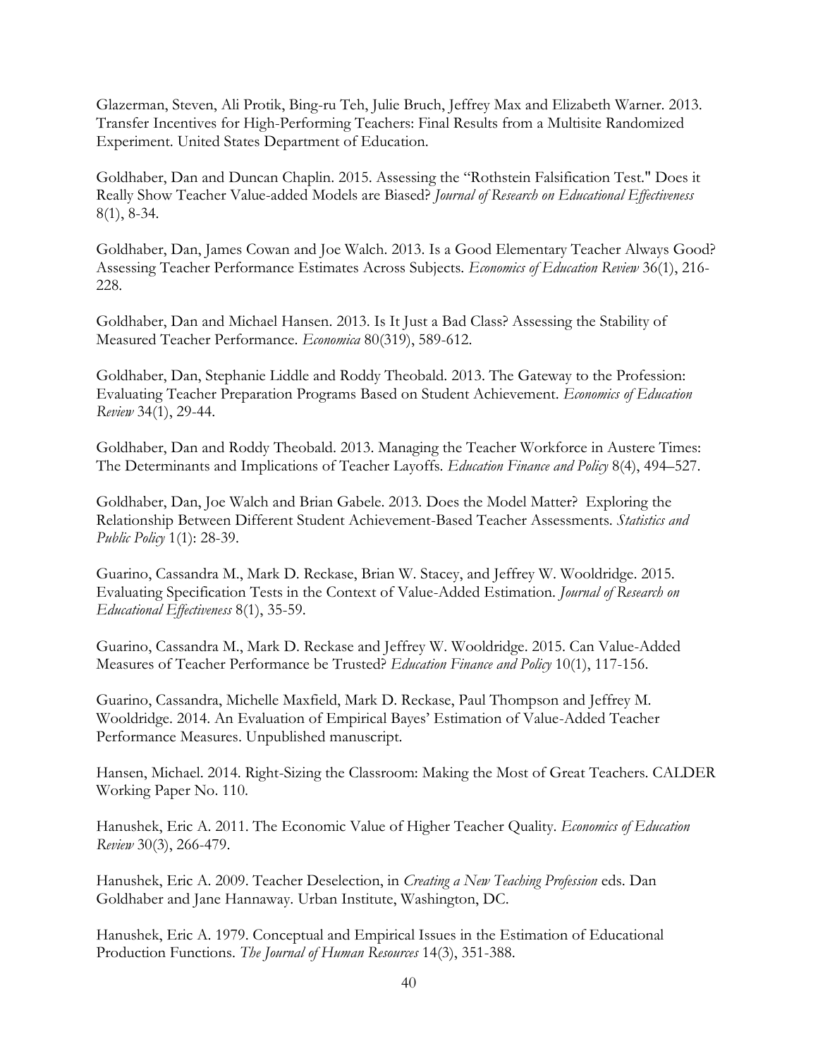Glazerman, Steven, Ali Protik, Bing-ru Teh, Julie Bruch, Jeffrey Max and Elizabeth Warner. 2013. Transfer Incentives for High-Performing Teachers: Final Results from a Multisite Randomized Experiment. United States Department of Education.

Goldhaber, Dan and Duncan Chaplin. 2015. Assessing the "Rothstein Falsification Test." Does it Really Show Teacher Value-added Models are Biased? *Journal of Research on Educational Effectiveness* 8(1), 8-34.

Goldhaber, Dan, James Cowan and Joe Walch. 2013. Is a Good Elementary Teacher Always Good? Assessing Teacher Performance Estimates Across Subjects. *Economics of Education Review* 36(1), 216-228.

Goldhaber, Dan and Michael Hansen. 2013. Is It Just a Bad Class? Assessing the Stability of Measured Teacher Performance. *Economica* 80(319), 589-612.

Goldhaber, Dan, Stephanie Liddle and Roddy Theobald. 2013. The Gateway to the Profession: Evaluating Teacher Preparation Programs Based on Student Achievement. *Economics of Education Review* 34(1), 29-44.

Goldhaber, Dan and Roddy Theobald. 2013. Managing the Teacher Workforce in Austere Times: The Determinants and Implications of Teacher Layoffs. *Education Finance and Policy* 8(4), 494–527.

Goldhaber, Dan, Joe Walch and Brian Gabele. 2013. Does the Model Matter? Exploring the Relationship Between Different Student Achievement-Based Teacher Assessments. *Statistics and Public Policy* 1(1): 28-39.

Guarino, Cassandra M., Mark D. Reckase, Brian W. Stacey, and Jeffrey W. Wooldridge. 2015. Evaluating Specification Tests in the Context of Value-Added Estimation. *Journal of Research on Educational Effectiveness* 8(1), 35-59.

Guarino, Cassandra M., Mark D. Reckase and Jeffrey W. Wooldridge. 2015. Can Value-Added Measures of Teacher Performance be Trusted? *Education Finance and Policy* 10(1), 117-156.

Guarino, Cassandra, Michelle Maxfield, Mark D. Reckase, Paul Thompson and Jeffrey M. Wooldridge. 2014. An Evaluation of Empirical Bayes' Estimation of Value-Added Teacher Performance Measures. Unpublished manuscript.

Hansen, Michael. 2014. Right-Sizing the Classroom: Making the Most of Great Teachers. CALDER Working Paper No. 110.

Hanushek, Eric A. 2011. The Economic Value of Higher Teacher Quality. *Economics of Education Review* 30(3), 266-479.

Hanushek, Eric A. 2009. Teacher Deselection, in *Creating a New Teaching Profession* eds. Dan Goldhaber and Jane Hannaway. Urban Institute, Washington, DC.

Hanushek, Eric A. 1979. Conceptual and Empirical Issues in the Estimation of Educational Production Functions. *The Journal of Human Resources* 14(3), 351-388.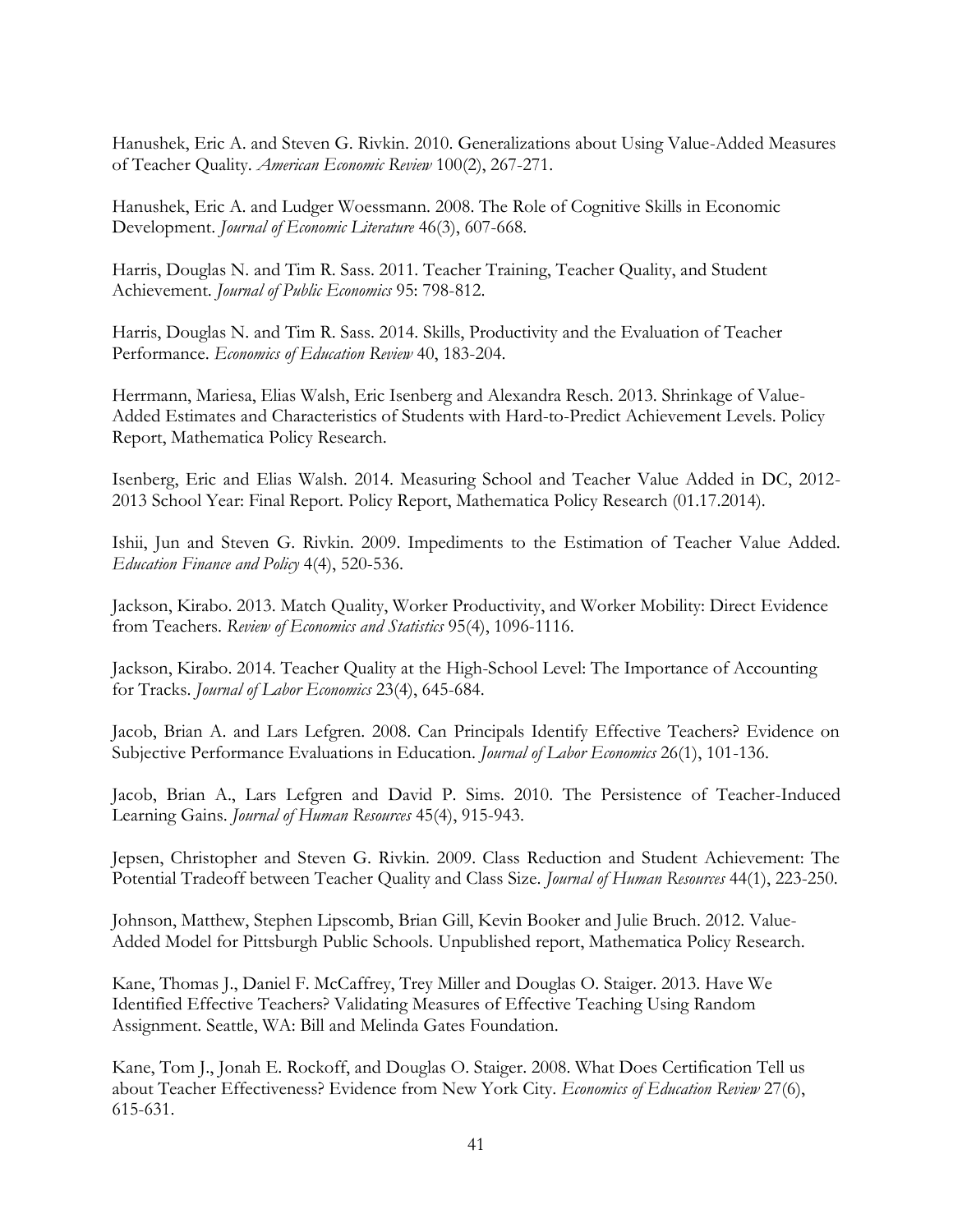Hanushek, Eric A. and Steven G. Rivkin. 2010. Generalizations about Using Value-Added Measures of Teacher Quality. *American Economic Review* 100(2), 267-271.

Hanushek, Eric A. and Ludger Woessmann. 2008. The Role of Cognitive Skills in Economic Development. *Journal of Economic Literature* 46(3), 607-668.

Harris, Douglas N. and Tim R. Sass. 2011. Teacher Training, Teacher Quality, and Student Achievement. *Journal of Public Economics* 95: 798-812.

Harris, Douglas N. and Tim R. Sass. 2014. Skills, Productivity and the Evaluation of Teacher Performance. *Economics of Education Review* 40, 183-204.

Herrmann, Mariesa, Elias Walsh, Eric Isenberg and Alexandra Resch. 2013. Shrinkage of Value-Added Estimates and Characteristics of Students with Hard-to-Predict Achievement Levels. Policy Report, Mathematica Policy Research.

Isenberg, Eric and Elias Walsh. 2014. Measuring School and Teacher Value Added in DC, 2012-2013 School Year: Final Report. Policy Report, Mathematica Policy Research (01.17.2014).

Ishii, Jun and Steven G. Rivkin. 2009. Impediments to the Estimation of Teacher Value Added. *Education Finance and Policy* 4(4), 520-536.

Jackson, Kirabo. 2013. Match Quality, Worker Productivity, and Worker Mobility: Direct Evidence from Teachers. *Review of Economics and Statistics* 95(4), 1096-1116.

Jackson, Kirabo. 2014. Teacher Quality at the High-School Level: The Importance of Accounting for Tracks. *Journal of Labor Economics* 23(4), 645-684.

Jacob, Brian A. and Lars Lefgren. 2008. Can Principals Identify Effective Teachers? Evidence on Subjective Performance Evaluations in Education. *Journal of Labor Economics* 26(1), 101-136.

Jacob, Brian A., Lars Lefgren and David P. Sims. 2010. The Persistence of Teacher-Induced Learning Gains. *Journal of Human Resources* 45(4), 915-943.

Jepsen, Christopher and Steven G. Rivkin. 2009. Class Reduction and Student Achievement: The Potential Tradeoff between Teacher Quality and Class Size. *Journal of Human Resources* 44(1), 223-250.

Johnson, Matthew, Stephen Lipscomb, Brian Gill, Kevin Booker and Julie Bruch. 2012. Value-Added Model for Pittsburgh Public Schools. Unpublished report, Mathematica Policy Research.

Kane, Thomas J., Daniel F. McCaffrey, Trey Miller and Douglas O. Staiger. 2013. Have We Identified Effective Teachers? Validating Measures of Effective Teaching Using Random Assignment. Seattle, WA: Bill and Melinda Gates Foundation.

Kane, Tom J., Jonah E. Rockoff, and Douglas O. Staiger. 2008. What Does Certification Tell us about Teacher Effectiveness? Evidence from New York City. *Economics of Education Review* 27(6), 615-631.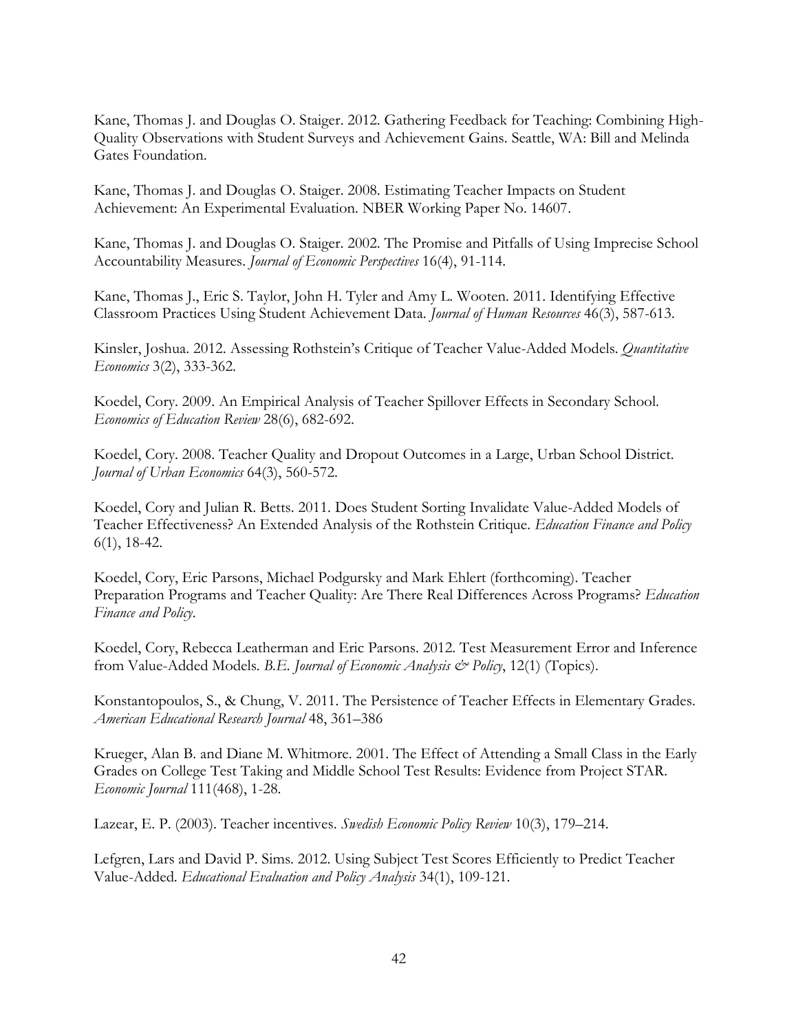Kane, Thomas J. and Douglas O. Staiger. 2012. Gathering Feedback for Teaching: Combining High-Quality Observations with Student Surveys and Achievement Gains. Seattle, WA: Bill and Melinda Gates Foundation.

Kane, Thomas J. and Douglas O. Staiger. 2008. Estimating Teacher Impacts on Student Achievement: An Experimental Evaluation. NBER Working Paper No. 14607.

Kane, Thomas J. and Douglas O. Staiger. 2002. The Promise and Pitfalls of Using Imprecise School Accountability Measures. *Journal of Economic Perspectives* 16(4), 91-114.

Kane, Thomas J., Eric S. Taylor, John H. Tyler and Amy L. Wooten. 2011. Identifying Effective Classroom Practices Using Student Achievement Data. *Journal of Human Resources* 46(3), 587-613.

Kinsler, Joshua. 2012. Assessing Rothstein's Critique of Teacher Value-Added Models. *Quantitative Economics* 3(2), 333-362.

Koedel, Cory. 2009. An Empirical Analysis of Teacher Spillover Effects in Secondary School. *Economics of Education Review* 28(6), 682-692.

Koedel, Cory. 2008. Teacher Quality and Dropout Outcomes in a Large, Urban School District. *Journal of Urban Economics* 64(3), 560-572.

Koedel, Cory and Julian R. Betts. 2011. Does Student Sorting Invalidate Value-Added Models of Teacher Effectiveness? An Extended Analysis of the Rothstein Critique. *Education Finance and Policy* 6(1), 18-42.

Koedel, Cory, Eric Parsons, Michael Podgursky and Mark Ehlert (forthcoming). Teacher Preparation Programs and Teacher Quality: Are There Real Differences Across Programs? *Education Finance and Policy*.

Koedel, Cory, Rebecca Leatherman and Eric Parsons. 2012. Test Measurement Error and Inference from Value-Added Models. *B.E. Journal of Economic Analysis & Policy*, 12(1) (Topics).

Konstantopoulos, S., & Chung, V. 2011. The Persistence of Teacher Effects in Elementary Grades. *American Educational Research Journal* 48, 361–386

Krueger, Alan B. and Diane M. Whitmore. 2001. The Effect of Attending a Small Class in the Early Grades on College Test Taking and Middle School Test Results: Evidence from Project STAR. *Economic Journal* 111(468), 1-28.

Lazear, E. P. (2003). Teacher incentives. *Swedish Economic Policy Review* 10(3), 179–214.

Lefgren, Lars and David P. Sims. 2012. Using Subject Test Scores Efficiently to Predict Teacher Value-Added. *Educational Evaluation and Policy Analysis* 34(1), 109-121.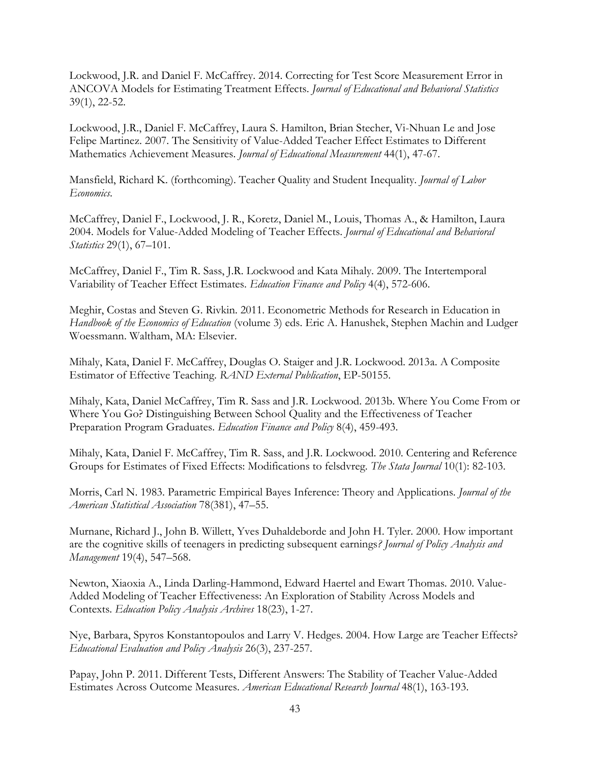Lockwood, J.R. and Daniel F. McCaffrey. 2014. Correcting for Test Score Measurement Error in ANCOVA Models for Estimating Treatment Effects. *Journal of Educational and Behavioral Statistics* 39(1), 22-52.

Lockwood, J.R., Daniel F. McCaffrey, Laura S. Hamilton, Brian Stecher, Vi-Nhuan Le and Jose Felipe Martinez. 2007. The Sensitivity of Value-Added Teacher Effect Estimates to Different Mathematics Achievement Measures. *Journal of Educational Measurement* 44(1), 47-67.

Mansfield, Richard K. (forthcoming). Teacher Quality and Student Inequality. *Journal of Labor Economics*.

McCaffrey, Daniel F., Lockwood, J. R., Koretz, Daniel M., Louis, Thomas A., & Hamilton, Laura 2004. Models for Value-Added Modeling of Teacher Effects. *Journal of Educational and Behavioral Statistics* 29(1), 67–101.

McCaffrey, Daniel F., Tim R. Sass, J.R. Lockwood and Kata Mihaly. 2009. The Intertemporal Variability of Teacher Effect Estimates. *Education Finance and Policy* 4(4), 572-606.

Meghir, Costas and Steven G. Rivkin. 2011. Econometric Methods for Research in Education in *Handbook of the Economics of Education* (volume 3) eds. Eric A. Hanushek, Stephen Machin and Ludger Woessmann. Waltham, MA: Elsevier.

Mihaly, Kata, Daniel F. McCaffrey, Douglas O. Staiger and J.R. Lockwood. 2013a. A Composite Estimator of Effective Teaching. *RAND External Publication*, EP-50155.

Mihaly, Kata, Daniel McCaffrey, Tim R. Sass and J.R. Lockwood. 2013b. Where You Come From or Where You Go? Distinguishing Between School Quality and the Effectiveness of Teacher Preparation Program Graduates. *Education Finance and Policy* 8(4), 459-493.

Mihaly, Kata, Daniel F. McCaffrey, Tim R. Sass, and J.R. Lockwood. 2010. Centering and Reference Groups for Estimates of Fixed Effects: Modifications to felsdvreg. *The Stata Journal* 10(1): 82-103.

Morris, Carl N. 1983. Parametric Empirical Bayes Inference: Theory and Applications. *Journal of the American Statistical Association* 78(381), 47–55.

Murnane, Richard J., John B. Willett, Yves Duhaldeborde and John H. Tyler. 2000. How important are the cognitive skills of teenagers in predicting subsequent earnings*? Journal of Policy Analysis and Management* 19(4), 547–568.

Newton, Xiaoxia A., Linda Darling-Hammond, Edward Haertel and Ewart Thomas. 2010. Value-Added Modeling of Teacher Effectiveness: An Exploration of Stability Across Models and Contexts. *Education Policy Analysis Archives* 18(23), 1-27.

Nye, Barbara, Spyros Konstantopoulos and Larry V. Hedges. 2004. How Large are Teacher Effects? *Educational Evaluation and Policy Analysis* 26(3), 237-257.

Papay, John P. 2011. Different Tests, Different Answers: The Stability of Teacher Value-Added Estimates Across Outcome Measures. *American Educational Research Journal* 48(1), 163-193.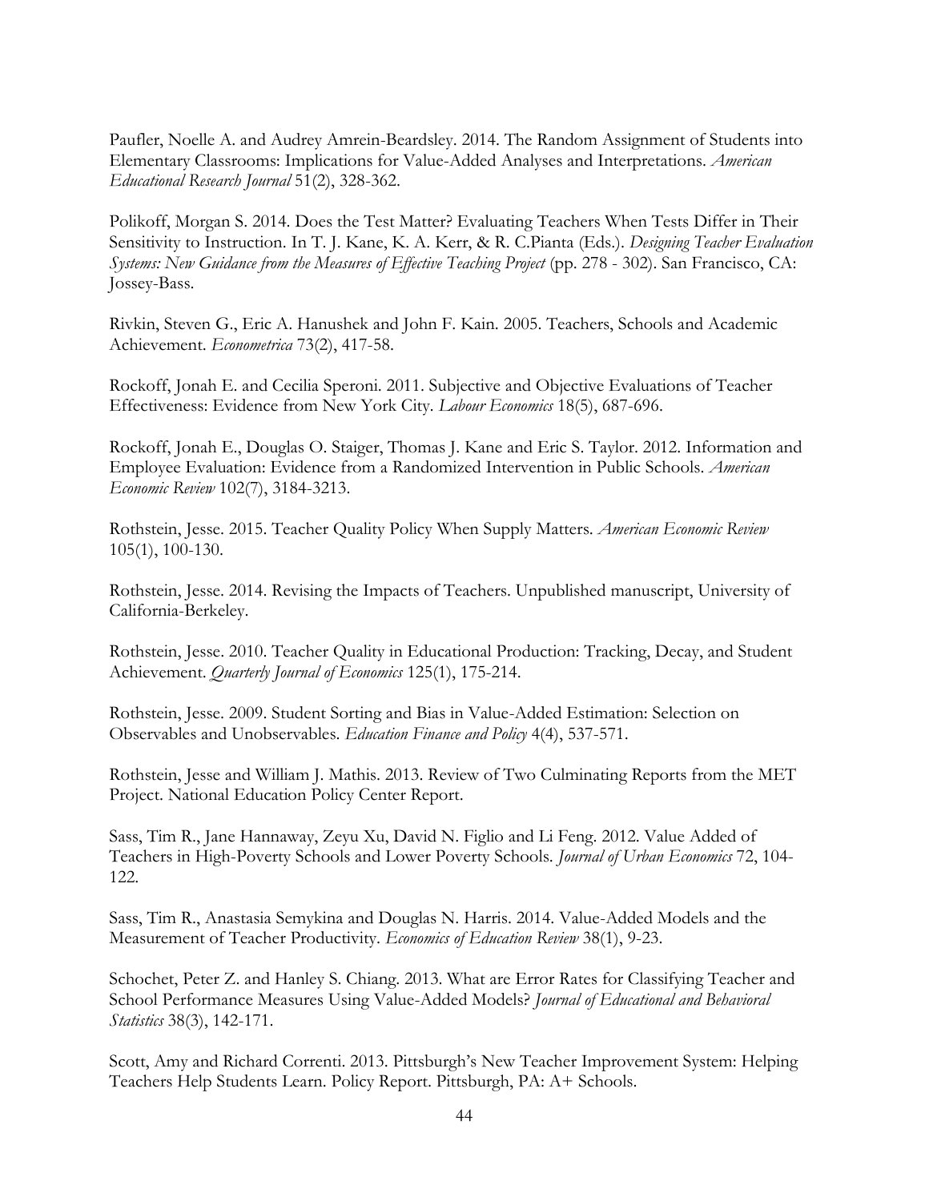Paufler, Noelle A. and Audrey Amrein-Beardsley. 2014. The Random Assignment of Students into Elementary Classrooms: Implications for Value-Added Analyses and Interpretations. *American Educational Research Journal* 51(2), 328-362.

Polikoff, Morgan S. 2014. Does the Test Matter? Evaluating Teachers When Tests Differ in Their Sensitivity to Instruction. In T. J. Kane, K. A. Kerr, & R. C.Pianta (Eds.). *Designing Teacher Evaluation Systems: New Guidance from the Measures of Effective Teaching Project* (pp. 278 - 302). San Francisco, CA: Jossey-Bass.

Rivkin, Steven G., Eric A. Hanushek and John F. Kain. 2005. Teachers, Schools and Academic Achievement. *Econometrica* 73(2), 417-58.

Rockoff, Jonah E. and Cecilia Speroni. 2011. Subjective and Objective Evaluations of Teacher Effectiveness: Evidence from New York City. *Labour Economics* 18(5), 687-696.

Rockoff, Jonah E., Douglas O. Staiger, Thomas J. Kane and Eric S. Taylor. 2012. Information and Employee Evaluation: Evidence from a Randomized Intervention in Public Schools. *American Economic Review* 102(7), 3184-3213.

Rothstein, Jesse. 2015. Teacher Quality Policy When Supply Matters. *American Economic Review* 105(1), 100-130.

Rothstein, Jesse. 2014. Revising the Impacts of Teachers. Unpublished manuscript, University of California-Berkeley.

Rothstein, Jesse. 2010. Teacher Quality in Educational Production: Tracking, Decay, and Student Achievement. *Quarterly Journal of Economics* 125(1), 175-214.

Rothstein, Jesse. 2009. Student Sorting and Bias in Value-Added Estimation: Selection on Observables and Unobservables. *Education Finance and Policy* 4(4), 537-571.

Rothstein, Jesse and William J. Mathis. 2013. Review of Two Culminating Reports from the MET Project. National Education Policy Center Report.

Sass, Tim R., Jane Hannaway, Zeyu Xu, David N. Figlio and Li Feng. 2012. Value Added of Teachers in High-Poverty Schools and Lower Poverty Schools. *Journal of Urban Economics* 72, 104-122.

Sass, Tim R., Anastasia Semykina and Douglas N. Harris. 2014. Value-Added Models and the Measurement of Teacher Productivity. *Economics of Education Review* 38(1), 9-23.

Schochet, Peter Z. and Hanley S. Chiang. 2013. What are Error Rates for Classifying Teacher and School Performance Measures Using Value-Added Models? *Journal of Educational and Behavioral Statistics* 38(3), 142-171.

Scott, Amy and Richard Correnti. 2013. Pittsburgh's New Teacher Improvement System: Helping Teachers Help Students Learn. Policy Report. Pittsburgh, PA: A+ Schools.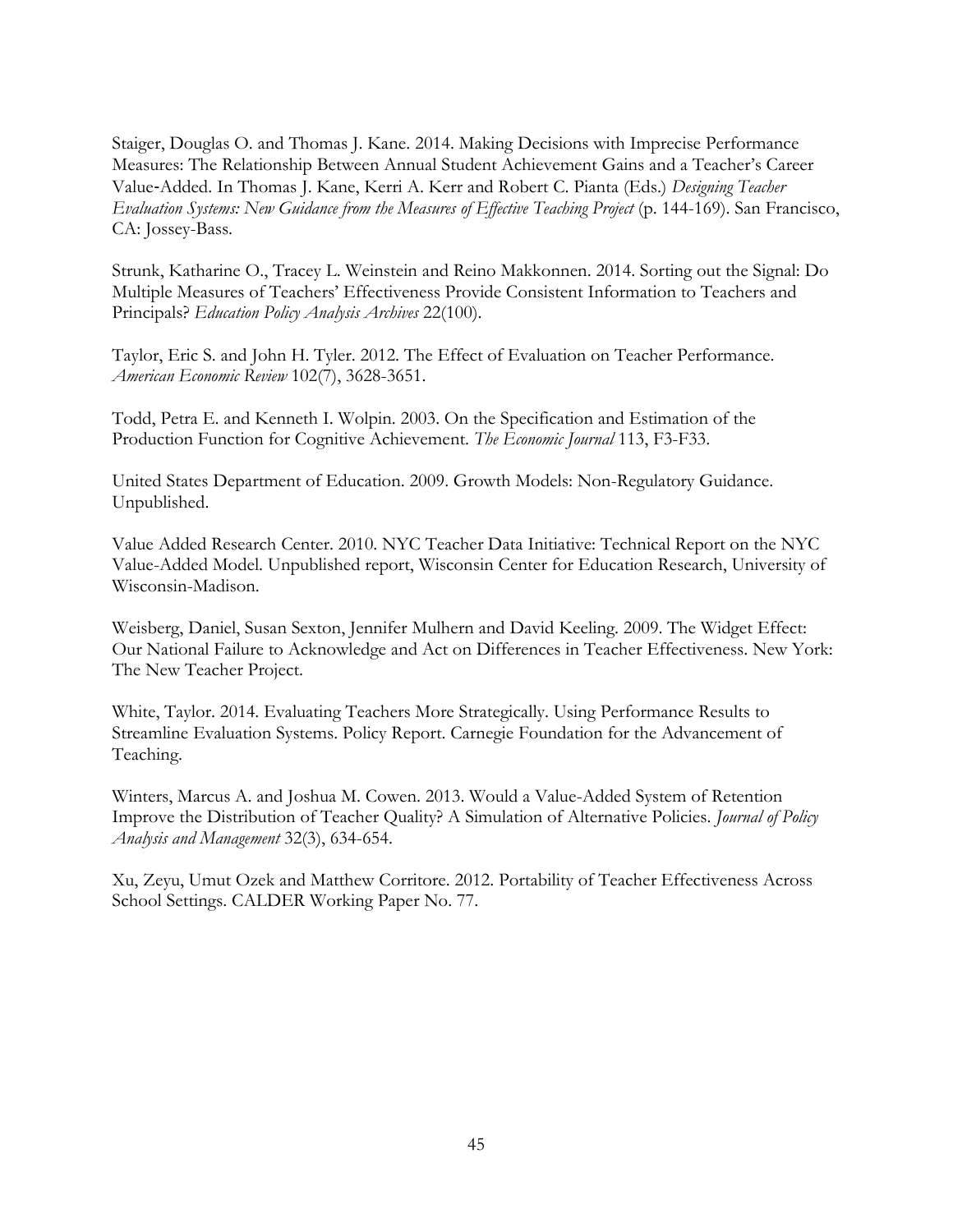Staiger, Douglas O. and Thomas J. Kane. 2014. Making Decisions with Imprecise Performance Measures: The Relationship Between Annual Student Achievement Gains and a Teacher's Career Value-Added. In Thomas J. Kane, Kerri A. Kerr and Robert C. Pianta (Eds.) *Designing Teacher Evaluation Systems: New Guidance from the Measures of Effective Teaching Project* (p. 144-169). San Francisco, CA: Jossey-Bass.

Strunk, Katharine O., Tracey L. Weinstein and Reino Makkonnen. 2014. Sorting out the Signal: Do Multiple Measures of Teachers' Effectiveness Provide Consistent Information to Teachers and Principals? *Education Policy Analysis Archives* 22(100).

Taylor, Eric S. and John H. Tyler. 2012. The Effect of Evaluation on Teacher Performance. *American Economic Review* 102(7), 3628-3651.

Todd, Petra E. and Kenneth I. Wolpin. 2003. On the Specification and Estimation of the Production Function for Cognitive Achievement. *The Economic Journal* 113, F3-F33.

United States Department of Education. 2009. Growth Models: Non-Regulatory Guidance. Unpublished.

Value Added Research Center. 2010. NYC Teacher Data Initiative: Technical Report on the NYC Value-Added Model. Unpublished report, Wisconsin Center for Education Research, University of Wisconsin-Madison.

Weisberg, Daniel, Susan Sexton, Jennifer Mulhern and David Keeling. 2009. The Widget Effect: Our National Failure to Acknowledge and Act on Differences in Teacher Effectiveness. New York: The New Teacher Project.

White, Taylor. 2014. Evaluating Teachers More Strategically. Using Performance Results to Streamline Evaluation Systems. Policy Report. Carnegie Foundation for the Advancement of Teaching.

Winters, Marcus A. and Joshua M. Cowen. 2013. Would a Value-Added System of Retention Improve the Distribution of Teacher Quality? A Simulation of Alternative Policies. *Journal of Policy Analysis and Management* 32(3), 634-654.

Xu, Zeyu, Umut Ozek and Matthew Corritore. 2012. Portability of Teacher Effectiveness Across School Settings. CALDER Working Paper No. 77.